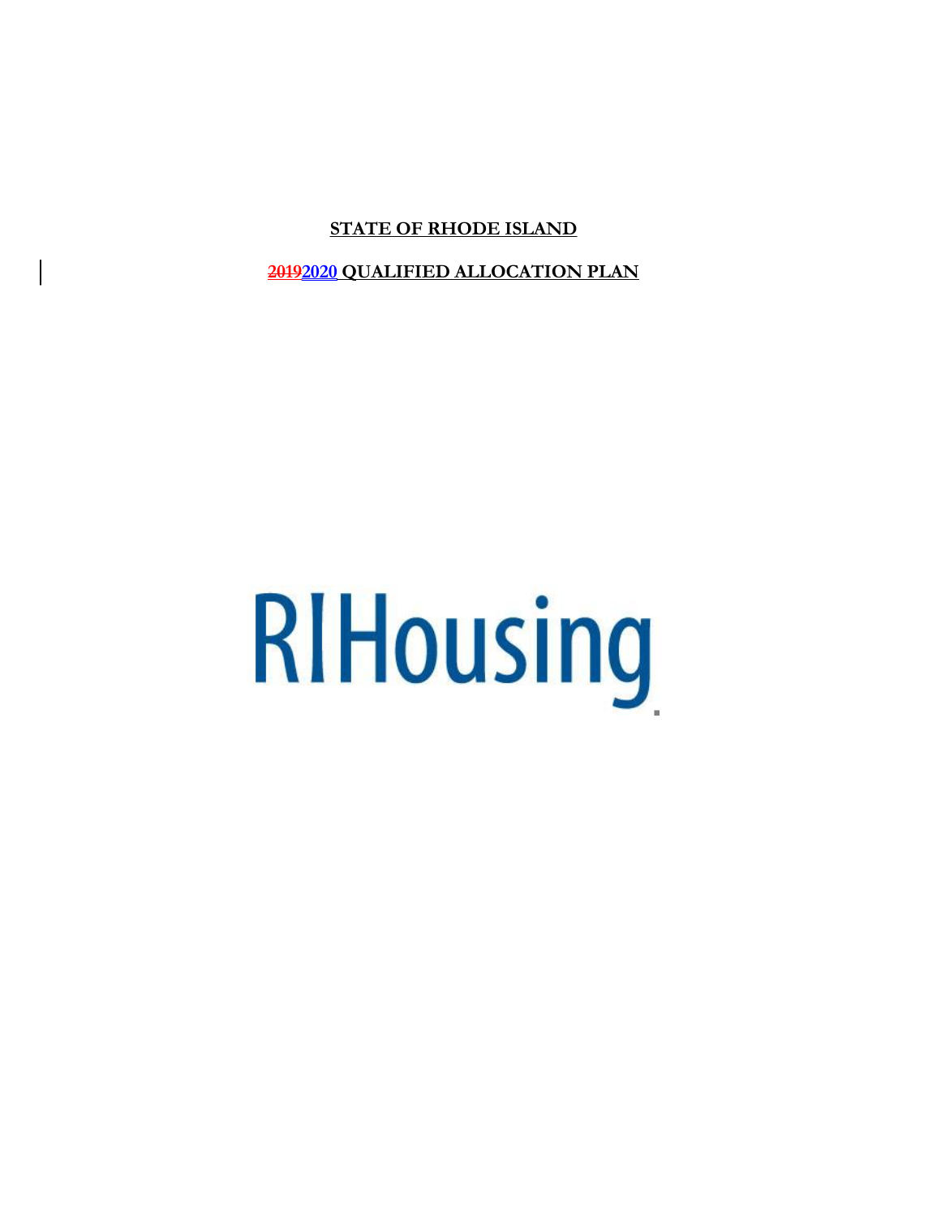**STATE OF RHODE ISLAND**

**~~2019~~2020 QUALIFIED ALLOCATION PLAN**

RIHousing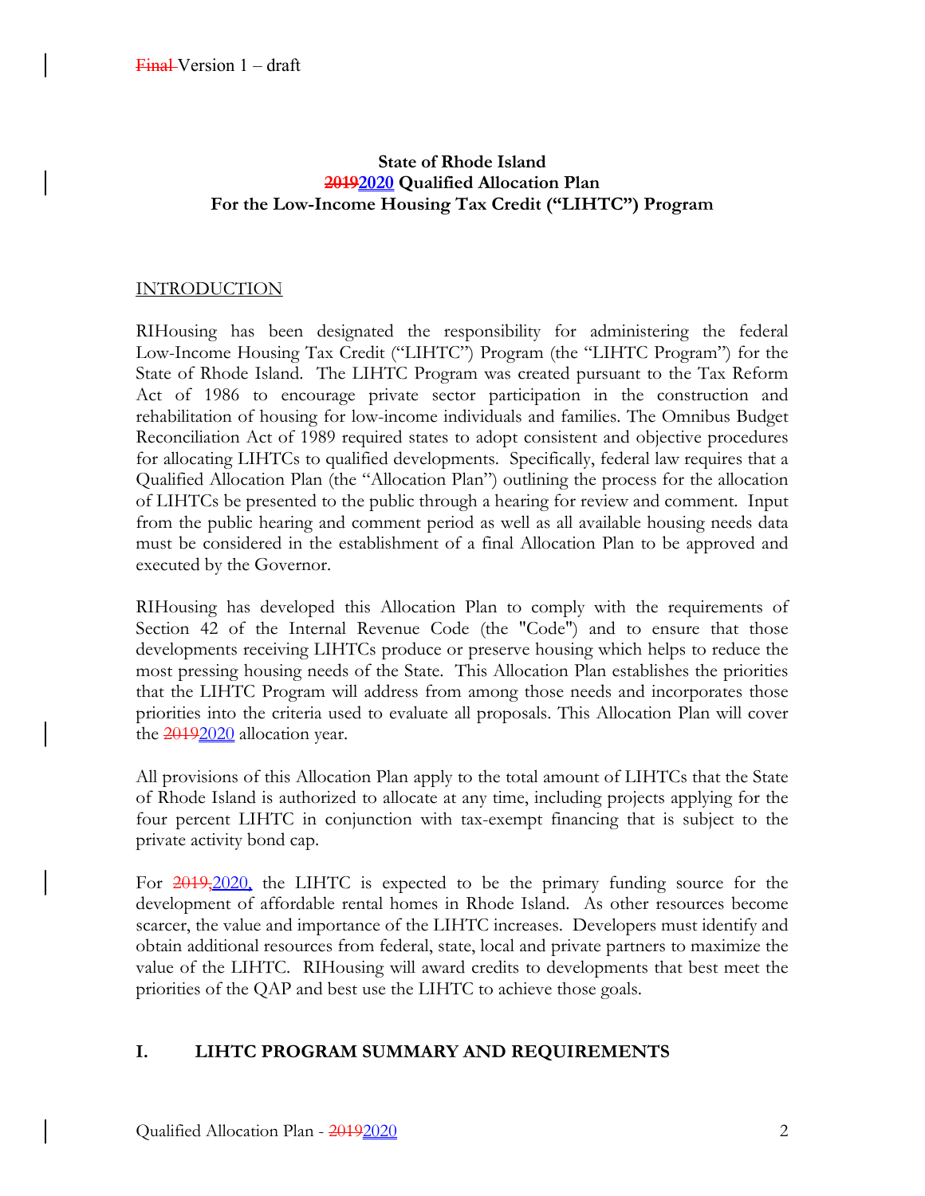**State of Rhode Island**
**~~2019~~2020 Qualified Allocation Plan**
**For the Low-Income Housing Tax Credit ("LIHTC") Program**

## INTRODUCTION

RIHousing has been designated the responsibility for administering the federal Low-Income Housing Tax Credit ("LIHTC") Program (the "LIHTC Program") for the State of Rhode Island. The LIHTC Program was created pursuant to the Tax Reform Act of 1986 to encourage private sector participation in the construction and rehabilitation of housing for low-income individuals and families. The Omnibus Budget Reconciliation Act of 1989 required states to adopt consistent and objective procedures for allocating LIHTCs to qualified developments. Specifically, federal law requires that a Qualified Allocation Plan (the "Allocation Plan") outlining the process for the allocation of LIHTCs be presented to the public through a hearing for review and comment. Input from the public hearing and comment period as well as all available housing needs data must be considered in the establishment of a final Allocation Plan to be approved and executed by the Governor.

RIHousing has developed this Allocation Plan to comply with the requirements of Section 42 of the Internal Revenue Code (the "Code") and to ensure that those developments receiving LIHTCs produce or preserve housing which helps to reduce the most pressing housing needs of the State. This Allocation Plan establishes the priorities that the LIHTC Program will address from among those needs and incorporates those priorities into the criteria used to evaluate all proposals. This Allocation Plan will cover the ~~2019~~2020 allocation year.

All provisions of this Allocation Plan apply to the total amount of LIHTCs that the State of Rhode Island is authorized to allocate at any time, including projects applying for the four percent LIHTC in conjunction with tax-exempt financing that is subject to the private activity bond cap.

For ~~2019,~~2020, the LIHTC is expected to be the primary funding source for the development of affordable rental homes in Rhode Island. As other resources become scarcer, the value and importance of the LIHTC increases. Developers must identify and obtain additional resources from federal, state, local and private partners to maximize the value of the LIHTC. RIHousing will award credits to developments that best meet the priorities of the QAP and best use the LIHTC to achieve those goals.

## I. LIHTC PROGRAM SUMMARY AND REQUIREMENTS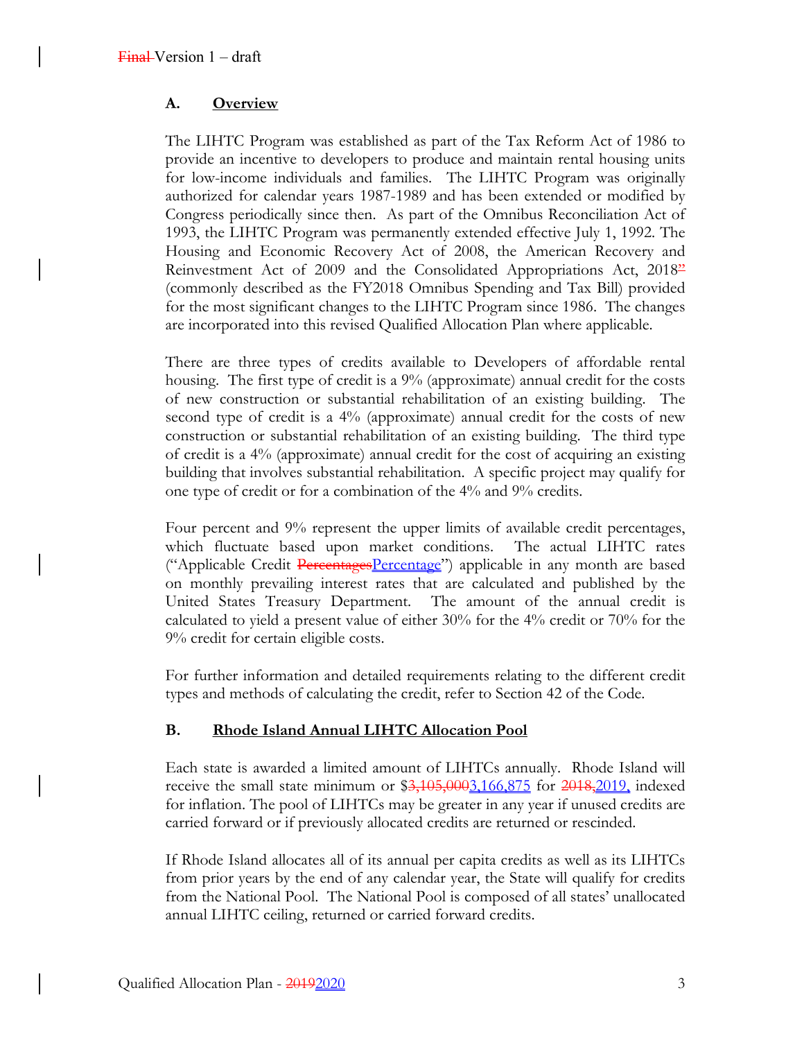## A. Overview

The LIHTC Program was established as part of the Tax Reform Act of 1986 to provide an incentive to developers to produce and maintain rental housing units for low-income individuals and families. The LIHTC Program was originally authorized for calendar years 1987-1989 and has been extended or modified by Congress periodically since then. As part of the Omnibus Reconciliation Act of 1993, the LIHTC Program was permanently extended effective July 1, 1992. The Housing and Economic Recovery Act of 2008, the American Recovery and Reinvestment Act of 2009 and the Consolidated Appropriations Act, 2018~~”~~ (commonly described as the FY2018 Omnibus Spending and Tax Bill) provided for the most significant changes to the LIHTC Program since 1986. The changes are incorporated into this revised Qualified Allocation Plan where applicable.

There are three types of credits available to Developers of affordable rental housing. The first type of credit is a 9% (approximate) annual credit for the costs of new construction or substantial rehabilitation of an existing building. The second type of credit is a 4% (approximate) annual credit for the costs of new construction or substantial rehabilitation of an existing building. The third type of credit is a 4% (approximate) annual credit for the cost of acquiring an existing building that involves substantial rehabilitation. A specific project may qualify for one type of credit or for a combination of the 4% and 9% credits.

Four percent and 9% represent the upper limits of available credit percentages, which fluctuate based upon market conditions. The actual LIHTC rates (“Applicable Credit ~~Percentages~~Percentage”) applicable in any month are based on monthly prevailing interest rates that are calculated and published by the United States Treasury Department. The amount of the annual credit is calculated to yield a present value of either 30% for the 4% credit or 70% for the 9% credit for certain eligible costs.

For further information and detailed requirements relating to the different credit types and methods of calculating the credit, refer to Section 42 of the Code.

## B. Rhode Island Annual LIHTC Allocation Pool

Each state is awarded a limited amount of LIHTCs annually. Rhode Island will receive the small state minimum or $~~3,105,000~~3,166,875 for ~~2018,~~2019, indexed for inflation. The pool of LIHTCs may be greater in any year if unused credits are carried forward or if previously allocated credits are returned or rescinded.

If Rhode Island allocates all of its annual per capita credits as well as its LIHTCs from prior years by the end of any calendar year, the State will qualify for credits from the National Pool. The National Pool is composed of all states’ unallocated annual LIHTC ceiling, returned or carried forward credits.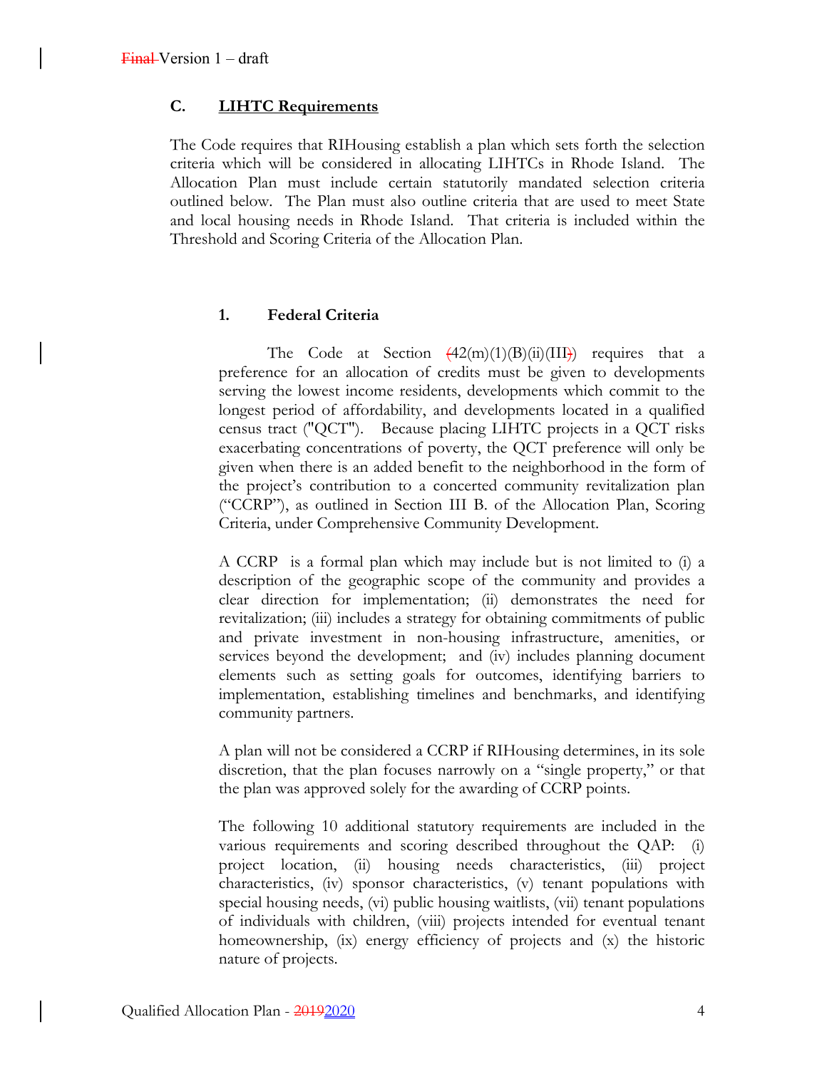## C. LIHTC Requirements

The Code requires that RIHousing establish a plan which sets forth the selection criteria which will be considered in allocating LIHTCs in Rhode Island. The Allocation Plan must include certain statutorily mandated selection criteria outlined below. The Plan must also outline criteria that are used to meet State and local housing needs in Rhode Island. That criteria is included within the Threshold and Scoring Criteria of the Allocation Plan.

### 1. Federal Criteria

The Code at Section (42(m)(1)(B)(ii)(III)) requires that a preference for an allocation of credits must be given to developments serving the lowest income residents, developments which commit to the longest period of affordability, and developments located in a qualified census tract ("QCT"). Because placing LIHTC projects in a QCT risks exacerbating concentrations of poverty, the QCT preference will only be given when there is an added benefit to the neighborhood in the form of the project's contribution to a concerted community revitalization plan ("CCRP"), as outlined in Section III B. of the Allocation Plan, Scoring Criteria, under Comprehensive Community Development.

A CCRP is a formal plan which may include but is not limited to (i) a description of the geographic scope of the community and provides a clear direction for implementation; (ii) demonstrates the need for revitalization; (iii) includes a strategy for obtaining commitments of public and private investment in non-housing infrastructure, amenities, or services beyond the development; and (iv) includes planning document elements such as setting goals for outcomes, identifying barriers to implementation, establishing timelines and benchmarks, and identifying community partners.

A plan will not be considered a CCRP if RIHousing determines, in its sole discretion, that the plan focuses narrowly on a "single property," or that the plan was approved solely for the awarding of CCRP points.

The following 10 additional statutory requirements are included in the various requirements and scoring described throughout the QAP: (i) project location, (ii) housing needs characteristics, (iii) project characteristics, (iv) sponsor characteristics, (v) tenant populations with special housing needs, (vi) public housing waitlists, (vii) tenant populations of individuals with children, (viii) projects intended for eventual tenant homeownership, (ix) energy efficiency of projects and (x) the historic nature of projects.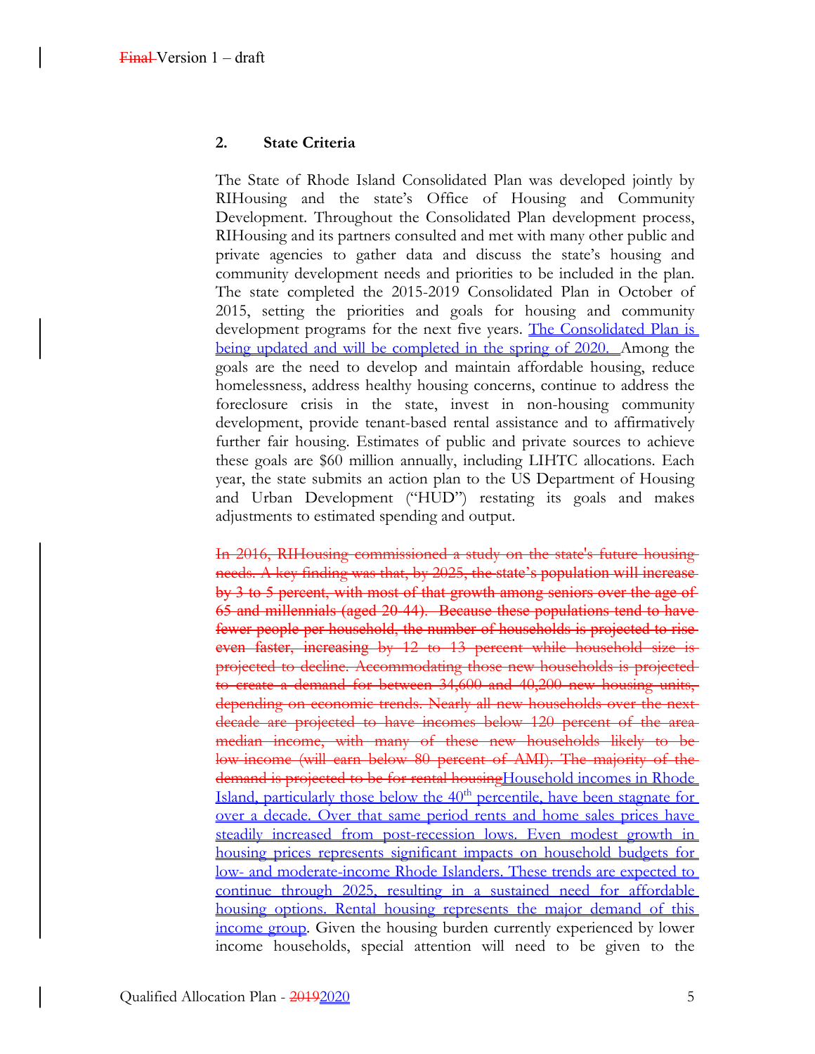## 2. State Criteria

The State of Rhode Island Consolidated Plan was developed jointly by RIHousing and the state's Office of Housing and Community Development. Throughout the Consolidated Plan development process, RIHousing and its partners consulted and met with many other public and private agencies to gather data and discuss the state's housing and community development needs and priorities to be included in the plan. The state completed the 2015-2019 Consolidated Plan in October of 2015, setting the priorities and goals for housing and community development programs for the next five years. The Consolidated Plan is being updated and will be completed in the spring of 2020. Among the goals are the need to develop and maintain affordable housing, reduce homelessness, address healthy housing concerns, continue to address the foreclosure crisis in the state, invest in non-housing community development, provide tenant-based rental assistance and to affirmatively further fair housing. Estimates of public and private sources to achieve these goals are $60 million annually, including LIHTC allocations. Each year, the state submits an action plan to the US Department of Housing and Urban Development ("HUD") restating its goals and makes adjustments to estimated spending and output.

~~In 2016, RIHousing commissioned a study on the state's future housing needs. A key finding was that, by 2025, the state's population will increase by 3 to 5 percent, with most of that growth among seniors over the age of 65 and millennials (aged 20-44). Because these populations tend to have fewer people per household, the number of households is projected to rise even faster, increasing by 12 to 13 percent while household size is projected to decline. Accommodating those new households is projected to create a demand for between 34,600 and 40,200 new housing units, depending on economic trends. Nearly all new households over the next decade are projected to have incomes below 120 percent of the area median income, with many of these new households likely to be low income (will earn below 80 percent of AMI). The majority of the demand is projected to be for rental housing~~Household incomes in Rhode Island, particularly those below the 40th percentile, have been stagnate for over a decade. Over that same period rents and home sales prices have steadily increased from post-recession lows. Even modest growth in housing prices represents significant impacts on household budgets for low- and moderate-income Rhode Islanders. These trends are expected to continue through 2025, resulting in a sustained need for affordable housing options. Rental housing represents the major demand of this income group. Given the housing burden currently experienced by lower income households, special attention will need to be given to the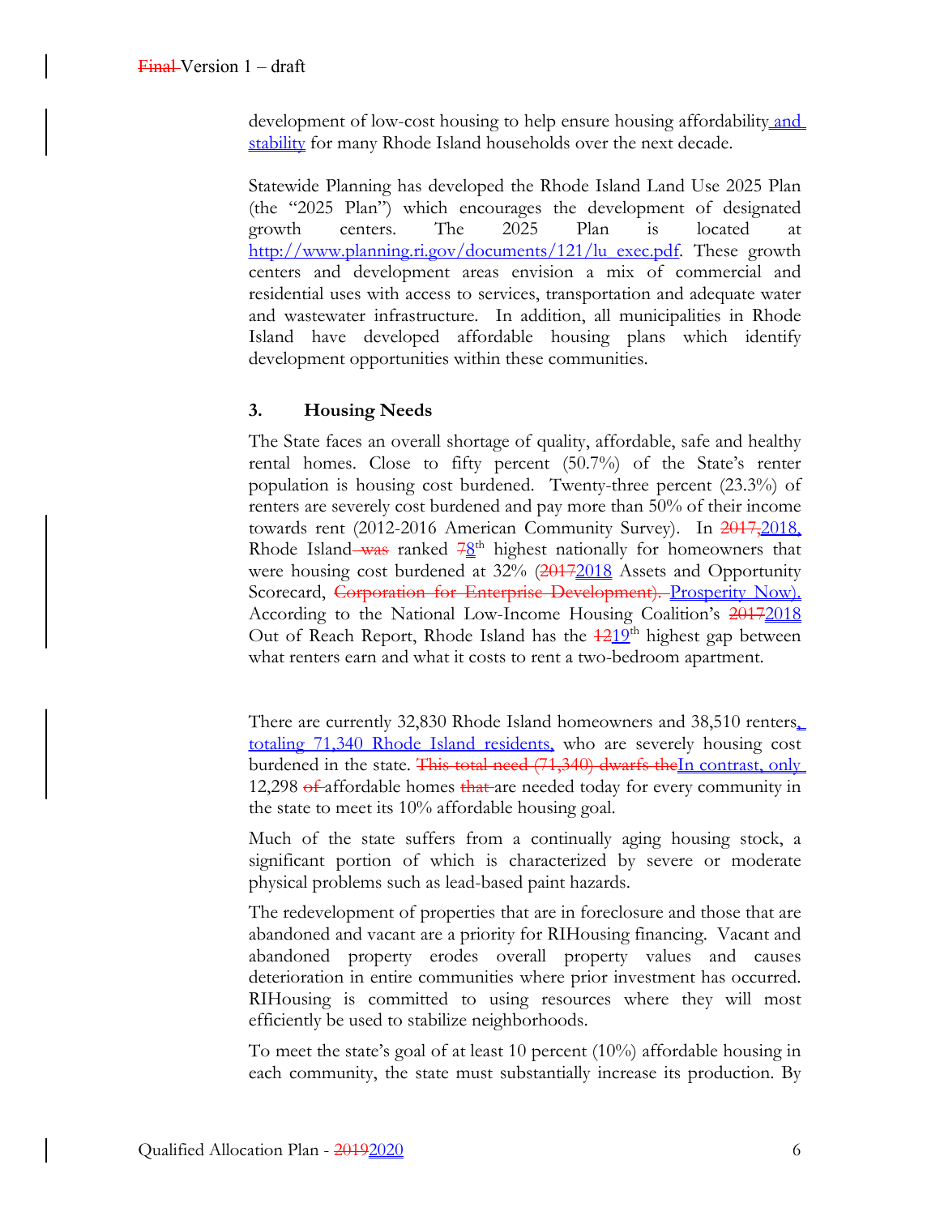development of low-cost housing to help ensure housing affordability and stability for many Rhode Island households over the next decade.

Statewide Planning has developed the Rhode Island Land Use 2025 Plan (the "2025 Plan") which encourages the development of designated growth centers. The 2025 Plan is located at http://www.planning.ri.gov/documents/121/lu_exec.pdf. These growth centers and development areas envision a mix of commercial and residential uses with access to services, transportation and adequate water and wastewater infrastructure. In addition, all municipalities in Rhode Island have developed affordable housing plans which identify development opportunities within these communities.

### 3. Housing Needs

The State faces an overall shortage of quality, affordable, safe and healthy rental homes. Close to fifty percent (50.7%) of the State's renter population is housing cost burdened. Twenty-three percent (23.3%) of renters are severely cost burdened and pay more than 50% of their income towards rent (2012-2016 American Community Survey). In ~~2017,~~2018, Rhode Island ~~was~~ ranked ~~7~~8th highest nationally for homeowners that were housing cost burdened at 32% (~~2017~~2018 Assets and Opportunity Scorecard, ~~Corporation for Enterprise Development).~~ Prosperity Now). According to the National Low-Income Housing Coalition's ~~2017~~2018 Out of Reach Report, Rhode Island has the ~~12~~19th highest gap between what renters earn and what it costs to rent a two-bedroom apartment.

There are currently 32,830 Rhode Island homeowners and 38,510 renters, totaling 71,340 Rhode Island residents, who are severely housing cost burdened in the state. ~~This total need (71,340) dwarfs the~~In contrast, only 12,298 ~~of~~ affordable homes ~~that~~ are needed today for every community in the state to meet its 10% affordable housing goal.

Much of the state suffers from a continually aging housing stock, a significant portion of which is characterized by severe or moderate physical problems such as lead-based paint hazards.

The redevelopment of properties that are in foreclosure and those that are abandoned and vacant are a priority for RIHousing financing. Vacant and abandoned property erodes overall property values and causes deterioration in entire communities where prior investment has occurred. RIHousing is committed to using resources where they will most efficiently be used to stabilize neighborhoods.

To meet the state's goal of at least 10 percent (10%) affordable housing in each community, the state must substantially increase its production. By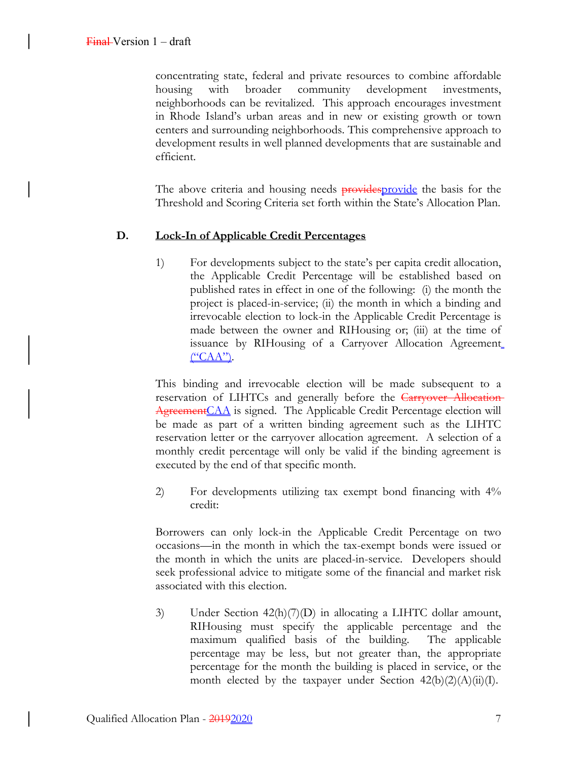concentrating state, federal and private resources to combine affordable housing with broader community development investments, neighborhoods can be revitalized. This approach encourages investment in Rhode Island's urban areas and in new or existing growth or town centers and surrounding neighborhoods. This comprehensive approach to development results in well planned developments that are sustainable and efficient.

The above criteria and housing needs ~~provides~~provide the basis for the Threshold and Scoring Criteria set forth within the State's Allocation Plan.

## D. Lock-In of Applicable Credit Percentages

1) For developments subject to the state's per capita credit allocation, the Applicable Credit Percentage will be established based on published rates in effect in one of the following: (i) the month the project is placed-in-service; (ii) the month in which a binding and irrevocable election to lock-in the Applicable Credit Percentage is made between the owner and RIHousing or; (iii) at the time of issuance by RIHousing of a Carryover Allocation Agreement ("CAA").

This binding and irrevocable election will be made subsequent to a reservation of LIHTCs and generally before the ~~Carryover Allocation Agreement~~CAA is signed. The Applicable Credit Percentage election will be made as part of a written binding agreement such as the LIHTC reservation letter or the carryover allocation agreement. A selection of a monthly credit percentage will only be valid if the binding agreement is executed by the end of that specific month.

2) For developments utilizing tax exempt bond financing with 4% credit:

Borrowers can only lock-in the Applicable Credit Percentage on two occasions—in the month in which the tax-exempt bonds were issued or the month in which the units are placed-in-service. Developers should seek professional advice to mitigate some of the financial and market risk associated with this election.

3) Under Section 42(h)(7)(D) in allocating a LIHTC dollar amount, RIHousing must specify the applicable percentage and the maximum qualified basis of the building. The applicable percentage may be less, but not greater than, the appropriate percentage for the month the building is placed in service, or the month elected by the taxpayer under Section 42(b)(2)(A)(ii)(I).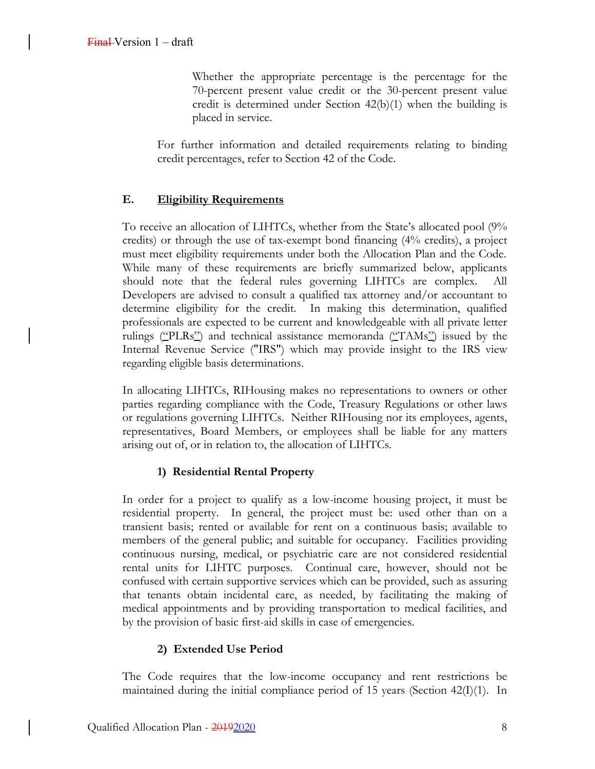Whether the appropriate percentage is the percentage for the 70-percent present value credit or the 30-percent present value credit is determined under Section 42(b)(1) when the building is placed in service.

For further information and detailed requirements relating to binding credit percentages, refer to Section 42 of the Code.

## E. Eligibility Requirements

To receive an allocation of LIHTCs, whether from the State's allocated pool (9% credits) or through the use of tax-exempt bond financing (4% credits), a project must meet eligibility requirements under both the Allocation Plan and the Code. While many of these requirements are briefly summarized below, applicants should note that the federal rules governing LIHTCs are complex. All Developers are advised to consult a qualified tax attorney and/or accountant to determine eligibility for the credit. In making this determination, qualified professionals are expected to be current and knowledgeable with all private letter rulings ("PLRs") and technical assistance memoranda ("TAMs") issued by the Internal Revenue Service ("IRS") which may provide insight to the IRS view regarding eligible basis determinations.

In allocating LIHTCs, RIHousing makes no representations to owners or other parties regarding compliance with the Code, Treasury Regulations or other laws or regulations governing LIHTCs. Neither RIHousing nor its employees, agents, representatives, Board Members, or employees shall be liable for any matters arising out of, or in relation to, the allocation of LIHTCs.

### 1) Residential Rental Property

In order for a project to qualify as a low-income housing project, it must be residential property. In general, the project must be: used other than on a transient basis; rented or available for rent on a continuous basis; available to members of the general public; and suitable for occupancy. Facilities providing continuous nursing, medical, or psychiatric care are not considered residential rental units for LIHTC purposes. Continual care, however, should not be confused with certain supportive services which can be provided, such as assuring that tenants obtain incidental care, as needed, by facilitating the making of medical appointments and by providing transportation to medical facilities, and by the provision of basic first-aid skills in case of emergencies.

### 2) Extended Use Period

The Code requires that the low-income occupancy and rent restrictions be maintained during the initial compliance period of 15 years (Section 42(I)(1). In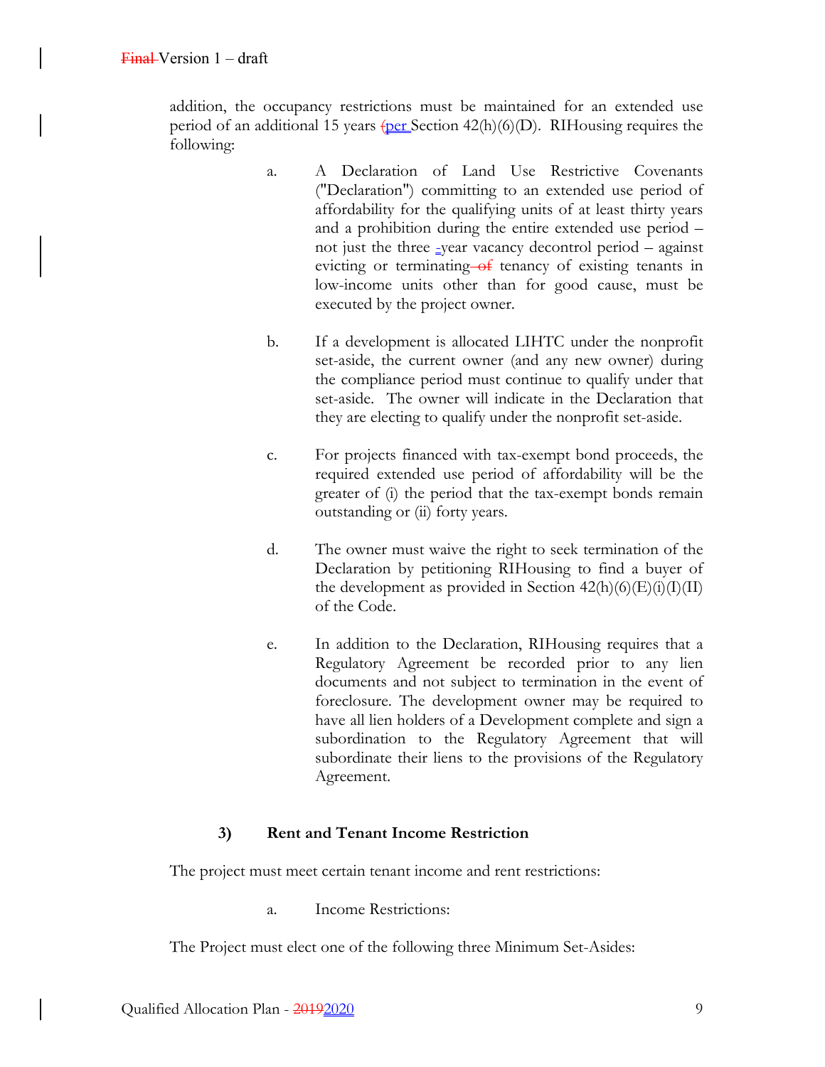addition, the occupancy restrictions must be maintained for an extended use period of an additional 15 years (per Section 42(h)(6)(D). RIHousing requires the following:

a. A Declaration of Land Use Restrictive Covenants ("Declaration") committing to an extended use period of affordability for the qualifying units of at least thirty years and a prohibition during the entire extended use period – not just the three -year vacancy decontrol period – against evicting or terminating of tenancy of existing tenants in low-income units other than for good cause, must be executed by the project owner.

b. If a development is allocated LIHTC under the nonprofit set-aside, the current owner (and any new owner) during the compliance period must continue to qualify under that set-aside. The owner will indicate in the Declaration that they are electing to qualify under the nonprofit set-aside.

c. For projects financed with tax-exempt bond proceeds, the required extended use period of affordability will be the greater of (i) the period that the tax-exempt bonds remain outstanding or (ii) forty years.

d. The owner must waive the right to seek termination of the Declaration by petitioning RIHousing to find a buyer of the development as provided in Section 42(h)(6)(E)(i)(I)(II) of the Code.

e. In addition to the Declaration, RIHousing requires that a Regulatory Agreement be recorded prior to any lien documents and not subject to termination in the event of foreclosure. The development owner may be required to have all lien holders of a Development complete and sign a subordination to the Regulatory Agreement that will subordinate their liens to the provisions of the Regulatory Agreement.

### 3) Rent and Tenant Income Restriction

The project must meet certain tenant income and rent restrictions:

a. Income Restrictions:

The Project must elect one of the following three Minimum Set-Asides: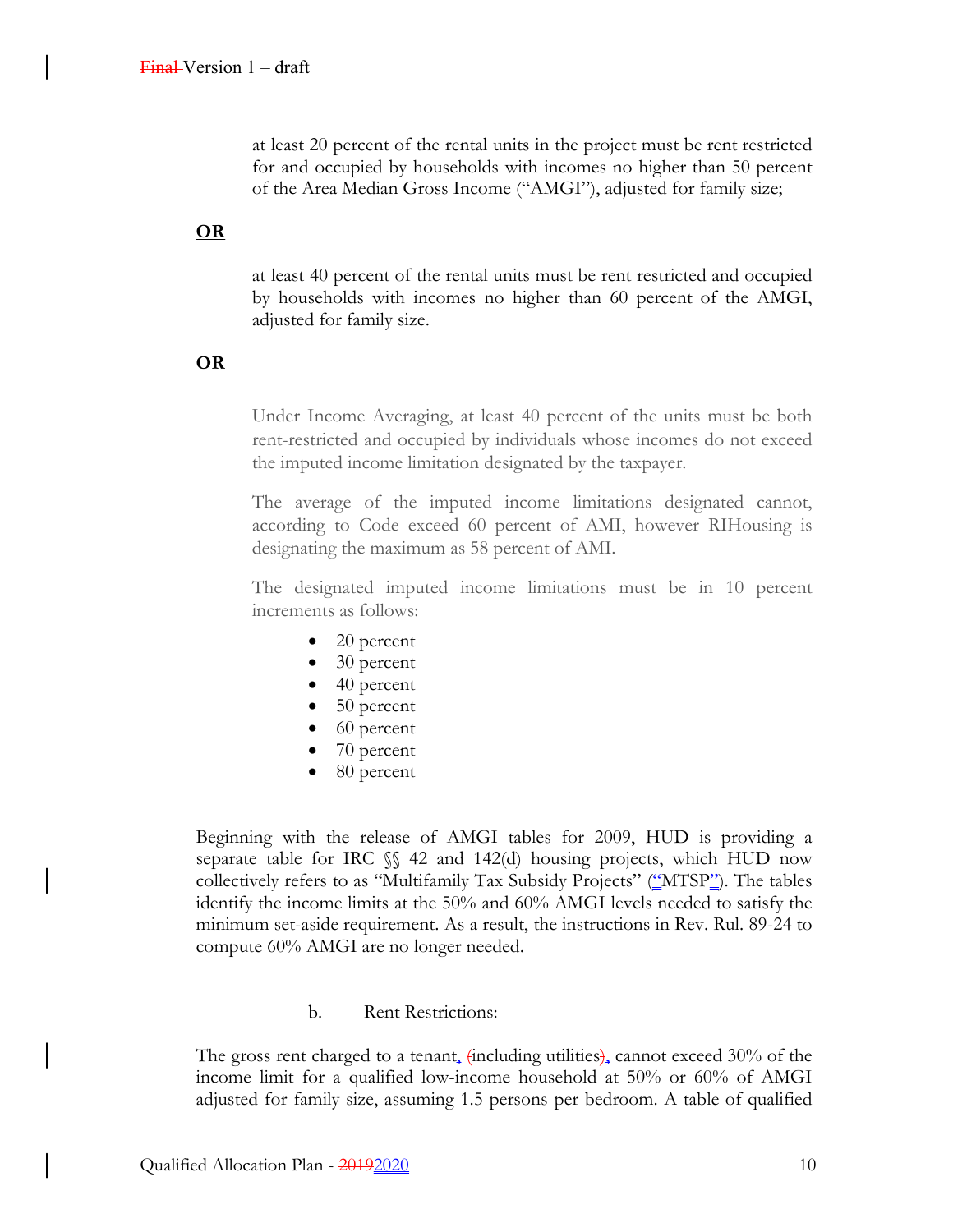at least 20 percent of the rental units in the project must be rent restricted for and occupied by households with incomes no higher than 50 percent of the Area Median Gross Income ("AMGI"), adjusted for family size;

**OR**

at least 40 percent of the rental units must be rent restricted and occupied by households with incomes no higher than 60 percent of the AMGI, adjusted for family size.

**OR**

Under Income Averaging, at least 40 percent of the units must be both rent-restricted and occupied by individuals whose incomes do not exceed the imputed income limitation designated by the taxpayer.

The average of the imputed income limitations designated cannot, according to Code exceed 60 percent of AMI, however RIHousing is designating the maximum as 58 percent of AMI.

The designated imputed income limitations must be in 10 percent increments as follows:

- 20 percent
- 30 percent
- 40 percent
- 50 percent
- 60 percent
- 70 percent
- 80 percent

Beginning with the release of AMGI tables for 2009, HUD is providing a separate table for IRC §§ 42 and 142(d) housing projects, which HUD now collectively refers to as "Multifamily Tax Subsidy Projects" ("MTSP"). The tables identify the income limits at the 50% and 60% AMGI levels needed to satisfy the minimum set-aside requirement. As a result, the instructions in Rev. Rul. 89-24 to compute 60% AMGI are no longer needed.

b. Rent Restrictions:

The gross rent charged to a tenant, (including utilities), cannot exceed 30% of the income limit for a qualified low-income household at 50% or 60% of AMGI adjusted for family size, assuming 1.5 persons per bedroom. A table of qualified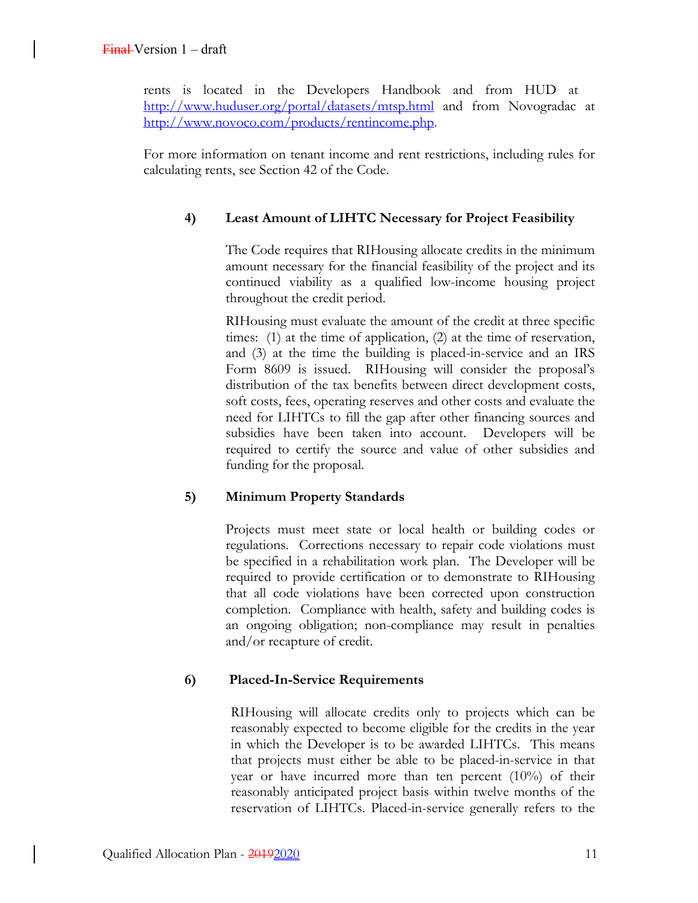rents is located in the Developers Handbook and from HUD at http://www.huduser.org/portal/datasets/mtsp.html and from Novogradac at http://www.novoco.com/products/rentincome.php.

For more information on tenant income and rent restrictions, including rules for calculating rents, see Section 42 of the Code.

#### 4) Least Amount of LIHTC Necessary for Project Feasibility

The Code requires that RIHousing allocate credits in the minimum amount necessary for the financial feasibility of the project and its continued viability as a qualified low-income housing project throughout the credit period.

RIHousing must evaluate the amount of the credit at three specific times: (1) at the time of application, (2) at the time of reservation, and (3) at the time the building is placed-in-service and an IRS Form 8609 is issued. RIHousing will consider the proposal's distribution of the tax benefits between direct development costs, soft costs, fees, operating reserves and other costs and evaluate the need for LIHTCs to fill the gap after other financing sources and subsidies have been taken into account. Developers will be required to certify the source and value of other subsidies and funding for the proposal.

#### 5) Minimum Property Standards

Projects must meet state or local health or building codes or regulations. Corrections necessary to repair code violations must be specified in a rehabilitation work plan. The Developer will be required to provide certification or to demonstrate to RIHousing that all code violations have been corrected upon construction completion. Compliance with health, safety and building codes is an ongoing obligation; non-compliance may result in penalties and/or recapture of credit.

#### 6) Placed-In-Service Requirements

RIHousing will allocate credits only to projects which can be reasonably expected to become eligible for the credits in the year in which the Developer is to be awarded LIHTCs. This means that projects must either be able to be placed-in-service in that year or have incurred more than ten percent (10%) of their reasonably anticipated project basis within twelve months of the reservation of LIHTCs. Placed-in-service generally refers to the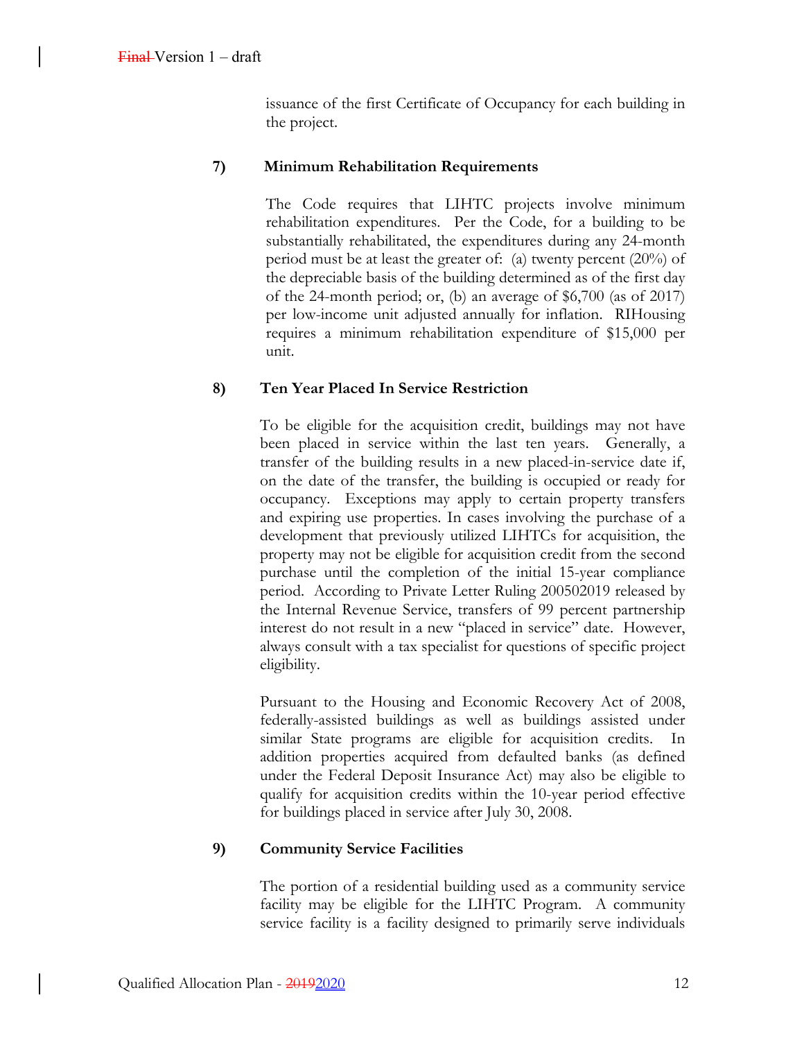issuance of the first Certificate of Occupancy for each building in the project.

**7) Minimum Rehabilitation Requirements**

The Code requires that LIHTC projects involve minimum rehabilitation expenditures. Per the Code, for a building to be substantially rehabilitated, the expenditures during any 24-month period must be at least the greater of: (a) twenty percent (20%) of the depreciable basis of the building determined as of the first day of the 24-month period; or, (b) an average of $6,700 (as of 2017) per low-income unit adjusted annually for inflation. RIHousing requires a minimum rehabilitation expenditure of $15,000 per unit.

**8) Ten Year Placed In Service Restriction**

To be eligible for the acquisition credit, buildings may not have been placed in service within the last ten years. Generally, a transfer of the building results in a new placed-in-service date if, on the date of the transfer, the building is occupied or ready for occupancy. Exceptions may apply to certain property transfers and expiring use properties. In cases involving the purchase of a development that previously utilized LIHTCs for acquisition, the property may not be eligible for acquisition credit from the second purchase until the completion of the initial 15-year compliance period. According to Private Letter Ruling 200502019 released by the Internal Revenue Service, transfers of 99 percent partnership interest do not result in a new "placed in service" date. However, always consult with a tax specialist for questions of specific project eligibility.

Pursuant to the Housing and Economic Recovery Act of 2008, federally-assisted buildings as well as buildings assisted under similar State programs are eligible for acquisition credits. In addition properties acquired from defaulted banks (as defined under the Federal Deposit Insurance Act) may also be eligible to qualify for acquisition credits within the 10-year period effective for buildings placed in service after July 30, 2008.

**9) Community Service Facilities**

The portion of a residential building used as a community service facility may be eligible for the LIHTC Program. A community service facility is a facility designed to primarily serve individuals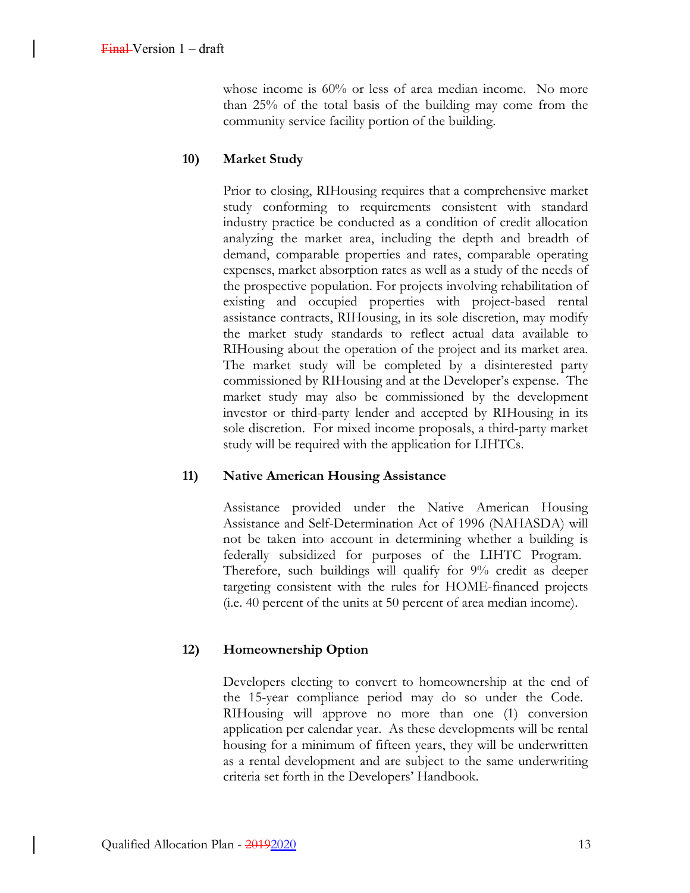whose income is 60% or less of area median income. No more than 25% of the total basis of the building may come from the community service facility portion of the building.

**10) Market Study**

Prior to closing, RIHousing requires that a comprehensive market study conforming to requirements consistent with standard industry practice be conducted as a condition of credit allocation analyzing the market area, including the depth and breadth of demand, comparable properties and rates, comparable operating expenses, market absorption rates as well as a study of the needs of the prospective population. For projects involving rehabilitation of existing and occupied properties with project-based rental assistance contracts, RIHousing, in its sole discretion, may modify the market study standards to reflect actual data available to RIHousing about the operation of the project and its market area. The market study will be completed by a disinterested party commissioned by RIHousing and at the Developer's expense. The market study may also be commissioned by the development investor or third-party lender and accepted by RIHousing in its sole discretion. For mixed income proposals, a third-party market study will be required with the application for LIHTCs.

**11) Native American Housing Assistance**

Assistance provided under the Native American Housing Assistance and Self-Determination Act of 1996 (NAHASDA) will not be taken into account in determining whether a building is federally subsidized for purposes of the LIHTC Program. Therefore, such buildings will qualify for 9% credit as deeper targeting consistent with the rules for HOME-financed projects (i.e. 40 percent of the units at 50 percent of area median income).

**12) Homeownership Option**

Developers electing to convert to homeownership at the end of the 15-year compliance period may do so under the Code. RIHousing will approve no more than one (1) conversion application per calendar year. As these developments will be rental housing for a minimum of fifteen years, they will be underwritten as a rental development and are subject to the same underwriting criteria set forth in the Developers' Handbook.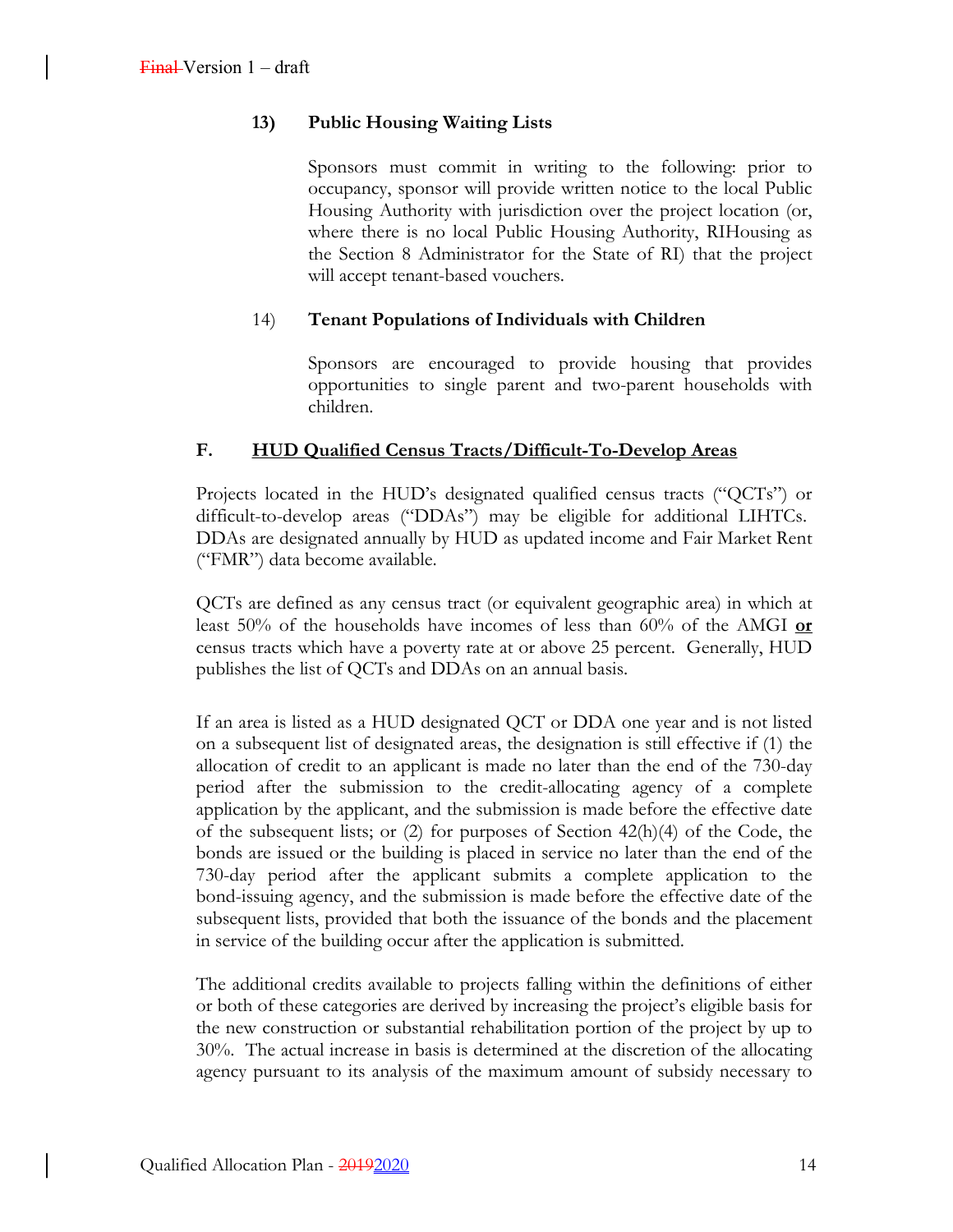**13) Public Housing Waiting Lists**

Sponsors must commit in writing to the following: prior to occupancy, sponsor will provide written notice to the local Public Housing Authority with jurisdiction over the project location (or, where there is no local Public Housing Authority, RIHousing as the Section 8 Administrator for the State of RI) that the project will accept tenant-based vouchers.

14) **Tenant Populations of Individuals with Children**

Sponsors are encouraged to provide housing that provides opportunities to single parent and two-parent households with children.

## F. HUD Qualified Census Tracts/Difficult-To-Develop Areas

Projects located in the HUD's designated qualified census tracts ("QCTs") or difficult-to-develop areas ("DDAs") may be eligible for additional LIHTCs. DDAs are designated annually by HUD as updated income and Fair Market Rent ("FMR") data become available.

QCTs are defined as any census tract (or equivalent geographic area) in which at least 50% of the households have incomes of less than 60% of the AMGI **or** census tracts which have a poverty rate at or above 25 percent. Generally, HUD publishes the list of QCTs and DDAs on an annual basis.

If an area is listed as a HUD designated QCT or DDA one year and is not listed on a subsequent list of designated areas, the designation is still effective if (1) the allocation of credit to an applicant is made no later than the end of the 730-day period after the submission to the credit-allocating agency of a complete application by the applicant, and the submission is made before the effective date of the subsequent lists; or (2) for purposes of Section 42(h)(4) of the Code, the bonds are issued or the building is placed in service no later than the end of the 730-day period after the applicant submits a complete application to the bond-issuing agency, and the submission is made before the effective date of the subsequent lists, provided that both the issuance of the bonds and the placement in service of the building occur after the application is submitted.

The additional credits available to projects falling within the definitions of either or both of these categories are derived by increasing the project's eligible basis for the new construction or substantial rehabilitation portion of the project by up to 30%. The actual increase in basis is determined at the discretion of the allocating agency pursuant to its analysis of the maximum amount of subsidy necessary to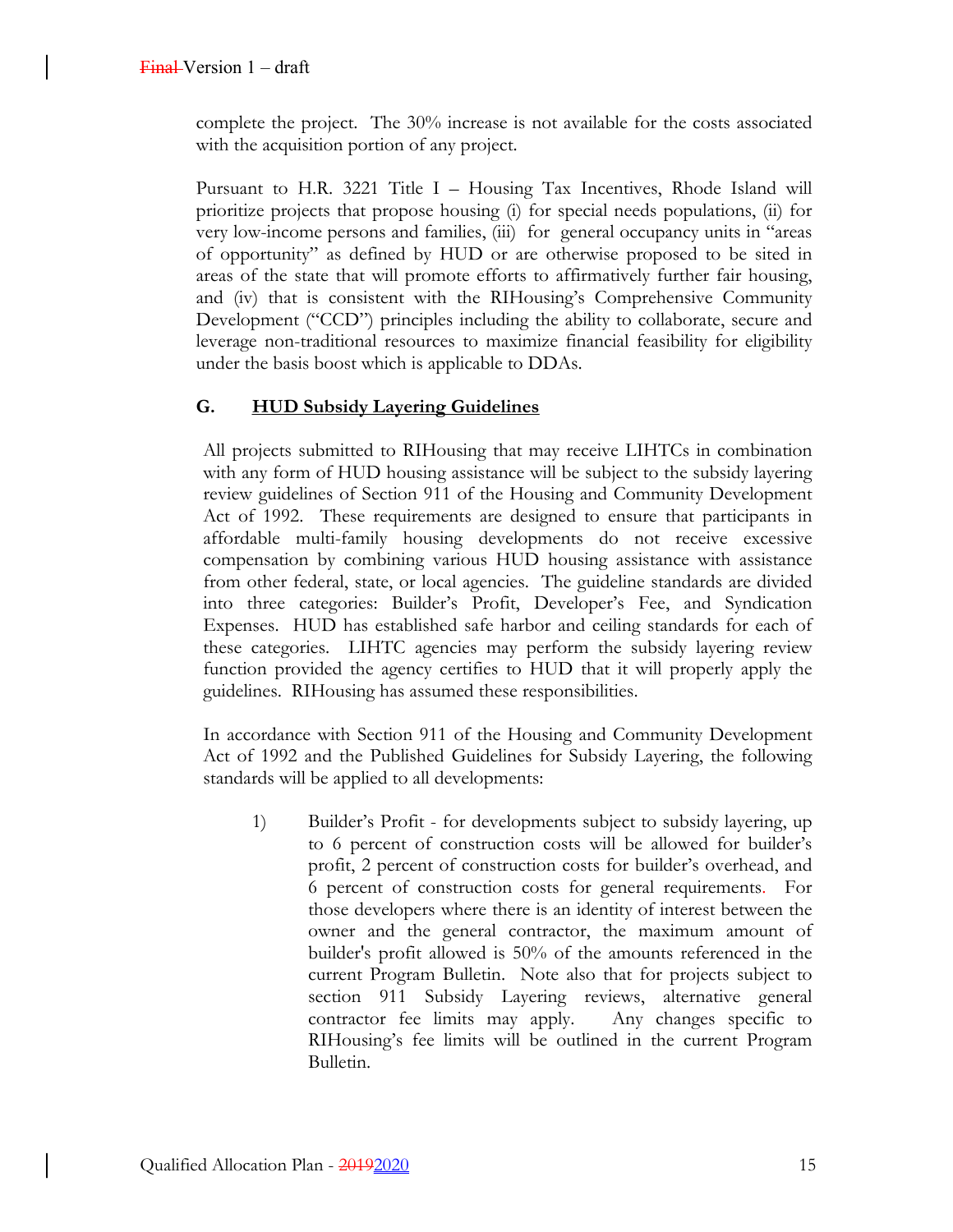complete the project. The 30% increase is not available for the costs associated with the acquisition portion of any project.

Pursuant to H.R. 3221 Title I – Housing Tax Incentives, Rhode Island will prioritize projects that propose housing (i) for special needs populations, (ii) for very low-income persons and families, (iii) for general occupancy units in "areas of opportunity" as defined by HUD or are otherwise proposed to be sited in areas of the state that will promote efforts to affirmatively further fair housing, and (iv) that is consistent with the RIHousing's Comprehensive Community Development ("CCD") principles including the ability to collaborate, secure and leverage non-traditional resources to maximize financial feasibility for eligibility under the basis boost which is applicable to DDAs.

### G. HUD Subsidy Layering Guidelines

All projects submitted to RIHousing that may receive LIHTCs in combination with any form of HUD housing assistance will be subject to the subsidy layering review guidelines of Section 911 of the Housing and Community Development Act of 1992. These requirements are designed to ensure that participants in affordable multi-family housing developments do not receive excessive compensation by combining various HUD housing assistance with assistance from other federal, state, or local agencies. The guideline standards are divided into three categories: Builder's Profit, Developer's Fee, and Syndication Expenses. HUD has established safe harbor and ceiling standards for each of these categories. LIHTC agencies may perform the subsidy layering review function provided the agency certifies to HUD that it will properly apply the guidelines. RIHousing has assumed these responsibilities.

In accordance with Section 911 of the Housing and Community Development Act of 1992 and the Published Guidelines for Subsidy Layering, the following standards will be applied to all developments:

1) Builder's Profit - for developments subject to subsidy layering, up to 6 percent of construction costs will be allowed for builder's profit, 2 percent of construction costs for builder's overhead, and 6 percent of construction costs for general requirements. For those developers where there is an identity of interest between the owner and the general contractor, the maximum amount of builder's profit allowed is 50% of the amounts referenced in the current Program Bulletin. Note also that for projects subject to section 911 Subsidy Layering reviews, alternative general contractor fee limits may apply. Any changes specific to RIHousing's fee limits will be outlined in the current Program Bulletin.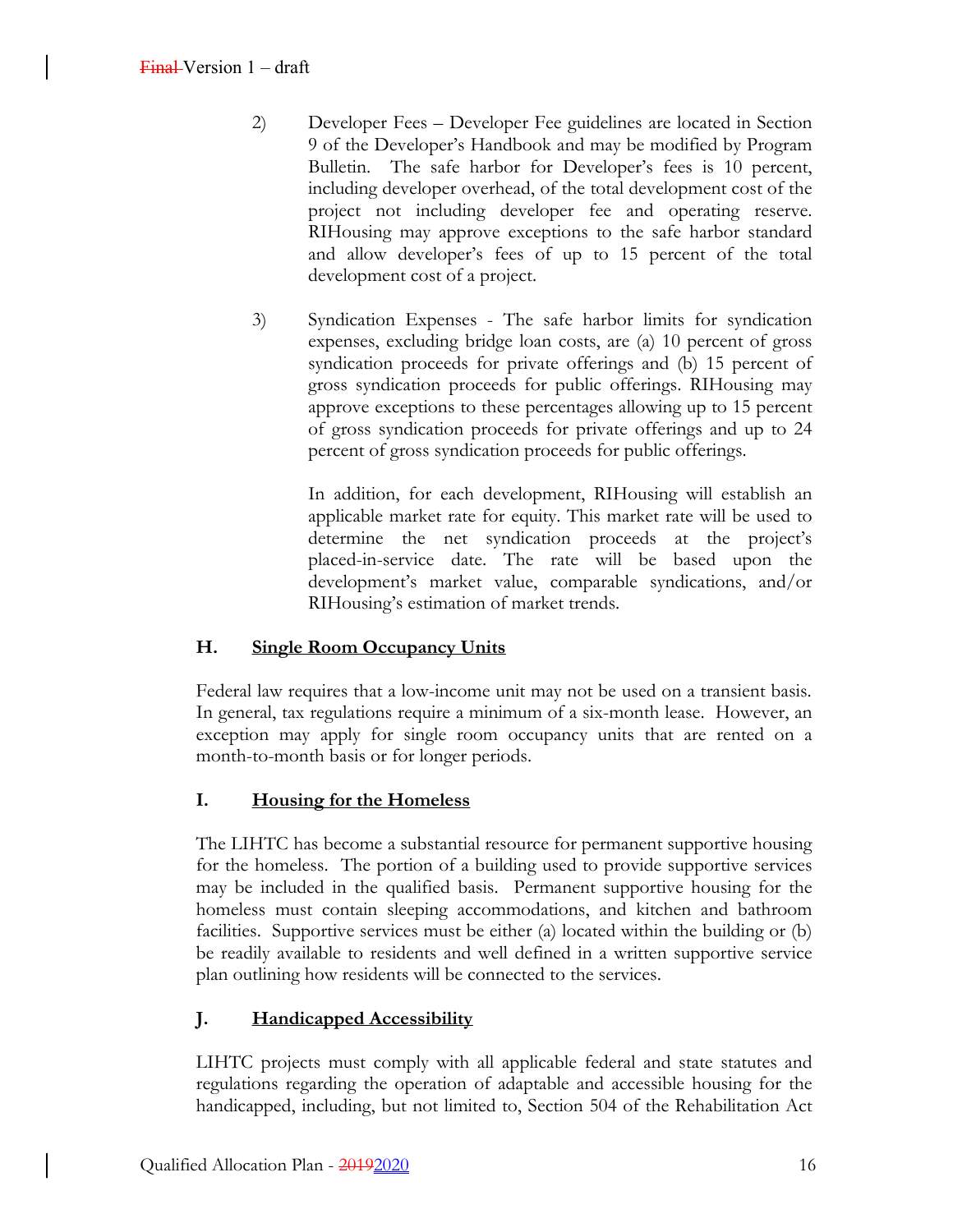2) Developer Fees – Developer Fee guidelines are located in Section 9 of the Developer's Handbook and may be modified by Program Bulletin. The safe harbor for Developer's fees is 10 percent, including developer overhead, of the total development cost of the project not including developer fee and operating reserve. RIHousing may approve exceptions to the safe harbor standard and allow developer's fees of up to 15 percent of the total development cost of a project.

3) Syndication Expenses - The safe harbor limits for syndication expenses, excluding bridge loan costs, are (a) 10 percent of gross syndication proceeds for private offerings and (b) 15 percent of gross syndication proceeds for public offerings. RIHousing may approve exceptions to these percentages allowing up to 15 percent of gross syndication proceeds for private offerings and up to 24 percent of gross syndication proceeds for public offerings.

   In addition, for each development, RIHousing will establish an applicable market rate for equity. This market rate will be used to determine the net syndication proceeds at the project's placed-in-service date. The rate will be based upon the development's market value, comparable syndications, and/or RIHousing's estimation of market trends.

## H. Single Room Occupancy Units

Federal law requires that a low-income unit may not be used on a transient basis. In general, tax regulations require a minimum of a six-month lease. However, an exception may apply for single room occupancy units that are rented on a month-to-month basis or for longer periods.

## I. Housing for the Homeless

The LIHTC has become a substantial resource for permanent supportive housing for the homeless. The portion of a building used to provide supportive services may be included in the qualified basis. Permanent supportive housing for the homeless must contain sleeping accommodations, and kitchen and bathroom facilities. Supportive services must be either (a) located within the building or (b) be readily available to residents and well defined in a written supportive service plan outlining how residents will be connected to the services.

## J. Handicapped Accessibility

LIHTC projects must comply with all applicable federal and state statutes and regulations regarding the operation of adaptable and accessible housing for the handicapped, including, but not limited to, Section 504 of the Rehabilitation Act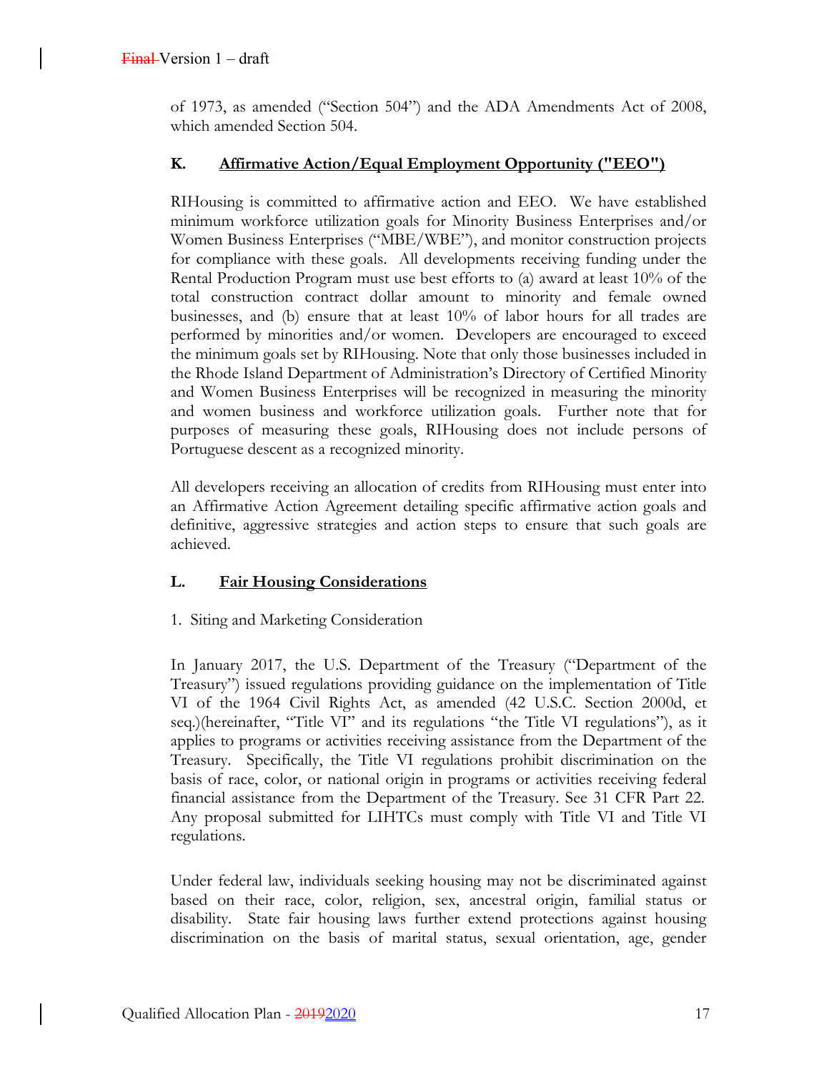of 1973, as amended ("Section 504") and the ADA Amendments Act of 2008, which amended Section 504.

## K. Affirmative Action/Equal Employment Opportunity ("EEO")

RIHousing is committed to affirmative action and EEO. We have established minimum workforce utilization goals for Minority Business Enterprises and/or Women Business Enterprises ("MBE/WBE"), and monitor construction projects for compliance with these goals. All developments receiving funding under the Rental Production Program must use best efforts to (a) award at least 10% of the total construction contract dollar amount to minority and female owned businesses, and (b) ensure that at least 10% of labor hours for all trades are performed by minorities and/or women. Developers are encouraged to exceed the minimum goals set by RIHousing. Note that only those businesses included in the Rhode Island Department of Administration's Directory of Certified Minority and Women Business Enterprises will be recognized in measuring the minority and women business and workforce utilization goals. Further note that for purposes of measuring these goals, RIHousing does not include persons of Portuguese descent as a recognized minority.

All developers receiving an allocation of credits from RIHousing must enter into an Affirmative Action Agreement detailing specific affirmative action goals and definitive, aggressive strategies and action steps to ensure that such goals are achieved.

## L. Fair Housing Considerations

1. Siting and Marketing Consideration

In January 2017, the U.S. Department of the Treasury ("Department of the Treasury") issued regulations providing guidance on the implementation of Title VI of the 1964 Civil Rights Act, as amended (42 U.S.C. Section 2000d, et seq.)(hereinafter, "Title VI" and its regulations "the Title VI regulations"), as it applies to programs or activities receiving assistance from the Department of the Treasury. Specifically, the Title VI regulations prohibit discrimination on the basis of race, color, or national origin in programs or activities receiving federal financial assistance from the Department of the Treasury. See 31 CFR Part 22. Any proposal submitted for LIHTCs must comply with Title VI and Title VI regulations.

Under federal law, individuals seeking housing may not be discriminated against based on their race, color, religion, sex, ancestral origin, familial status or disability. State fair housing laws further extend protections against housing discrimination on the basis of marital status, sexual orientation, age, gender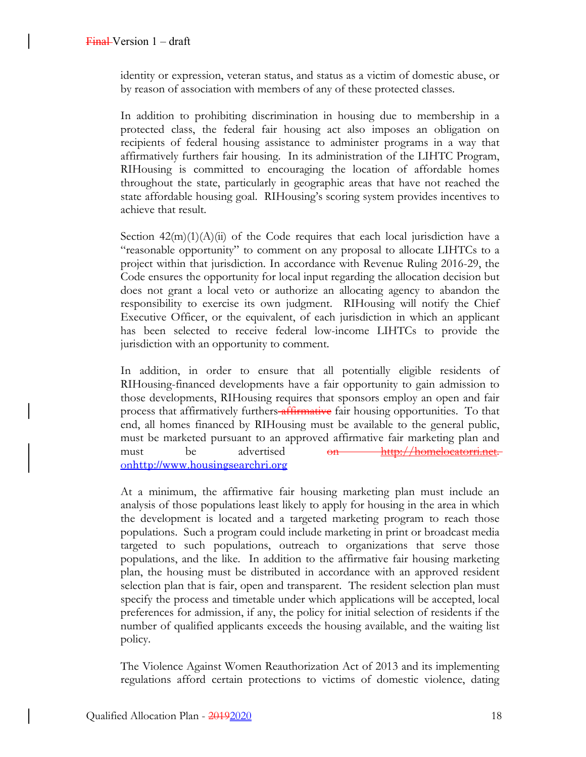identity or expression, veteran status, and status as a victim of domestic abuse, or by reason of association with members of any of these protected classes.

In addition to prohibiting discrimination in housing due to membership in a protected class, the federal fair housing act also imposes an obligation on recipients of federal housing assistance to administer programs in a way that affirmatively furthers fair housing. In its administration of the LIHTC Program, RIHousing is committed to encouraging the location of affordable homes throughout the state, particularly in geographic areas that have not reached the state affordable housing goal. RIHousing's scoring system provides incentives to achieve that result.

Section 42(m)(1)(A)(ii) of the Code requires that each local jurisdiction have a "reasonable opportunity" to comment on any proposal to allocate LIHTCs to a project within that jurisdiction. In accordance with Revenue Ruling 2016-29, the Code ensures the opportunity for local input regarding the allocation decision but does not grant a local veto or authorize an allocating agency to abandon the responsibility to exercise its own judgment. RIHousing will notify the Chief Executive Officer, or the equivalent, of each jurisdiction in which an applicant has been selected to receive federal low-income LIHTCs to provide the jurisdiction with an opportunity to comment.

In addition, in order to ensure that all potentially eligible residents of RIHousing-financed developments have a fair opportunity to gain admission to those developments, RIHousing requires that sponsors employ an open and fair process that affirmatively furthers ~~affirmative~~ fair housing opportunities. To that end, all homes financed by RIHousing must be available to the general public, must be marketed pursuant to an approved affirmative fair marketing plan and must be advertised ~~on http://homelocatorri.net.~~ onhttp://www.housingsearchri.org

At a minimum, the affirmative fair housing marketing plan must include an analysis of those populations least likely to apply for housing in the area in which the development is located and a targeted marketing program to reach those populations. Such a program could include marketing in print or broadcast media targeted to such populations, outreach to organizations that serve those populations, and the like. In addition to the affirmative fair housing marketing plan, the housing must be distributed in accordance with an approved resident selection plan that is fair, open and transparent. The resident selection plan must specify the process and timetable under which applications will be accepted, local preferences for admission, if any, the policy for initial selection of residents if the number of qualified applicants exceeds the housing available, and the waiting list policy.

The Violence Against Women Reauthorization Act of 2013 and its implementing regulations afford certain protections to victims of domestic violence, dating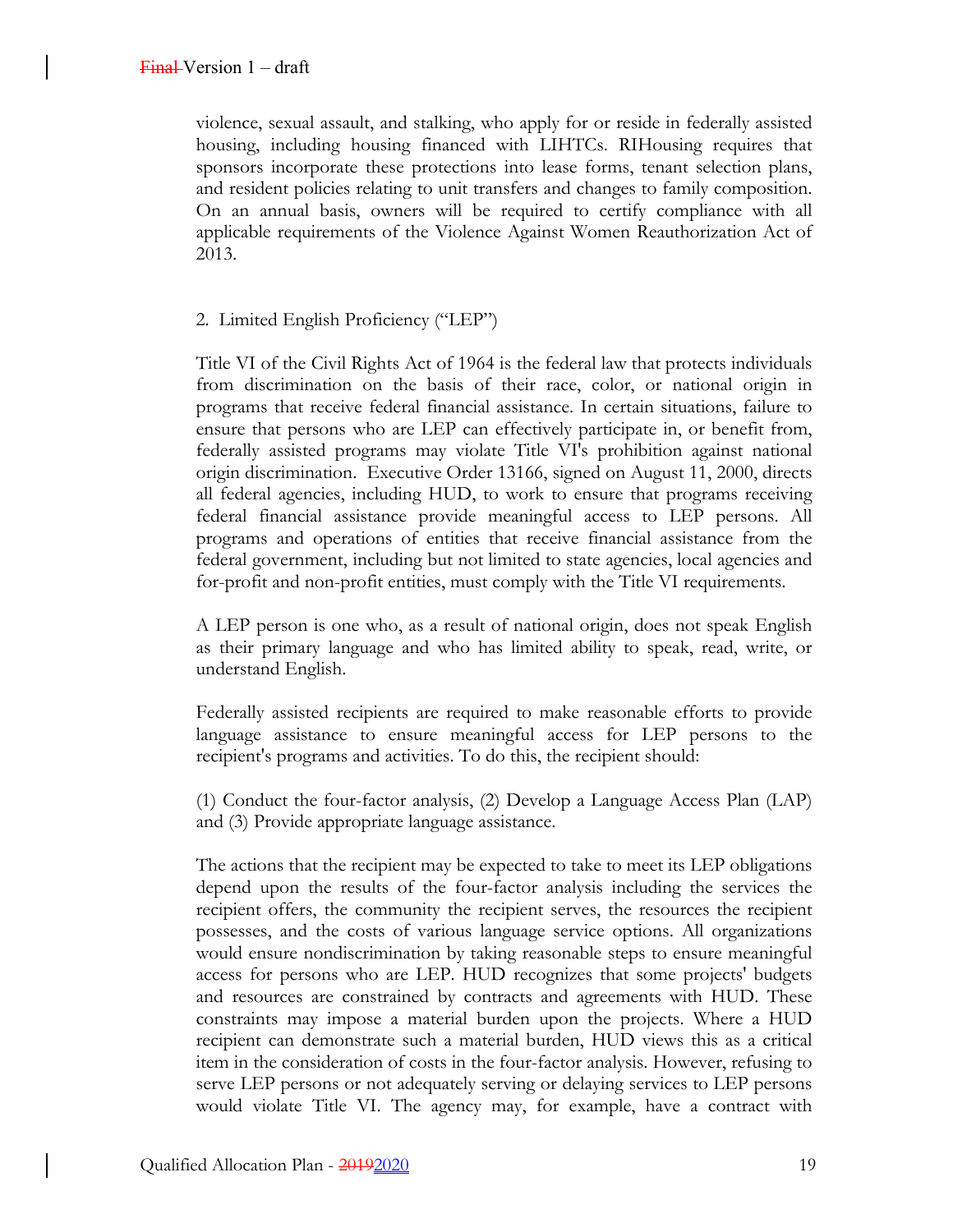violence, sexual assault, and stalking, who apply for or reside in federally assisted housing, including housing financed with LIHTCs. RIHousing requires that sponsors incorporate these protections into lease forms, tenant selection plans, and resident policies relating to unit transfers and changes to family composition. On an annual basis, owners will be required to certify compliance with all applicable requirements of the Violence Against Women Reauthorization Act of 2013.

2. Limited English Proficiency ("LEP")

Title VI of the Civil Rights Act of 1964 is the federal law that protects individuals from discrimination on the basis of their race, color, or national origin in programs that receive federal financial assistance. In certain situations, failure to ensure that persons who are LEP can effectively participate in, or benefit from, federally assisted programs may violate Title VI's prohibition against national origin discrimination. Executive Order 13166, signed on August 11, 2000, directs all federal agencies, including HUD, to work to ensure that programs receiving federal financial assistance provide meaningful access to LEP persons. All programs and operations of entities that receive financial assistance from the federal government, including but not limited to state agencies, local agencies and for-profit and non-profit entities, must comply with the Title VI requirements.

A LEP person is one who, as a result of national origin, does not speak English as their primary language and who has limited ability to speak, read, write, or understand English.

Federally assisted recipients are required to make reasonable efforts to provide language assistance to ensure meaningful access for LEP persons to the recipient's programs and activities. To do this, the recipient should:

(1) Conduct the four-factor analysis, (2) Develop a Language Access Plan (LAP) and (3) Provide appropriate language assistance.

The actions that the recipient may be expected to take to meet its LEP obligations depend upon the results of the four-factor analysis including the services the recipient offers, the community the recipient serves, the resources the recipient possesses, and the costs of various language service options. All organizations would ensure nondiscrimination by taking reasonable steps to ensure meaningful access for persons who are LEP. HUD recognizes that some projects' budgets and resources are constrained by contracts and agreements with HUD. These constraints may impose a material burden upon the projects. Where a HUD recipient can demonstrate such a material burden, HUD views this as a critical item in the consideration of costs in the four-factor analysis. However, refusing to serve LEP persons or not adequately serving or delaying services to LEP persons would violate Title VI. The agency may, for example, have a contract with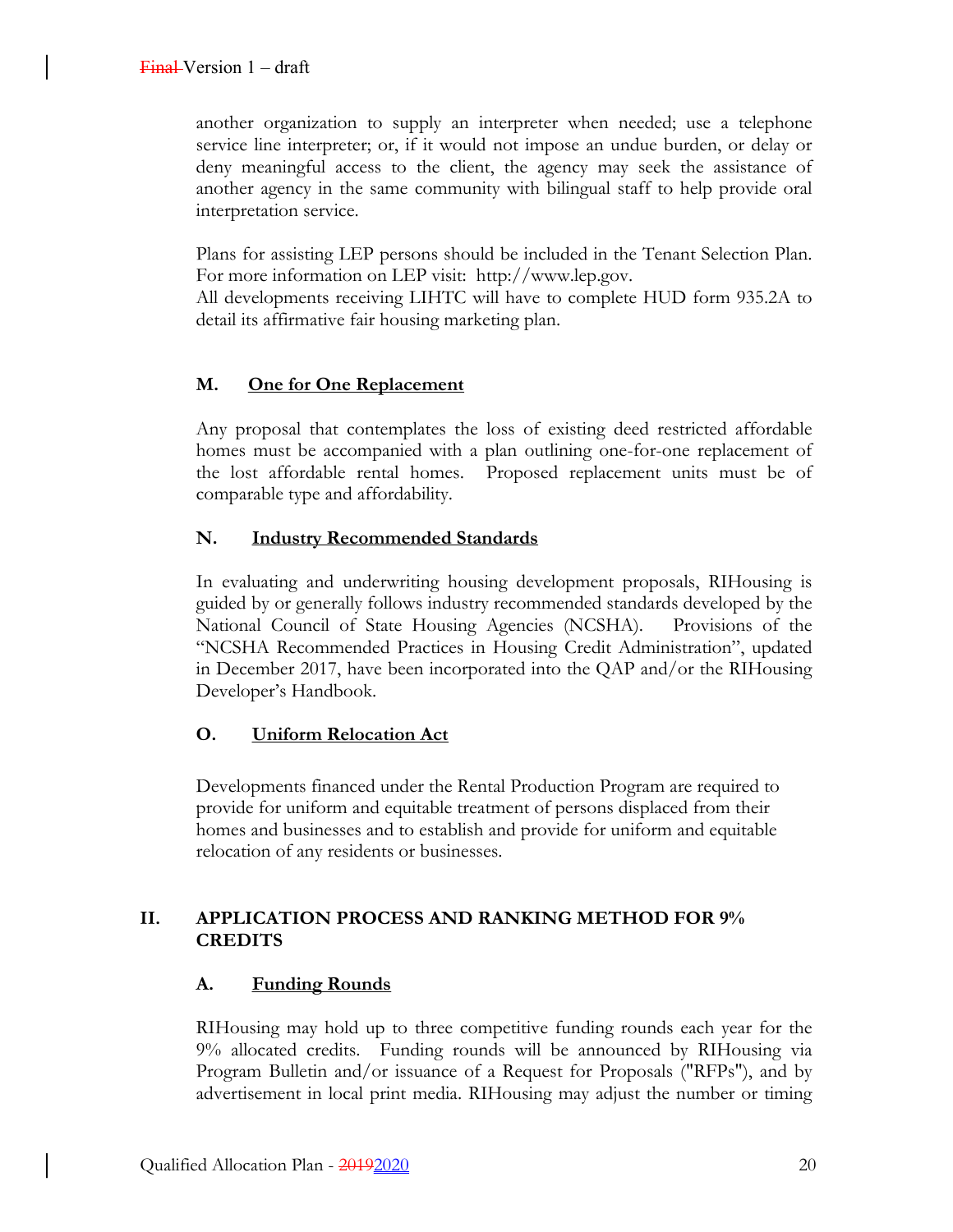another organization to supply an interpreter when needed; use a telephone service line interpreter; or, if it would not impose an undue burden, or delay or deny meaningful access to the client, the agency may seek the assistance of another agency in the same community with bilingual staff to help provide oral interpretation service.

Plans for assisting LEP persons should be included in the Tenant Selection Plan. For more information on LEP visit: http://www.lep.gov.
All developments receiving LIHTC will have to complete HUD form 935.2A to detail its affirmative fair housing marketing plan.

### M. One for One Replacement

Any proposal that contemplates the loss of existing deed restricted affordable homes must be accompanied with a plan outlining one-for-one replacement of the lost affordable rental homes. Proposed replacement units must be of comparable type and affordability.

### N. Industry Recommended Standards

In evaluating and underwriting housing development proposals, RIHousing is guided by or generally follows industry recommended standards developed by the National Council of State Housing Agencies (NCSHA). Provisions of the "NCSHA Recommended Practices in Housing Credit Administration", updated in December 2017, have been incorporated into the QAP and/or the RIHousing Developer's Handbook.

### O. Uniform Relocation Act

Developments financed under the Rental Production Program are required to provide for uniform and equitable treatment of persons displaced from their homes and businesses and to establish and provide for uniform and equitable relocation of any residents or businesses.

## II. APPLICATION PROCESS AND RANKING METHOD FOR 9% CREDITS

### A. Funding Rounds

RIHousing may hold up to three competitive funding rounds each year for the 9% allocated credits. Funding rounds will be announced by RIHousing via Program Bulletin and/or issuance of a Request for Proposals ("RFPs"), and by advertisement in local print media. RIHousing may adjust the number or timing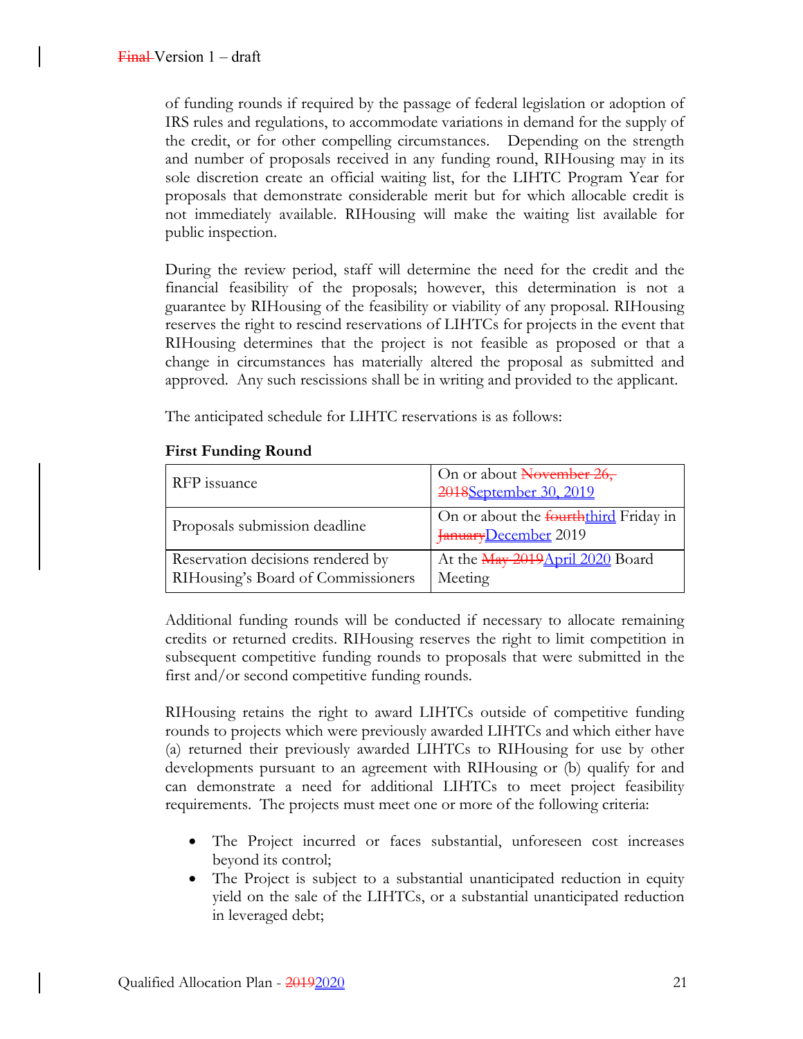of funding rounds if required by the passage of federal legislation or adoption of IRS rules and regulations, to accommodate variations in demand for the supply of the credit, or for other compelling circumstances. Depending on the strength and number of proposals received in any funding round, RIHousing may in its sole discretion create an official waiting list, for the LIHTC Program Year for proposals that demonstrate considerable merit but for which allocable credit is not immediately available. RIHousing will make the waiting list available for public inspection.

During the review period, staff will determine the need for the credit and the financial feasibility of the proposals; however, this determination is not a guarantee by RIHousing of the feasibility or viability of any proposal. RIHousing reserves the right to rescind reservations of LIHTCs for projects in the event that RIHousing determines that the project is not feasible as proposed or that a change in circumstances has materially altered the proposal as submitted and approved. Any such rescissions shall be in writing and provided to the applicant.

The anticipated schedule for LIHTC reservations is as follows:

**First Funding Round**

| | |
|---|---|
| RFP issuance | On or about ~~November 26, 2018~~September 30, 2019 |
| Proposals submission deadline | On or about the ~~fourth~~third Friday in ~~January~~December 2019 |
| Reservation decisions rendered by RIHousing's Board of Commissioners | At the ~~May 2019~~April 2020 Board Meeting |

Additional funding rounds will be conducted if necessary to allocate remaining credits or returned credits. RIHousing reserves the right to limit competition in subsequent competitive funding rounds to proposals that were submitted in the first and/or second competitive funding rounds.

RIHousing retains the right to award LIHTCs outside of competitive funding rounds to projects which were previously awarded LIHTCs and which either have (a) returned their previously awarded LIHTCs to RIHousing for use by other developments pursuant to an agreement with RIHousing or (b) qualify for and can demonstrate a need for additional LIHTCs to meet project feasibility requirements. The projects must meet one or more of the following criteria:

- The Project incurred or faces substantial, unforeseen cost increases beyond its control;
- The Project is subject to a substantial unanticipated reduction in equity yield on the sale of the LIHTCs, or a substantial unanticipated reduction in leveraged debt;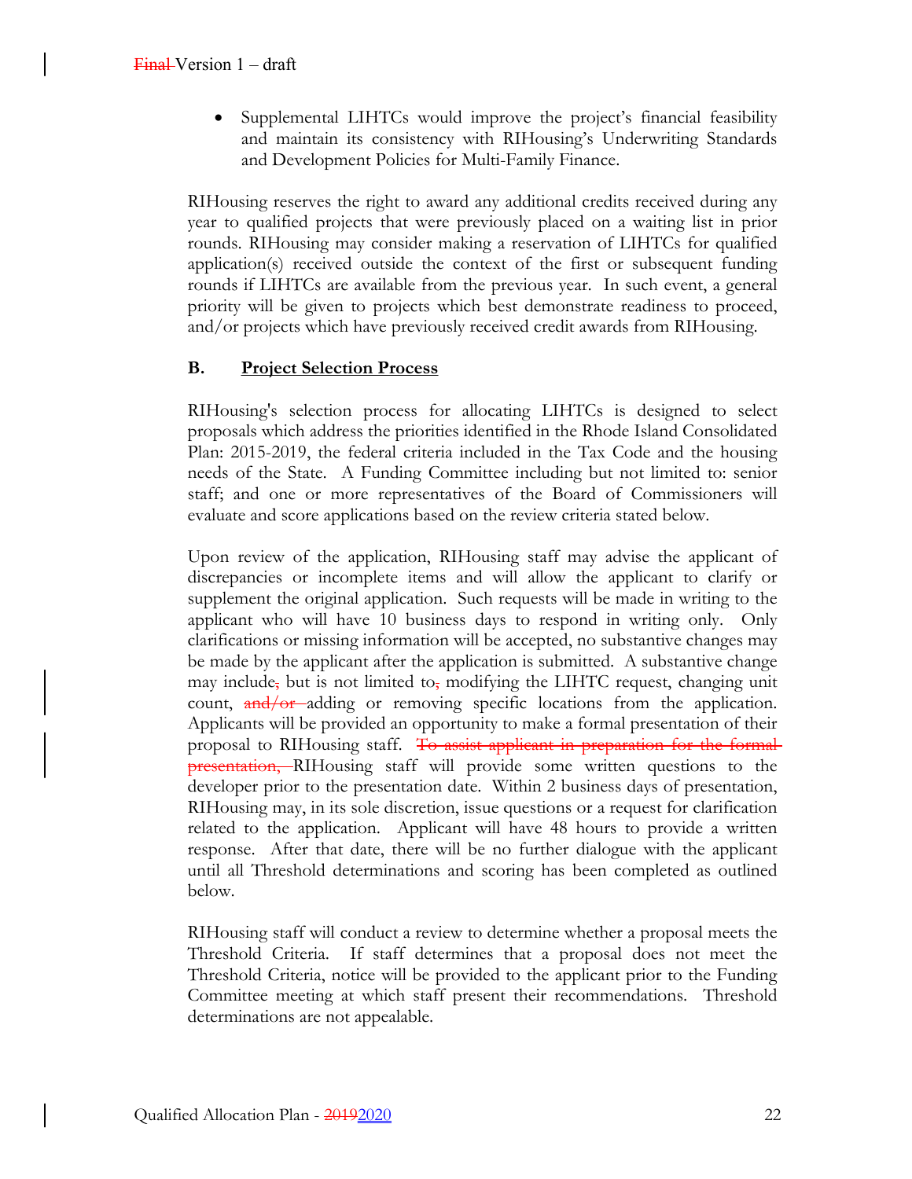- Supplemental LIHTCs would improve the project's financial feasibility and maintain its consistency with RIHousing's Underwriting Standards and Development Policies for Multi-Family Finance.

RIHousing reserves the right to award any additional credits received during any year to qualified projects that were previously placed on a waiting list in prior rounds. RIHousing may consider making a reservation of LIHTCs for qualified application(s) received outside the context of the first or subsequent funding rounds if LIHTCs are available from the previous year. In such event, a general priority will be given to projects which best demonstrate readiness to proceed, and/or projects which have previously received credit awards from RIHousing.

## B. Project Selection Process

RIHousing's selection process for allocating LIHTCs is designed to select proposals which address the priorities identified in the Rhode Island Consolidated Plan: 2015-2019, the federal criteria included in the Tax Code and the housing needs of the State. A Funding Committee including but not limited to: senior staff; and one or more representatives of the Board of Commissioners will evaluate and score applications based on the review criteria stated below.

Upon review of the application, RIHousing staff may advise the applicant of discrepancies or incomplete items and will allow the applicant to clarify or supplement the original application. Such requests will be made in writing to the applicant who will have 10 business days to respond in writing only. Only clarifications or missing information will be accepted, no substantive changes may be made by the applicant after the application is submitted. A substantive change may include~~,~~ but is not limited to~~,~~ modifying the LIHTC request, changing unit count, ~~and/or~~ adding or removing specific locations from the application. Applicants will be provided an opportunity to make a formal presentation of their proposal to RIHousing staff. ~~To assist applicant in preparation for the formal presentation,~~ RIHousing staff will provide some written questions to the developer prior to the presentation date. Within 2 business days of presentation, RIHousing may, in its sole discretion, issue questions or a request for clarification related to the application. Applicant will have 48 hours to provide a written response. After that date, there will be no further dialogue with the applicant until all Threshold determinations and scoring has been completed as outlined below.

RIHousing staff will conduct a review to determine whether a proposal meets the Threshold Criteria. If staff determines that a proposal does not meet the Threshold Criteria, notice will be provided to the applicant prior to the Funding Committee meeting at which staff present their recommendations. Threshold determinations are not appealable.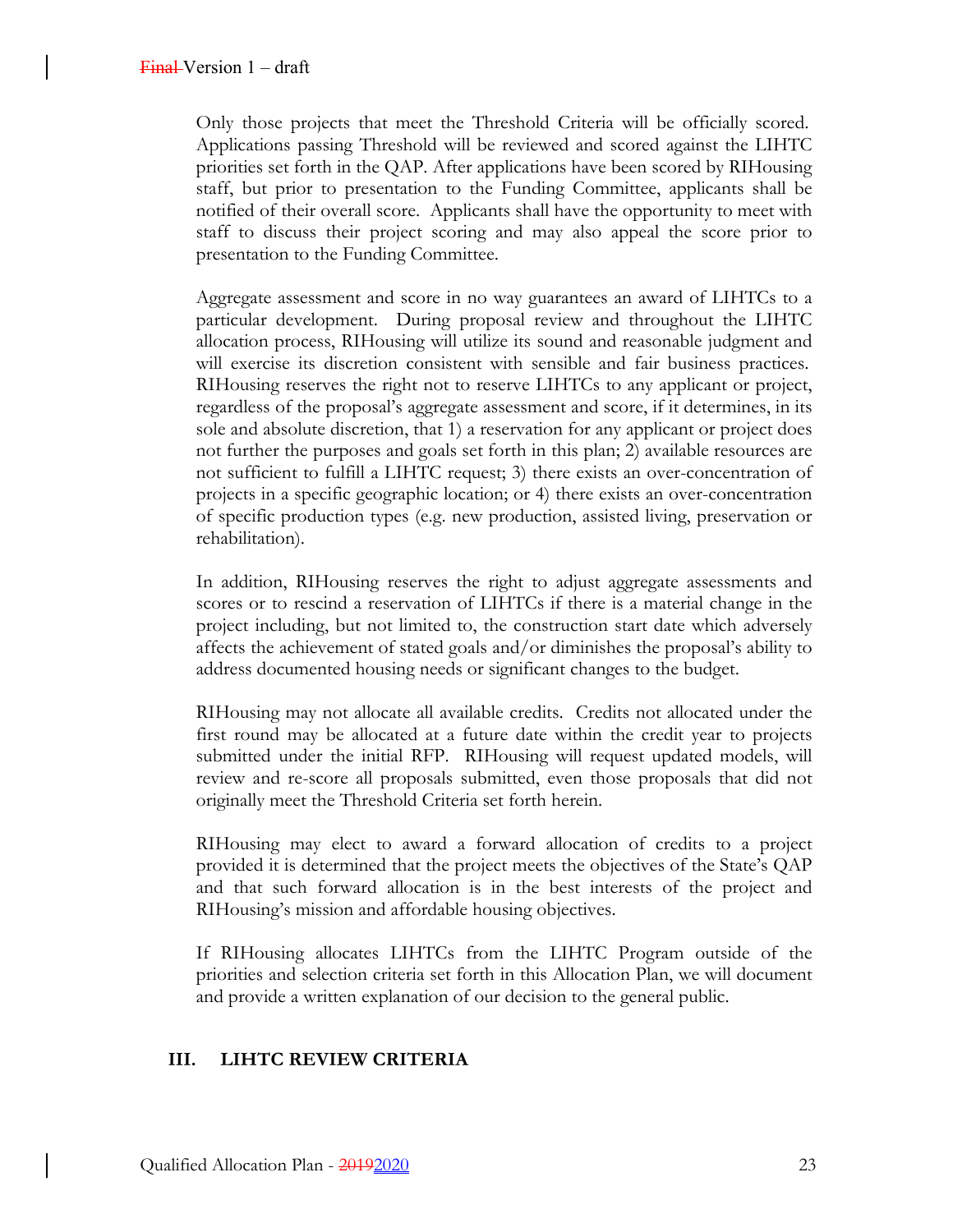Only those projects that meet the Threshold Criteria will be officially scored. Applications passing Threshold will be reviewed and scored against the LIHTC priorities set forth in the QAP. After applications have been scored by RIHousing staff, but prior to presentation to the Funding Committee, applicants shall be notified of their overall score. Applicants shall have the opportunity to meet with staff to discuss their project scoring and may also appeal the score prior to presentation to the Funding Committee.

Aggregate assessment and score in no way guarantees an award of LIHTCs to a particular development. During proposal review and throughout the LIHTC allocation process, RIHousing will utilize its sound and reasonable judgment and will exercise its discretion consistent with sensible and fair business practices. RIHousing reserves the right not to reserve LIHTCs to any applicant or project, regardless of the proposal's aggregate assessment and score, if it determines, in its sole and absolute discretion, that 1) a reservation for any applicant or project does not further the purposes and goals set forth in this plan; 2) available resources are not sufficient to fulfill a LIHTC request; 3) there exists an over-concentration of projects in a specific geographic location; or 4) there exists an over-concentration of specific production types (e.g. new production, assisted living, preservation or rehabilitation).

In addition, RIHousing reserves the right to adjust aggregate assessments and scores or to rescind a reservation of LIHTCs if there is a material change in the project including, but not limited to, the construction start date which adversely affects the achievement of stated goals and/or diminishes the proposal's ability to address documented housing needs or significant changes to the budget.

RIHousing may not allocate all available credits. Credits not allocated under the first round may be allocated at a future date within the credit year to projects submitted under the initial RFP. RIHousing will request updated models, will review and re-score all proposals submitted, even those proposals that did not originally meet the Threshold Criteria set forth herein.

RIHousing may elect to award a forward allocation of credits to a project provided it is determined that the project meets the objectives of the State's QAP and that such forward allocation is in the best interests of the project and RIHousing's mission and affordable housing objectives.

If RIHousing allocates LIHTCs from the LIHTC Program outside of the priorities and selection criteria set forth in this Allocation Plan, we will document and provide a written explanation of our decision to the general public.

## III. LIHTC REVIEW CRITERIA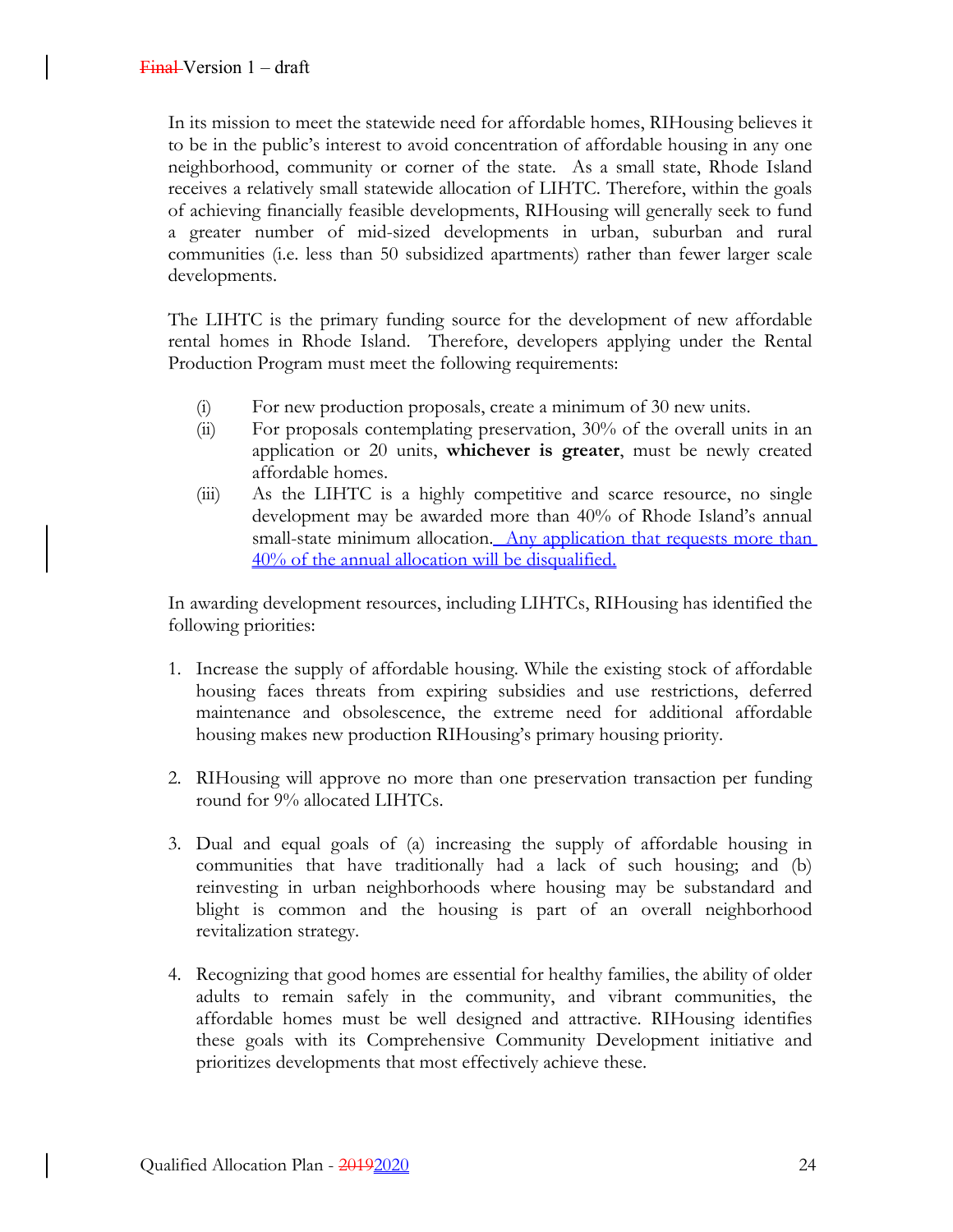In its mission to meet the statewide need for affordable homes, RIHousing believes it to be in the public's interest to avoid concentration of affordable housing in any one neighborhood, community or corner of the state. As a small state, Rhode Island receives a relatively small statewide allocation of LIHTC. Therefore, within the goals of achieving financially feasible developments, RIHousing will generally seek to fund a greater number of mid-sized developments in urban, suburban and rural communities (i.e. less than 50 subsidized apartments) rather than fewer larger scale developments.

The LIHTC is the primary funding source for the development of new affordable rental homes in Rhode Island. Therefore, developers applying under the Rental Production Program must meet the following requirements:

(i) For new production proposals, create a minimum of 30 new units.

(ii) For proposals contemplating preservation, 30% of the overall units in an application or 20 units, **whichever is greater**, must be newly created affordable homes.

(iii) As the LIHTC is a highly competitive and scarce resource, no single development may be awarded more than 40% of Rhode Island's annual small-state minimum allocation. Any application that requests more than 40% of the annual allocation will be disqualified.

In awarding development resources, including LIHTCs, RIHousing has identified the following priorities:

1. Increase the supply of affordable housing. While the existing stock of affordable housing faces threats from expiring subsidies and use restrictions, deferred maintenance and obsolescence, the extreme need for additional affordable housing makes new production RIHousing's primary housing priority.

2. RIHousing will approve no more than one preservation transaction per funding round for 9% allocated LIHTCs.

3. Dual and equal goals of (a) increasing the supply of affordable housing in communities that have traditionally had a lack of such housing; and (b) reinvesting in urban neighborhoods where housing may be substandard and blight is common and the housing is part of an overall neighborhood revitalization strategy.

4. Recognizing that good homes are essential for healthy families, the ability of older adults to remain safely in the community, and vibrant communities, the affordable homes must be well designed and attractive. RIHousing identifies these goals with its Comprehensive Community Development initiative and prioritizes developments that most effectively achieve these.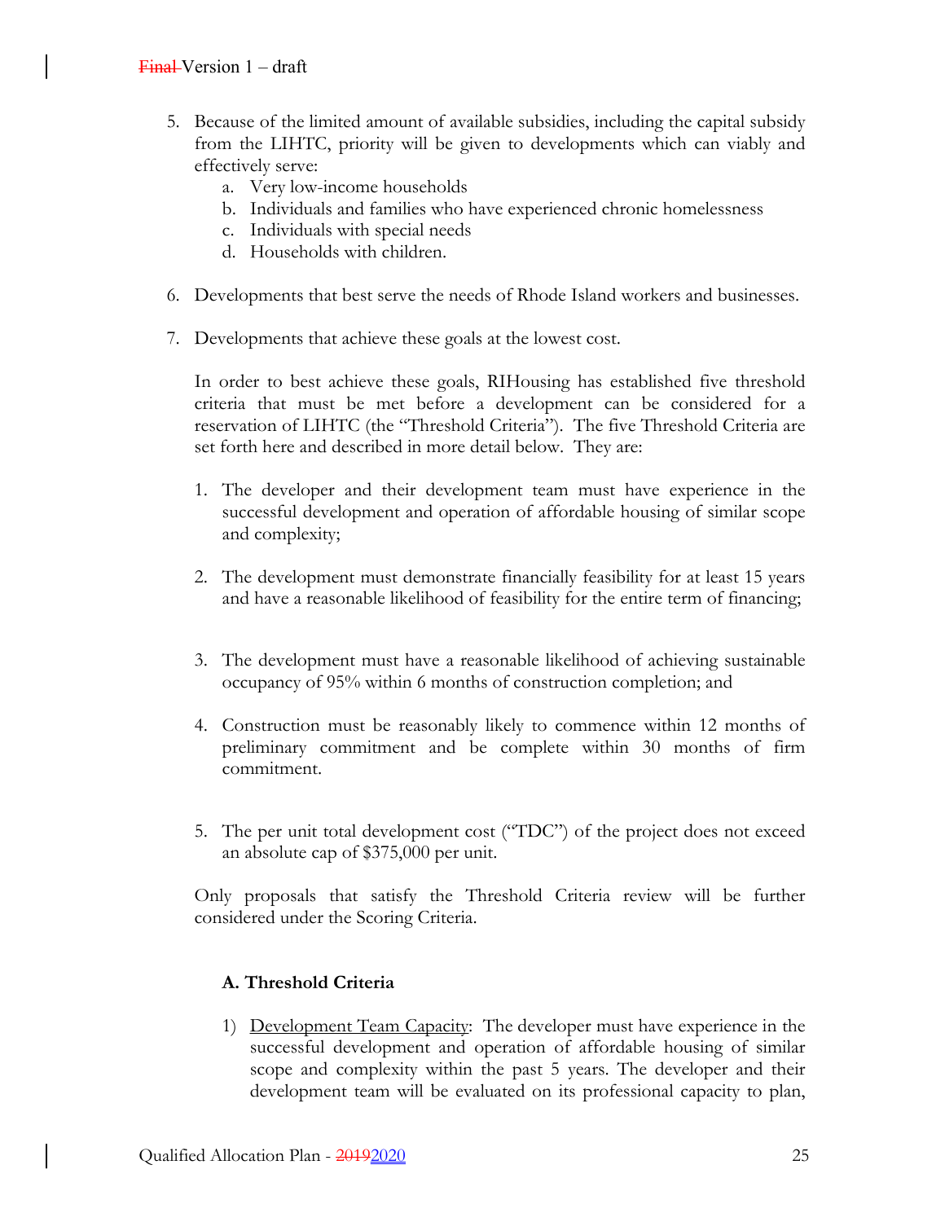5. Because of the limited amount of available subsidies, including the capital subsidy from the LIHTC, priority will be given to developments which can viably and effectively serve:
    a. Very low-income households
    b. Individuals and families who have experienced chronic homelessness
    c. Individuals with special needs
    d. Households with children.

6. Developments that best serve the needs of Rhode Island workers and businesses.

7. Developments that achieve these goals at the lowest cost.

   In order to best achieve these goals, RIHousing has established five threshold criteria that must be met before a development can be considered for a reservation of LIHTC (the "Threshold Criteria"). The five Threshold Criteria are set forth here and described in more detail below. They are:

   1. The developer and their development team must have experience in the successful development and operation of affordable housing of similar scope and complexity;

   2. The development must demonstrate financially feasibility for at least 15 years and have a reasonable likelihood of feasibility for the entire term of financing;

   3. The development must have a reasonable likelihood of achieving sustainable occupancy of 95% within 6 months of construction completion; and

   4. Construction must be reasonably likely to commence within 12 months of preliminary commitment and be complete within 30 months of firm commitment.

   5. The per unit total development cost ("TDC") of the project does not exceed an absolute cap of $375,000 per unit.

   Only proposals that satisfy the Threshold Criteria review will be further considered under the Scoring Criteria.

**A. Threshold Criteria**

1) Development Team Capacity: The developer must have experience in the successful development and operation of affordable housing of similar scope and complexity within the past 5 years. The developer and their development team will be evaluated on its professional capacity to plan,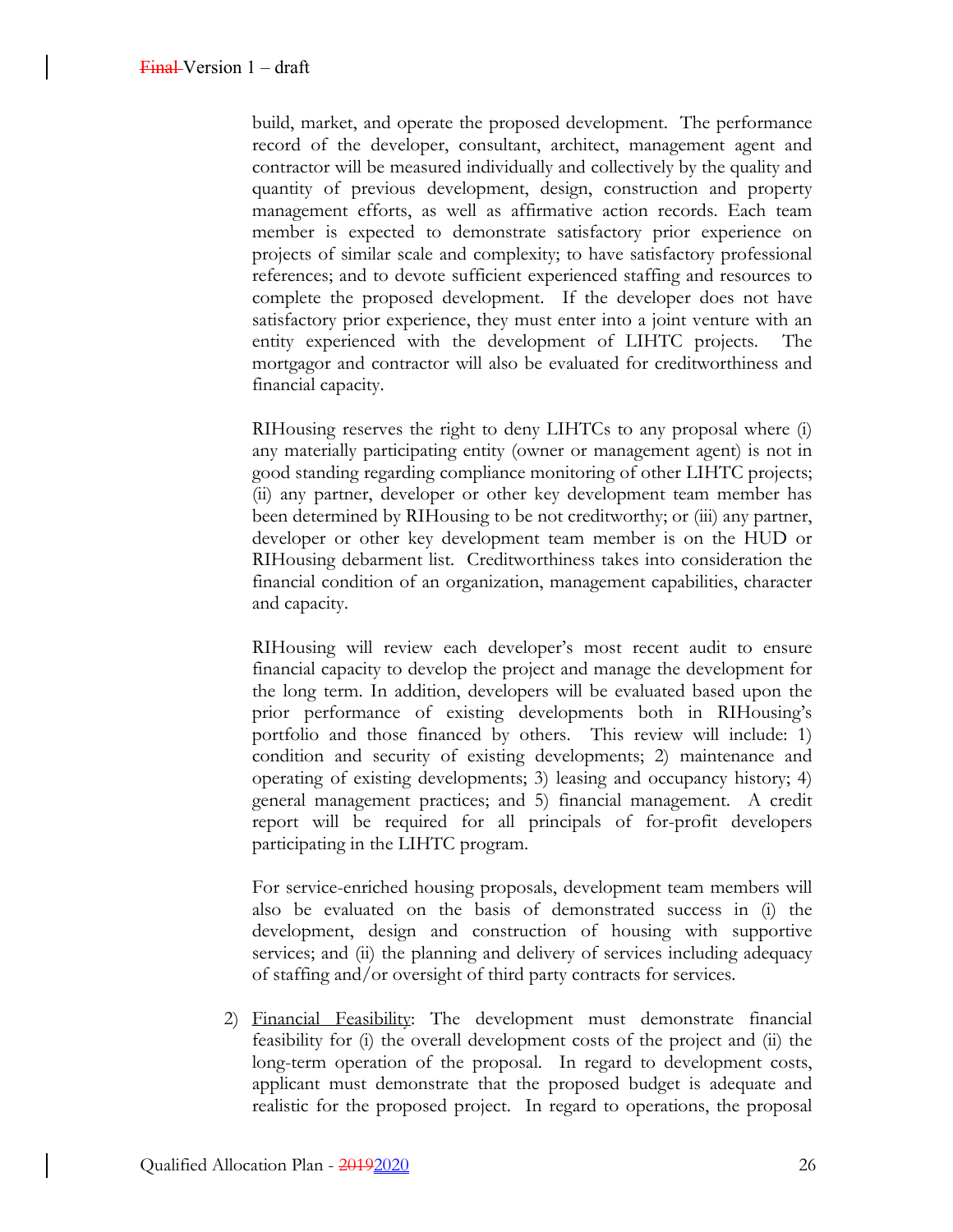build, market, and operate the proposed development. The performance record of the developer, consultant, architect, management agent and contractor will be measured individually and collectively by the quality and quantity of previous development, design, construction and property management efforts, as well as affirmative action records. Each team member is expected to demonstrate satisfactory prior experience on projects of similar scale and complexity; to have satisfactory professional references; and to devote sufficient experienced staffing and resources to complete the proposed development. If the developer does not have satisfactory prior experience, they must enter into a joint venture with an entity experienced with the development of LIHTC projects. The mortgagor and contractor will also be evaluated for creditworthiness and financial capacity.

RIHousing reserves the right to deny LIHTCs to any proposal where (i) any materially participating entity (owner or management agent) is not in good standing regarding compliance monitoring of other LIHTC projects; (ii) any partner, developer or other key development team member has been determined by RIHousing to be not creditworthy; or (iii) any partner, developer or other key development team member is on the HUD or RIHousing debarment list. Creditworthiness takes into consideration the financial condition of an organization, management capabilities, character and capacity.

RIHousing will review each developer's most recent audit to ensure financial capacity to develop the project and manage the development for the long term. In addition, developers will be evaluated based upon the prior performance of existing developments both in RIHousing's portfolio and those financed by others. This review will include: 1) condition and security of existing developments; 2) maintenance and operating of existing developments; 3) leasing and occupancy history; 4) general management practices; and 5) financial management. A credit report will be required for all principals of for-profit developers participating in the LIHTC program.

For service-enriched housing proposals, development team members will also be evaluated on the basis of demonstrated success in (i) the development, design and construction of housing with supportive services; and (ii) the planning and delivery of services including adequacy of staffing and/or oversight of third party contracts for services.

2) <u>Financial Feasibility</u>: The development must demonstrate financial feasibility for (i) the overall development costs of the project and (ii) the long-term operation of the proposal. In regard to development costs, applicant must demonstrate that the proposed budget is adequate and realistic for the proposed project. In regard to operations, the proposal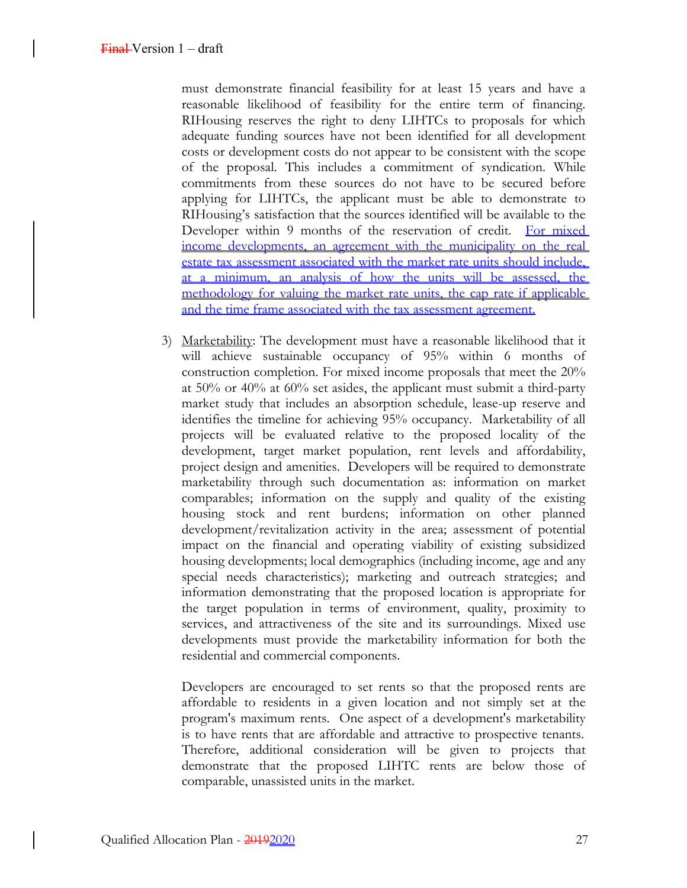must demonstrate financial feasibility for at least 15 years and have a reasonable likelihood of feasibility for the entire term of financing. RIHousing reserves the right to deny LIHTCs to proposals for which adequate funding sources have not been identified for all development costs or development costs do not appear to be consistent with the scope of the proposal. This includes a commitment of syndication. While commitments from these sources do not have to be secured before applying for LIHTCs, the applicant must be able to demonstrate to RIHousing's satisfaction that the sources identified will be available to the Developer within 9 months of the reservation of credit. For mixed income developments, an agreement with the municipality on the real estate tax assessment associated with the market rate units should include, at a minimum, an analysis of how the units will be assessed, the methodology for valuing the market rate units, the cap rate if applicable and the time frame associated with the tax assessment agreement.

3) Marketability: The development must have a reasonable likelihood that it will achieve sustainable occupancy of 95% within 6 months of construction completion. For mixed income proposals that meet the 20% at 50% or 40% at 60% set asides, the applicant must submit a third-party market study that includes an absorption schedule, lease-up reserve and identifies the timeline for achieving 95% occupancy. Marketability of all projects will be evaluated relative to the proposed locality of the development, target market population, rent levels and affordability, project design and amenities. Developers will be required to demonstrate marketability through such documentation as: information on market comparables; information on the supply and quality of the existing housing stock and rent burdens; information on other planned development/revitalization activity in the area; assessment of potential impact on the financial and operating viability of existing subsidized housing developments; local demographics (including income, age and any special needs characteristics); marketing and outreach strategies; and information demonstrating that the proposed location is appropriate for the target population in terms of environment, quality, proximity to services, and attractiveness of the site and its surroundings. Mixed use developments must provide the marketability information for both the residential and commercial components.

   Developers are encouraged to set rents so that the proposed rents are affordable to residents in a given location and not simply set at the program's maximum rents. One aspect of a development's marketability is to have rents that are affordable and attractive to prospective tenants. Therefore, additional consideration will be given to projects that demonstrate that the proposed LIHTC rents are below those of comparable, unassisted units in the market.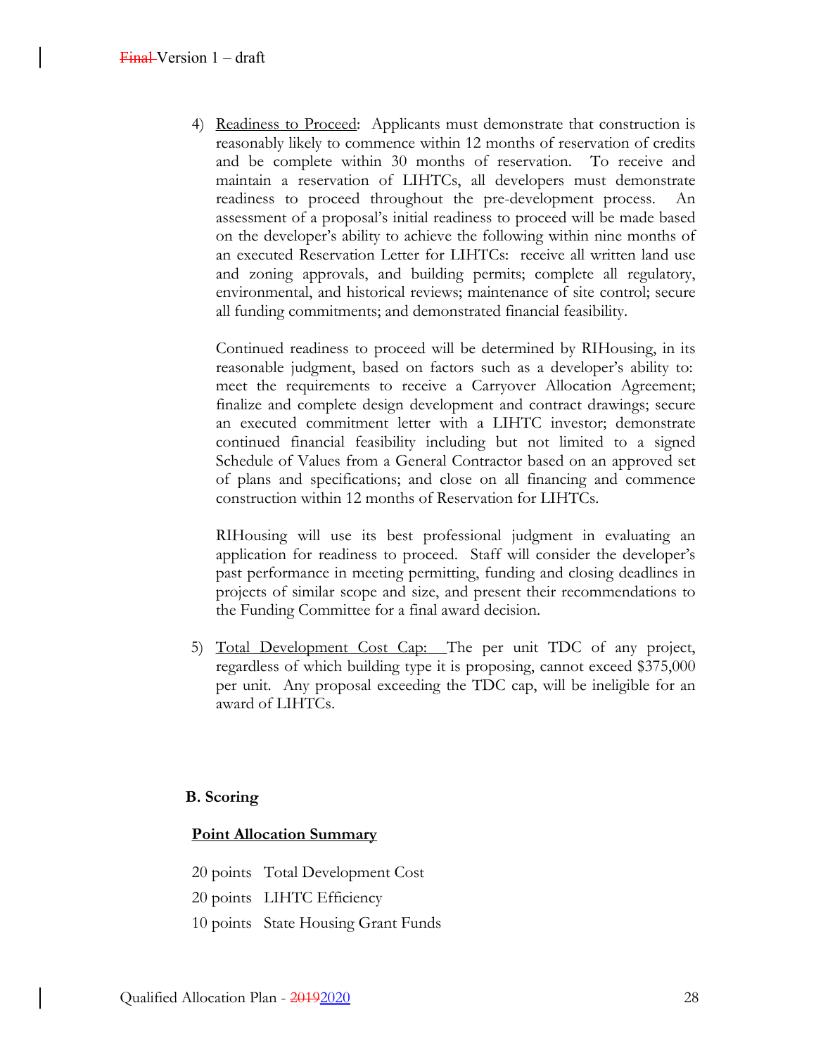4) Readiness to Proceed: Applicants must demonstrate that construction is reasonably likely to commence within 12 months of reservation of credits and be complete within 30 months of reservation. To receive and maintain a reservation of LIHTCs, all developers must demonstrate readiness to proceed throughout the pre-development process. An assessment of a proposal's initial readiness to proceed will be made based on the developer's ability to achieve the following within nine months of an executed Reservation Letter for LIHTCs: receive all written land use and zoning approvals, and building permits; complete all regulatory, environmental, and historical reviews; maintenance of site control; secure all funding commitments; and demonstrated financial feasibility.

   Continued readiness to proceed will be determined by RIHousing, in its reasonable judgment, based on factors such as a developer's ability to: meet the requirements to receive a Carryover Allocation Agreement; finalize and complete design development and contract drawings; secure an executed commitment letter with a LIHTC investor; demonstrate continued financial feasibility including but not limited to a signed Schedule of Values from a General Contractor based on an approved set of plans and specifications; and close on all financing and commence construction within 12 months of Reservation for LIHTCs.

   RIHousing will use its best professional judgment in evaluating an application for readiness to proceed. Staff will consider the developer's past performance in meeting permitting, funding and closing deadlines in projects of similar scope and size, and present their recommendations to the Funding Committee for a final award decision.

5) Total Development Cost Cap: The per unit TDC of any project, regardless of which building type it is proposing, cannot exceed $375,000 per unit. Any proposal exceeding the TDC cap, will be ineligible for an award of LIHTCs.

## B. Scoring

**Point Allocation Summary**

20 points Total Development Cost

20 points LIHTC Efficiency

10 points State Housing Grant Funds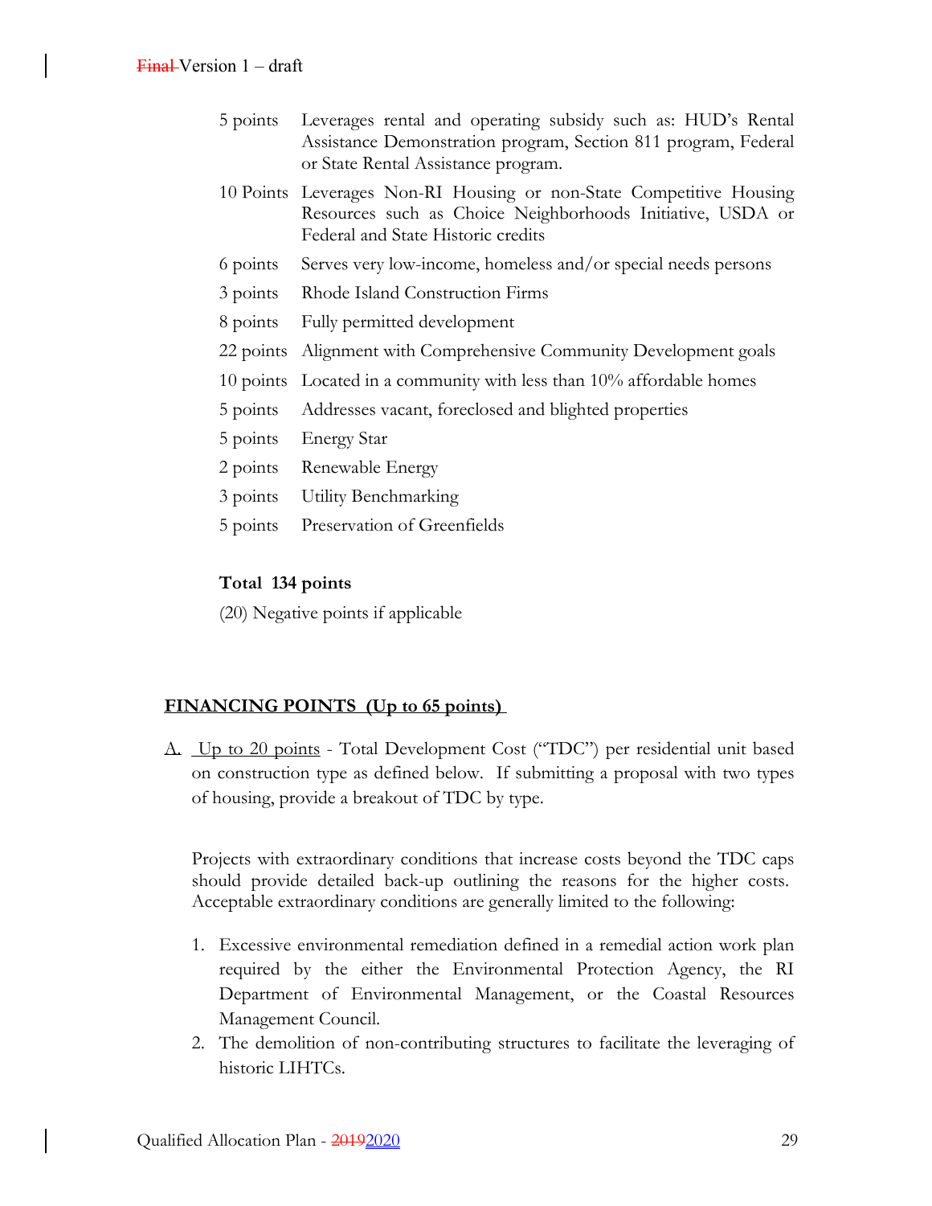| | |
|---|---|
| 5 points | Leverages rental and operating subsidy such as: HUD's Rental Assistance Demonstration program, Section 811 program, Federal or State Rental Assistance program. |
| 10 Points | Leverages Non-RI Housing or non-State Competitive Housing Resources such as Choice Neighborhoods Initiative, USDA or Federal and State Historic credits |
| 6 points | Serves very low-income, homeless and/or special needs persons |
| 3 points | Rhode Island Construction Firms |
| 8 points | Fully permitted development |
| 22 points | Alignment with Comprehensive Community Development goals |
| 10 points | Located in a community with less than 10% affordable homes |
| 5 points | Addresses vacant, foreclosed and blighted properties |
| 5 points | Energy Star |
| 2 points | Renewable Energy |
| 3 points | Utility Benchmarking |
| 5 points | Preservation of Greenfields |

**Total 134 points**

(20) Negative points if applicable

**FINANCING POINTS (Up to 65 points)**

A. Up to 20 points - Total Development Cost ("TDC") per residential unit based on construction type as defined below. If submitting a proposal with two types of housing, provide a breakout of TDC by type.

Projects with extraordinary conditions that increase costs beyond the TDC caps should provide detailed back-up outlining the reasons for the higher costs. Acceptable extraordinary conditions are generally limited to the following:

1. Excessive environmental remediation defined in a remedial action work plan required by the either the Environmental Protection Agency, the RI Department of Environmental Management, or the Coastal Resources Management Council.
2. The demolition of non-contributing structures to facilitate the leveraging of historic LIHTCs.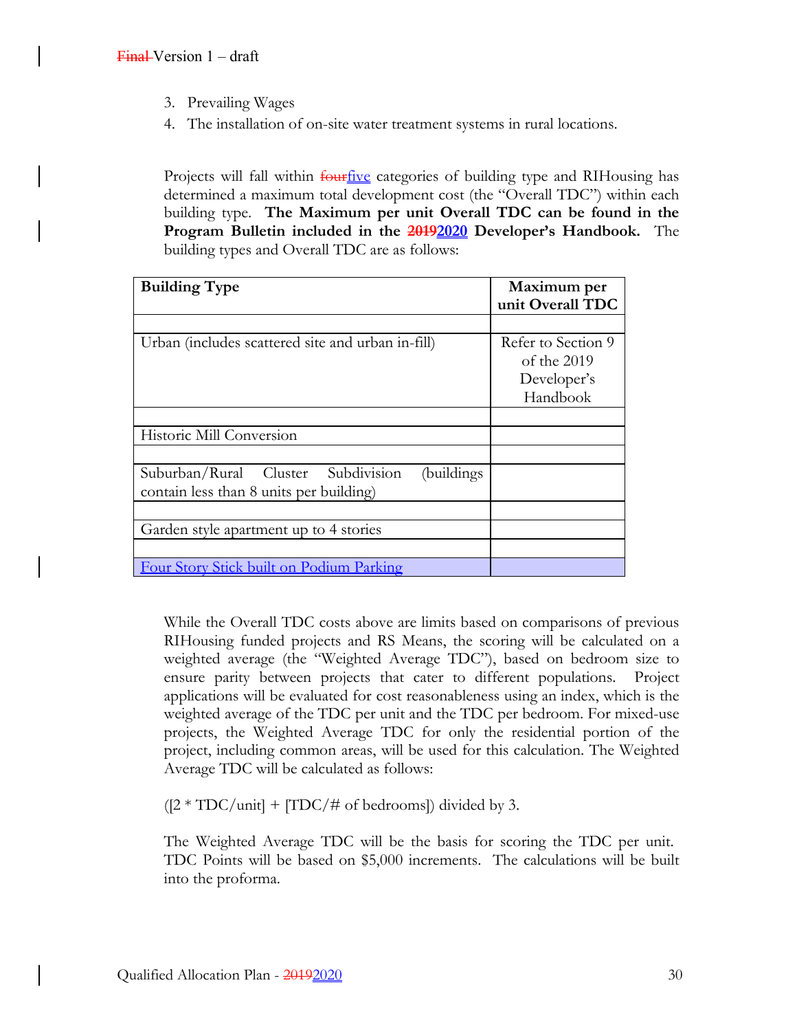3. Prevailing Wages
4. The installation of on-site water treatment systems in rural locations.

Projects will fall within ~~four~~five categories of building type and RIHousing has determined a maximum total development cost (the "Overall TDC") within each building type. **The Maximum per unit Overall TDC can be found in the Program Bulletin included in the ~~2019~~2020 Developer's Handbook.** The building types and Overall TDC are as follows:

| **Building Type** | **Maximum per unit Overall TDC** |
|---|---|
| | |
| Urban (includes scattered site and urban in-fill) | Refer to Section 9 of the 2019 Developer's Handbook |
| | |
| Historic Mill Conversion | |
| | |
| Suburban/Rural Cluster Subdivision (buildings contain less than 8 units per building) | |
| | |
| Garden style apartment up to 4 stories | |
| | |
| Four Story Stick built on Podium Parking | |

While the Overall TDC costs above are limits based on comparisons of previous RIHousing funded projects and RS Means, the scoring will be calculated on a weighted average (the "Weighted Average TDC"), based on bedroom size to ensure parity between projects that cater to different populations. Project applications will be evaluated for cost reasonableness using an index, which is the weighted average of the TDC per unit and the TDC per bedroom. For mixed-use projects, the Weighted Average TDC for only the residential portion of the project, including common areas, will be used for this calculation. The Weighted Average TDC will be calculated as follows:

([2 * TDC/unit] + [TDC/# of bedrooms]) divided by 3.

The Weighted Average TDC will be the basis for scoring the TDC per unit. TDC Points will be based on $5,000 increments. The calculations will be built into the proforma.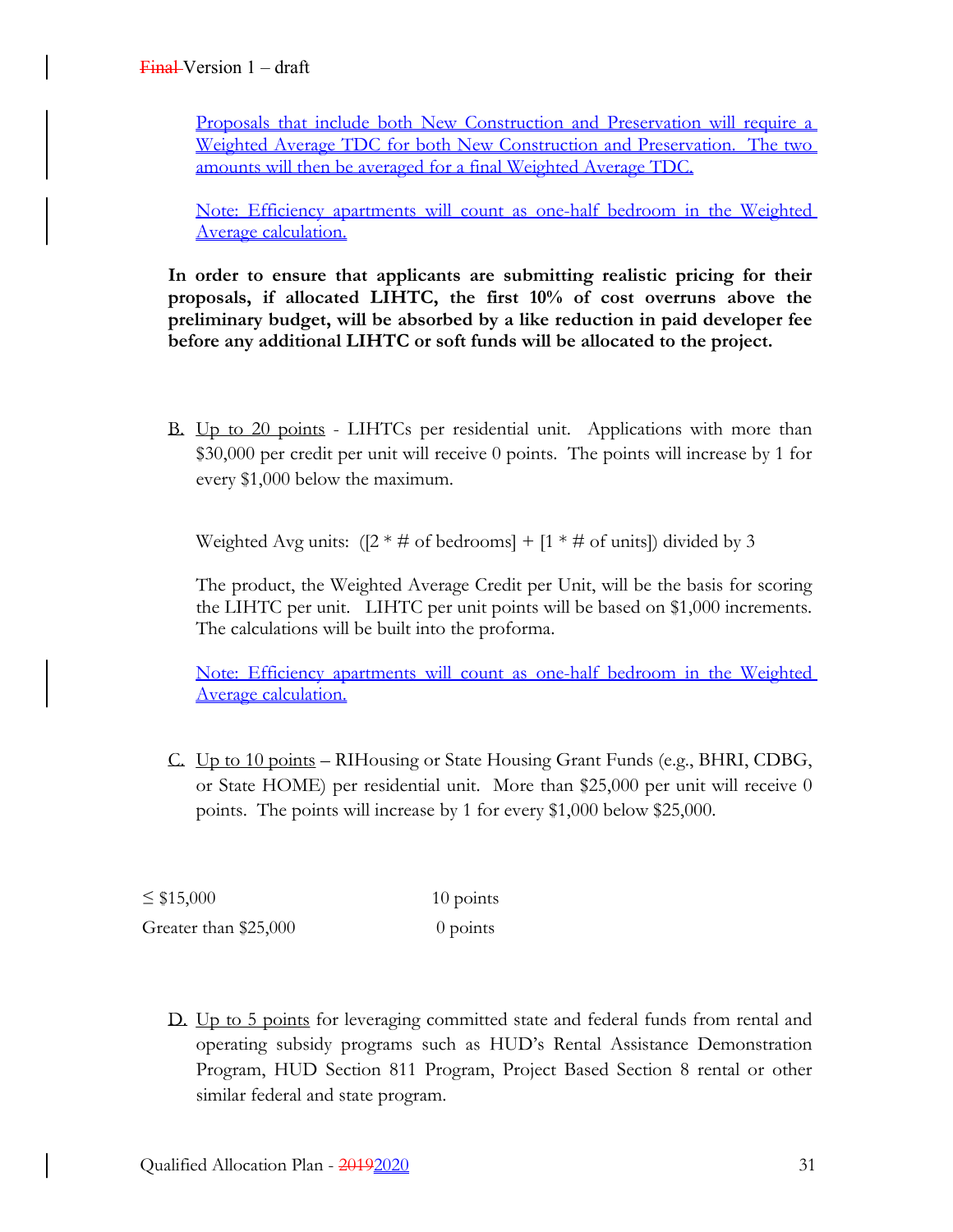Proposals that include both New Construction and Preservation will require a Weighted Average TDC for both New Construction and Preservation. The two amounts will then be averaged for a final Weighted Average TDC.

Note: Efficiency apartments will count as one-half bedroom in the Weighted Average calculation.

**In order to ensure that applicants are submitting realistic pricing for their proposals, if allocated LIHTC, the first 10% of cost overruns above the preliminary budget, will be absorbed by a like reduction in paid developer fee before any additional LIHTC or soft funds will be allocated to the project.**

B. Up to 20 points - LIHTCs per residential unit. Applications with more than \$30,000 per credit per unit will receive 0 points. The points will increase by 1 for every \$1,000 below the maximum.

Weighted Avg units: ([2 * # of bedrooms] + [1 * # of units]) divided by 3

The product, the Weighted Average Credit per Unit, will be the basis for scoring the LIHTC per unit. LIHTC per unit points will be based on \$1,000 increments. The calculations will be built into the proforma.

Note: Efficiency apartments will count as one-half bedroom in the Weighted Average calculation.

C. Up to 10 points – RIHousing or State Housing Grant Funds (e.g., BHRI, CDBG, or State HOME) per residential unit. More than \$25,000 per unit will receive 0 points. The points will increase by 1 for every \$1,000 below \$25,000.

| | |
|---|---|
| ≤ \$15,000 | 10 points |
| Greater than \$25,000 | 0 points |

D. Up to 5 points for leveraging committed state and federal funds from rental and operating subsidy programs such as HUD's Rental Assistance Demonstration Program, HUD Section 811 Program, Project Based Section 8 rental or other similar federal and state program.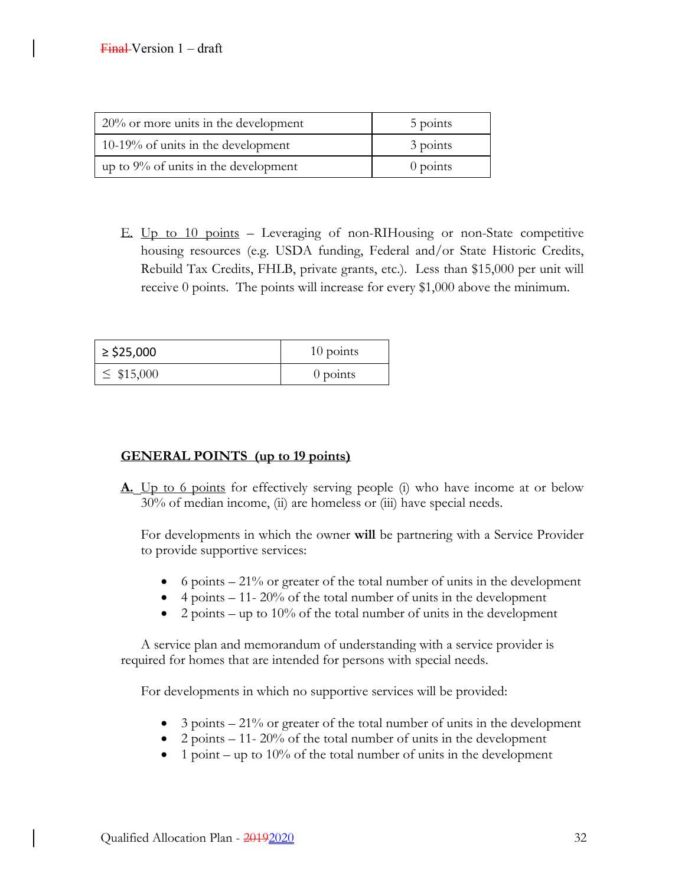| 20% or more units in the development | 5 points |
|---|---|
| 10-19% of units in the development | 3 points |
| up to 9% of units in the development | 0 points |

E. Up to 10 points – Leveraging of non-RIHousing or non-State competitive housing resources (e.g. USDA funding, Federal and/or State Historic Credits, Rebuild Tax Credits, FHLB, private grants, etc.). Less than $15,000 per unit will receive 0 points. The points will increase for every $1,000 above the minimum.

| ≥ $25,000 | 10 points |
|---|---|
| ≤ $15,000 | 0 points |

**GENERAL POINTS (up to 19 points)**

**A.** Up to 6 points for effectively serving people (i) who have income at or below 30% of median income, (ii) are homeless or (iii) have special needs.

For developments in which the owner **will** be partnering with a Service Provider to provide supportive services:

- 6 points – 21% or greater of the total number of units in the development
- 4 points – 11- 20% of the total number of units in the development
- 2 points – up to 10% of the total number of units in the development

A service plan and memorandum of understanding with a service provider is required for homes that are intended for persons with special needs.

For developments in which no supportive services will be provided:

- 3 points – 21% or greater of the total number of units in the development
- 2 points – 11- 20% of the total number of units in the development
- 1 point – up to 10% of the total number of units in the development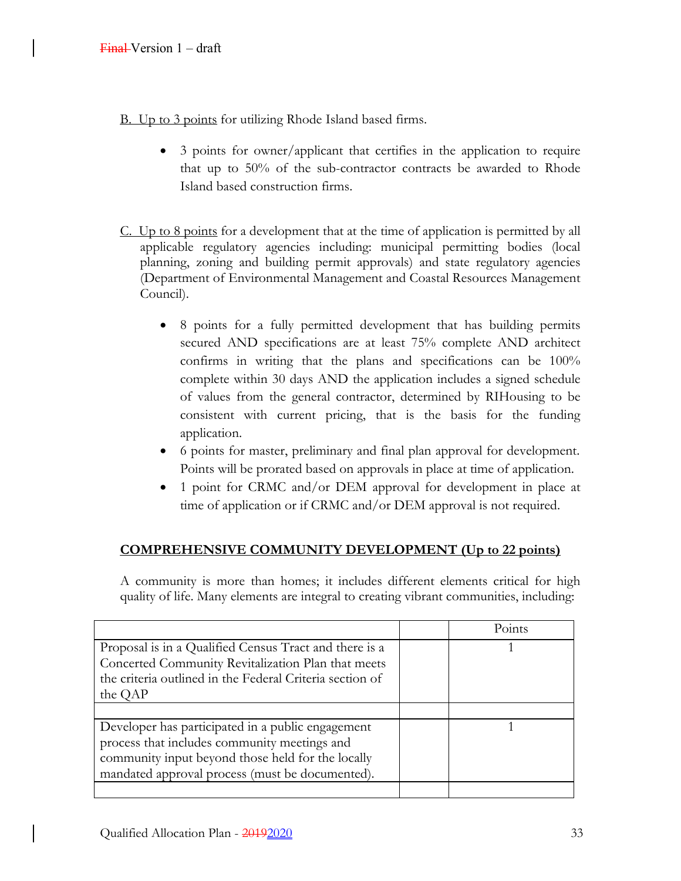B. Up to 3 points for utilizing Rhode Island based firms.

- 3 points for owner/applicant that certifies in the application to require that up to 50% of the sub-contractor contracts be awarded to Rhode Island based construction firms.

C. Up to 8 points for a development that at the time of application is permitted by all applicable regulatory agencies including: municipal permitting bodies (local planning, zoning and building permit approvals) and state regulatory agencies (Department of Environmental Management and Coastal Resources Management Council).

- 8 points for a fully permitted development that has building permits secured AND specifications are at least 75% complete AND architect confirms in writing that the plans and specifications can be 100% complete within 30 days AND the application includes a signed schedule of values from the general contractor, determined by RIHousing to be consistent with current pricing, that is the basis for the funding application.
- 6 points for master, preliminary and final plan approval for development. Points will be prorated based on approvals in place at time of application.
- 1 point for CRMC and/or DEM approval for development in place at time of application or if CRMC and/or DEM approval is not required.

**COMPREHENSIVE COMMUNITY DEVELOPMENT (Up to 22 points)**

A community is more than homes; it includes different elements critical for high quality of life. Many elements are integral to creating vibrant communities, including:

| | | Points |
|---|---|---|
| Proposal is in a Qualified Census Tract and there is a Concerted Community Revitalization Plan that meets the criteria outlined in the Federal Criteria section of the QAP | | 1 |
| | | |
| Developer has participated in a public engagement process that includes community meetings and community input beyond those held for the locally mandated approval process (must be documented). | | 1 |
| | | |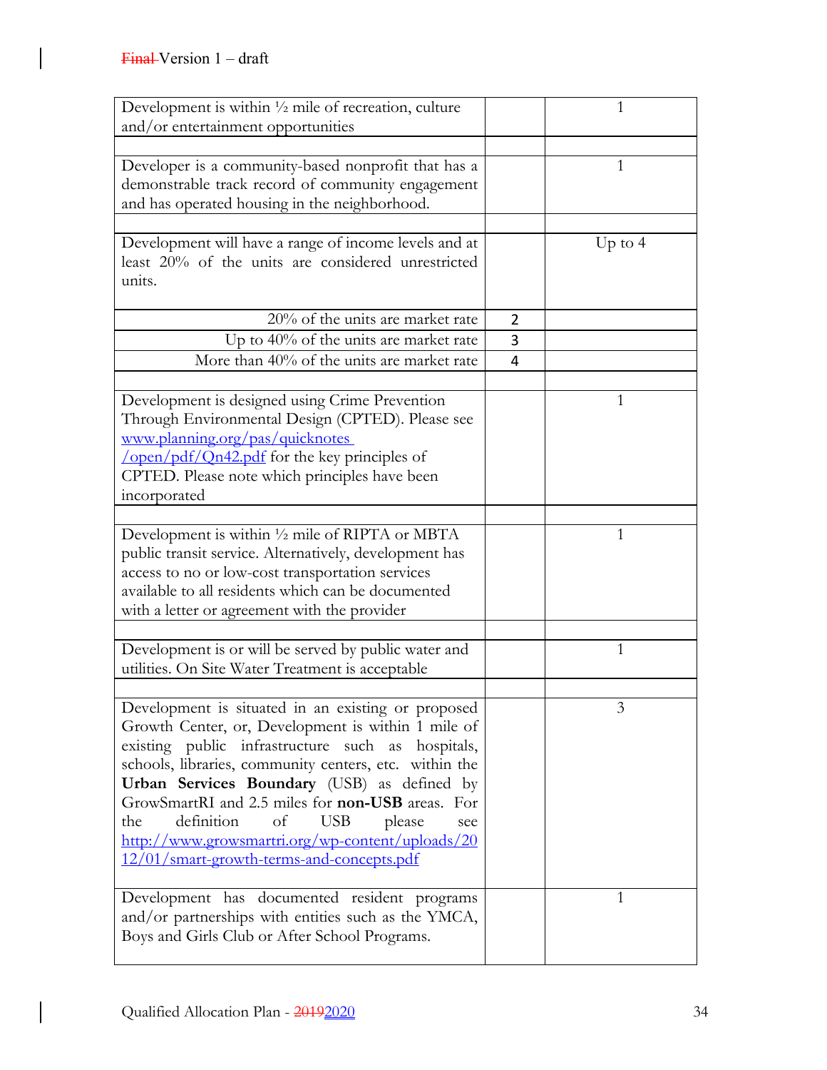| | | |
|---|---|---|
| Development is within ½ mile of recreation, culture and/or entertainment opportunities | | 1 |
| | | |
| Developer is a community-based nonprofit that has a demonstrable track record of community engagement and has operated housing in the neighborhood. | | 1 |
| | | |
| Development will have a range of income levels and at least 20% of the units are considered unrestricted units. | | Up to 4 |
| 20% of the units are market rate | 2 | |
| Up to 40% of the units are market rate | 3 | |
| More than 40% of the units are market rate | 4 | |
| | | |
| Development is designed using Crime Prevention Through Environmental Design (CPTED). Please see www.planning.org/pas/quicknotes /open/pdf/Qn42.pdf for the key principles of CPTED. Please note which principles have been incorporated | | 1 |
| | | |
| Development is within ½ mile of RIPTA or MBTA public transit service. Alternatively, development has access to no or low-cost transportation services available to all residents which can be documented with a letter or agreement with the provider | | 1 |
| | | |
| Development is or will be served by public water and utilities. On Site Water Treatment is acceptable | | 1 |
| | | |
| Development is situated in an existing or proposed Growth Center, or, Development is within 1 mile of existing public infrastructure such as hospitals, schools, libraries, community centers, etc. within the **Urban Services Boundary** (USB) as defined by GrowSmartRI and 2.5 miles for **non-USB** areas. For the definition of USB please see http://www.growsmartri.org/wp-content/uploads/2012/01/smart-growth-terms-and-concepts.pdf | | 3 |
| Development has documented resident programs and/or partnerships with entities such as the YMCA, Boys and Girls Club or After School Programs. | | 1 |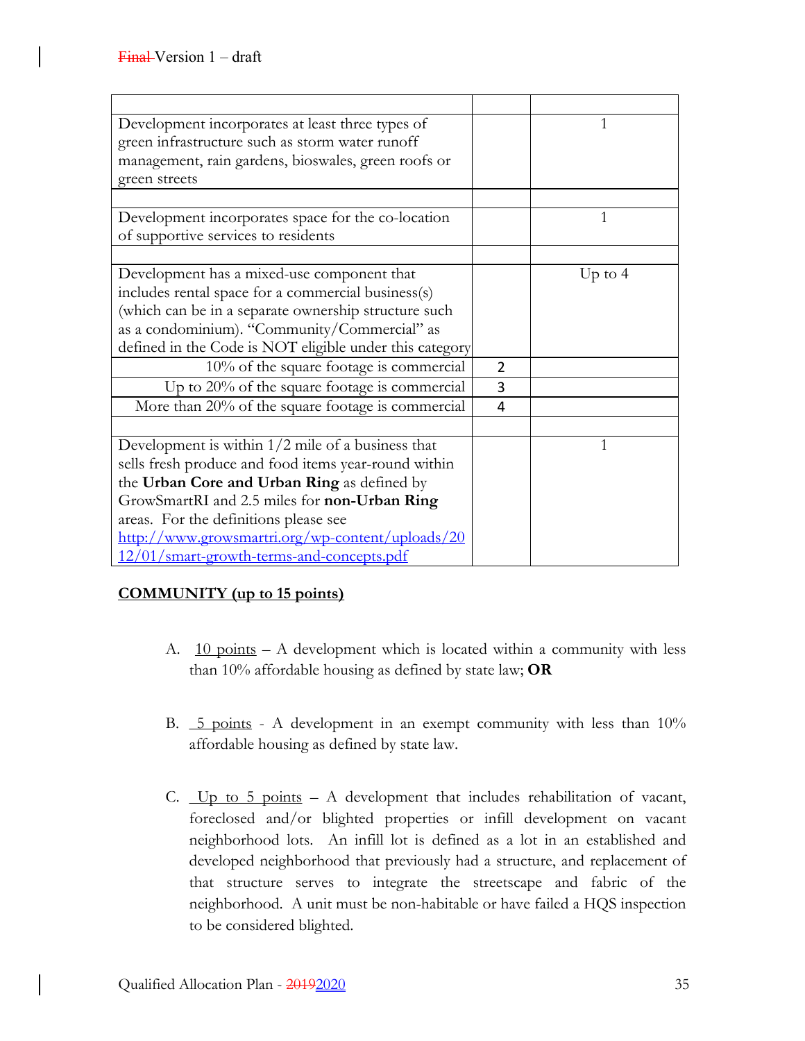| | | |
|---|---|---|
| Development incorporates at least three types of green infrastructure such as storm water runoff management, rain gardens, bioswales, green roofs or green streets | | 1 |
| | | |
| Development incorporates space for the co-location of supportive services to residents | | 1 |
| | | |
| Development has a mixed-use component that includes rental space for a commercial business(s) (which can be in a separate ownership structure such as a condominium). "Community/Commercial" as defined in the Code is NOT eligible under this category | | Up to 4 |
| 10% of the square footage is commercial | 2 | |
| Up to 20% of the square footage is commercial | 3 | |
| More than 20% of the square footage is commercial | 4 | |
| | | |
| Development is within 1/2 mile of a business that sells fresh produce and food items year-round within the **Urban Core and Urban Ring** as defined by GrowSmartRI and 2.5 miles for **non-Urban Ring** areas. For the definitions please see http://www.growsmartri.org/wp-content/uploads/2012/01/smart-growth-terms-and-concepts.pdf | | 1 |

**COMMUNITY (up to 15 points)**

A. 10 points – A development which is located within a community with less than 10% affordable housing as defined by state law; **OR**

B. 5 points - A development in an exempt community with less than 10% affordable housing as defined by state law.

C. Up to 5 points – A development that includes rehabilitation of vacant, foreclosed and/or blighted properties or infill development on vacant neighborhood lots. An infill lot is defined as a lot in an established and developed neighborhood that previously had a structure, and replacement of that structure serves to integrate the streetscape and fabric of the neighborhood. A unit must be non-habitable or have failed a HQS inspection to be considered blighted.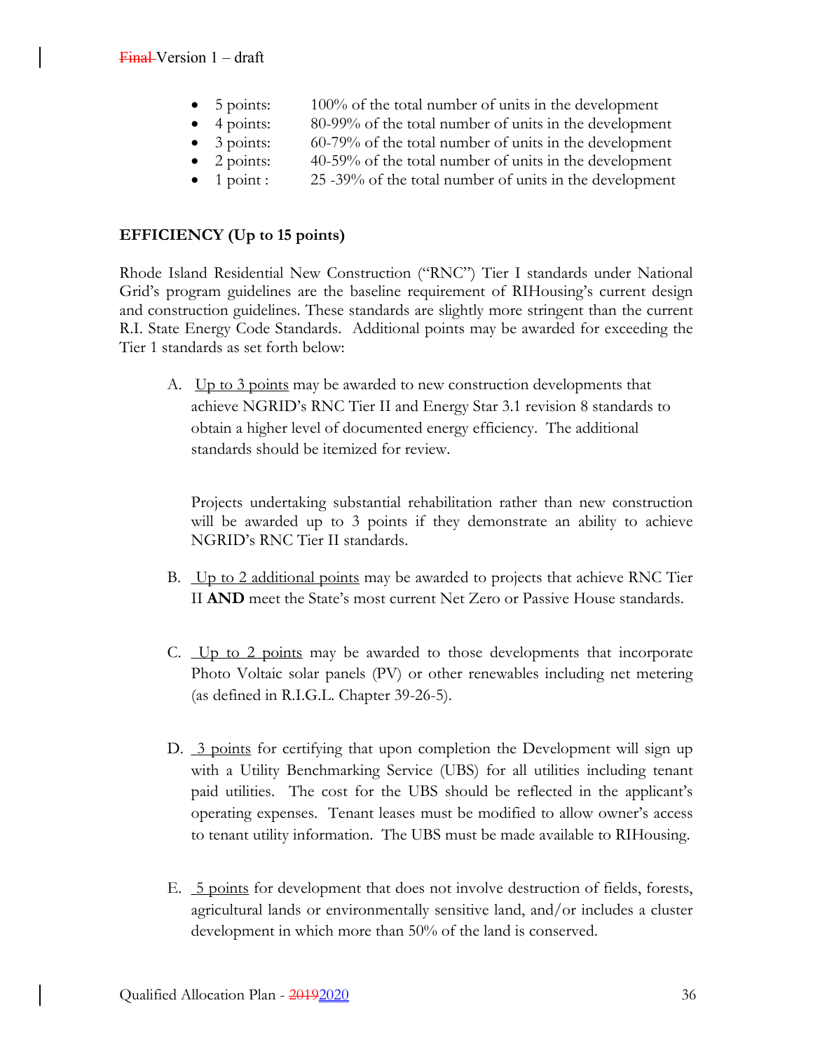- 5 points: 100% of the total number of units in the development
- 4 points: 80-99% of the total number of units in the development
- 3 points: 60-79% of the total number of units in the development
- 2 points: 40-59% of the total number of units in the development
- 1 point : 25 -39% of the total number of units in the development

**EFFICIENCY (Up to 15 points)**

Rhode Island Residential New Construction ("RNC") Tier I standards under National Grid's program guidelines are the baseline requirement of RIHousing's current design and construction guidelines. These standards are slightly more stringent than the current R.I. State Energy Code Standards. Additional points may be awarded for exceeding the Tier 1 standards as set forth below:

A. Up to 3 points may be awarded to new construction developments that achieve NGRID's RNC Tier II and Energy Star 3.1 revision 8 standards to obtain a higher level of documented energy efficiency. The additional standards should be itemized for review.

   Projects undertaking substantial rehabilitation rather than new construction will be awarded up to 3 points if they demonstrate an ability to achieve NGRID's RNC Tier II standards.

B. Up to 2 additional points may be awarded to projects that achieve RNC Tier II **AND** meet the State's most current Net Zero or Passive House standards.

C. Up to 2 points may be awarded to those developments that incorporate Photo Voltaic solar panels (PV) or other renewables including net metering (as defined in R.I.G.L. Chapter 39-26-5).

D. 3 points for certifying that upon completion the Development will sign up with a Utility Benchmarking Service (UBS) for all utilities including tenant paid utilities. The cost for the UBS should be reflected in the applicant's operating expenses. Tenant leases must be modified to allow owner's access to tenant utility information. The UBS must be made available to RIHousing.

E. 5 points for development that does not involve destruction of fields, forests, agricultural lands or environmentally sensitive land, and/or includes a cluster development in which more than 50% of the land is conserved.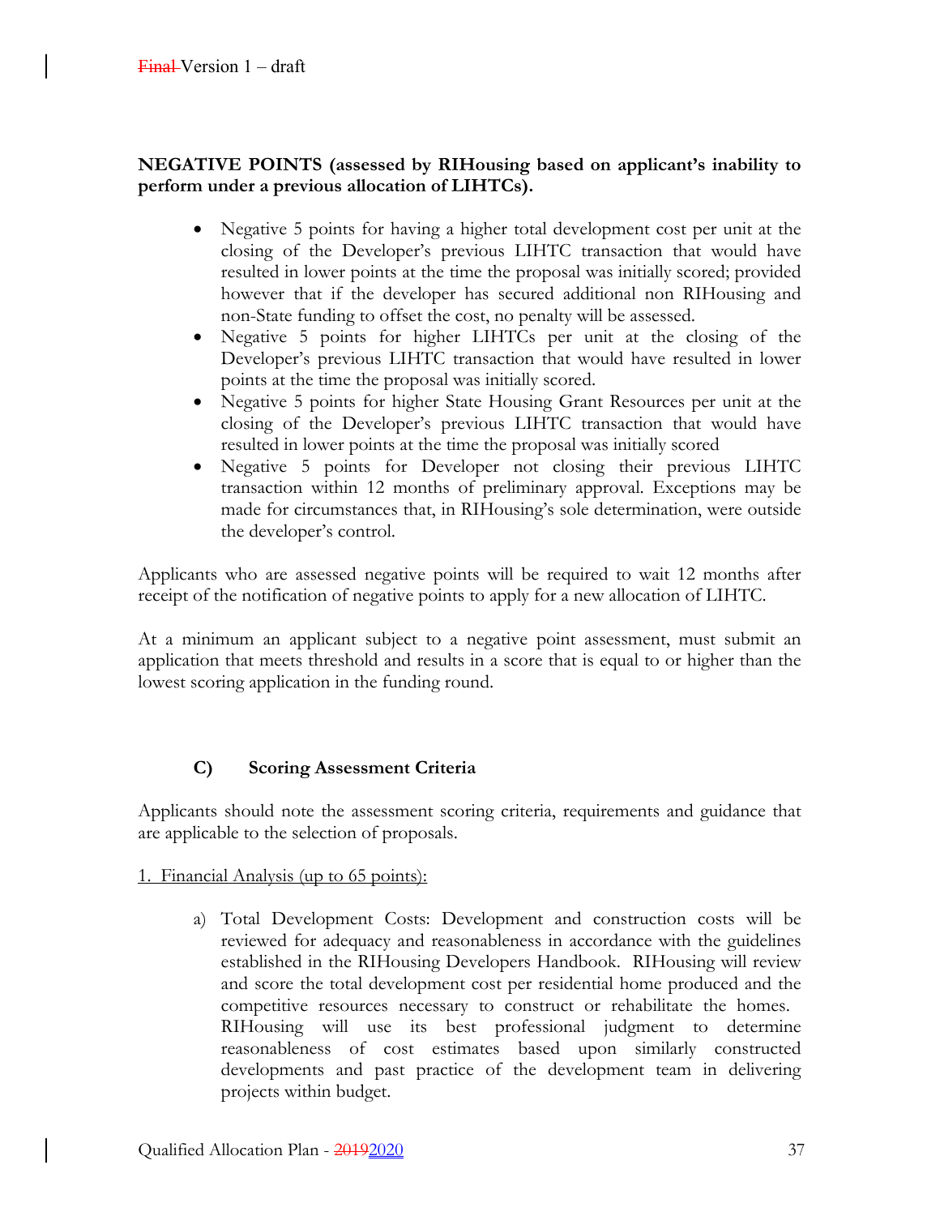**NEGATIVE POINTS (assessed by RIHousing based on applicant's inability to perform under a previous allocation of LIHTCs).**

- Negative 5 points for having a higher total development cost per unit at the closing of the Developer's previous LIHTC transaction that would have resulted in lower points at the time the proposal was initially scored; provided however that if the developer has secured additional non RIHousing and non-State funding to offset the cost, no penalty will be assessed.
- Negative 5 points for higher LIHTCs per unit at the closing of the Developer's previous LIHTC transaction that would have resulted in lower points at the time the proposal was initially scored.
- Negative 5 points for higher State Housing Grant Resources per unit at the closing of the Developer's previous LIHTC transaction that would have resulted in lower points at the time the proposal was initially scored
- Negative 5 points for Developer not closing their previous LIHTC transaction within 12 months of preliminary approval. Exceptions may be made for circumstances that, in RIHousing's sole determination, were outside the developer's control.

Applicants who are assessed negative points will be required to wait 12 months after receipt of the notification of negative points to apply for a new allocation of LIHTC.

At a minimum an applicant subject to a negative point assessment, must submit an application that meets threshold and results in a score that is equal to or higher than the lowest scoring application in the funding round.

### C) Scoring Assessment Criteria

Applicants should note the assessment scoring criteria, requirements and guidance that are applicable to the selection of proposals.

1. Financial Analysis (up to 65 points):

a) Total Development Costs: Development and construction costs will be reviewed for adequacy and reasonableness in accordance with the guidelines established in the RIHousing Developers Handbook. RIHousing will review and score the total development cost per residential home produced and the competitive resources necessary to construct or rehabilitate the homes. RIHousing will use its best professional judgment to determine reasonableness of cost estimates based upon similarly constructed developments and past practice of the development team in delivering projects within budget.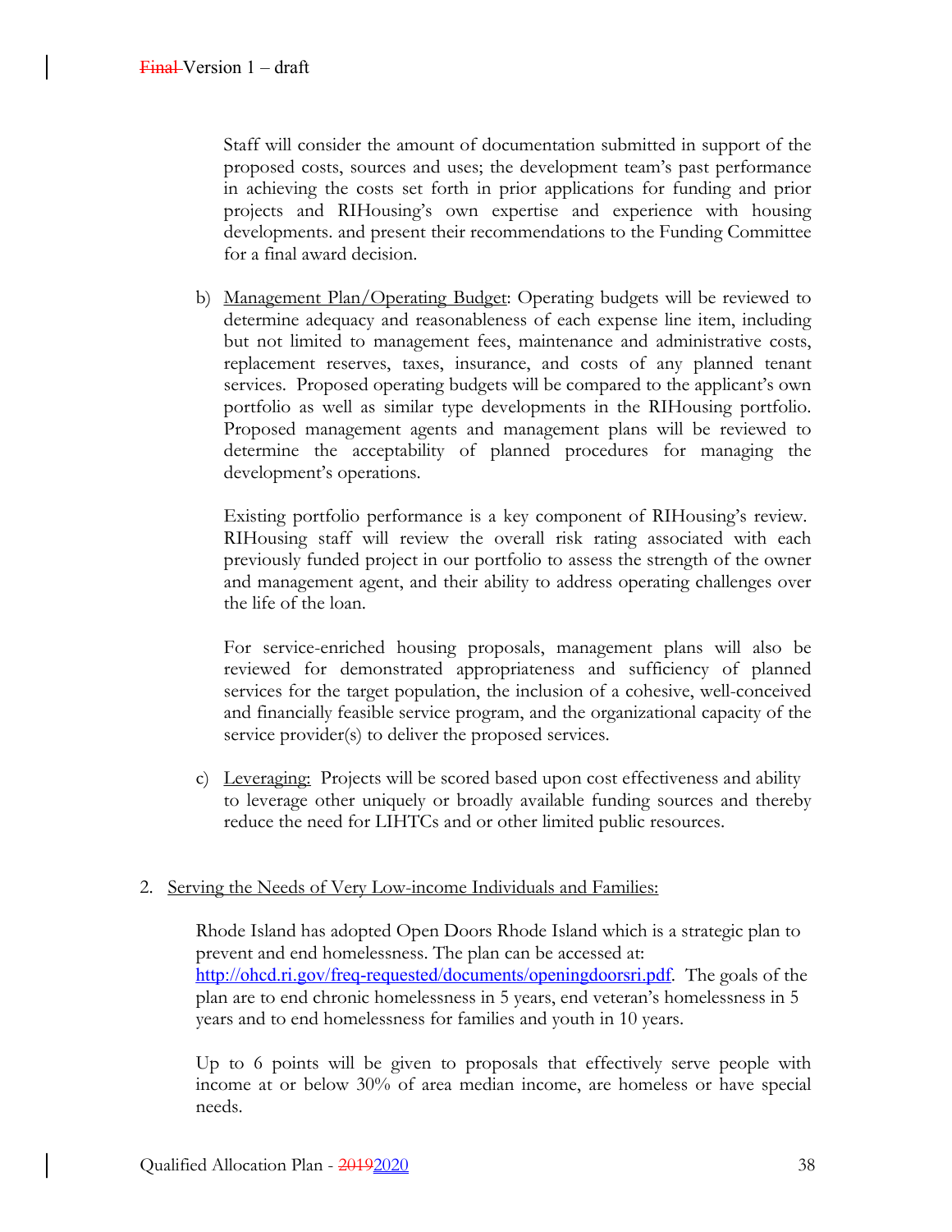Staff will consider the amount of documentation submitted in support of the proposed costs, sources and uses; the development team's past performance in achieving the costs set forth in prior applications for funding and prior projects and RIHousing's own expertise and experience with housing developments. and present their recommendations to the Funding Committee for a final award decision.

b) Management Plan/Operating Budget: Operating budgets will be reviewed to determine adequacy and reasonableness of each expense line item, including but not limited to management fees, maintenance and administrative costs, replacement reserves, taxes, insurance, and costs of any planned tenant services. Proposed operating budgets will be compared to the applicant's own portfolio as well as similar type developments in the RIHousing portfolio. Proposed management agents and management plans will be reviewed to determine the acceptability of planned procedures for managing the development's operations.

   Existing portfolio performance is a key component of RIHousing's review. RIHousing staff will review the overall risk rating associated with each previously funded project in our portfolio to assess the strength of the owner and management agent, and their ability to address operating challenges over the life of the loan.

   For service-enriched housing proposals, management plans will also be reviewed for demonstrated appropriateness and sufficiency of planned services for the target population, the inclusion of a cohesive, well-conceived and financially feasible service program, and the organizational capacity of the service provider(s) to deliver the proposed services.

c) Leveraging: Projects will be scored based upon cost effectiveness and ability to leverage other uniquely or broadly available funding sources and thereby reduce the need for LIHTCs and or other limited public resources.

2. Serving the Needs of Very Low-income Individuals and Families:

   Rhode Island has adopted Open Doors Rhode Island which is a strategic plan to prevent and end homelessness. The plan can be accessed at: http://ohcd.ri.gov/freq-requested/documents/openingdoorsri.pdf. The goals of the plan are to end chronic homelessness in 5 years, end veteran's homelessness in 5 years and to end homelessness for families and youth in 10 years.

   Up to 6 points will be given to proposals that effectively serve people with income at or below 30% of area median income, are homeless or have special needs.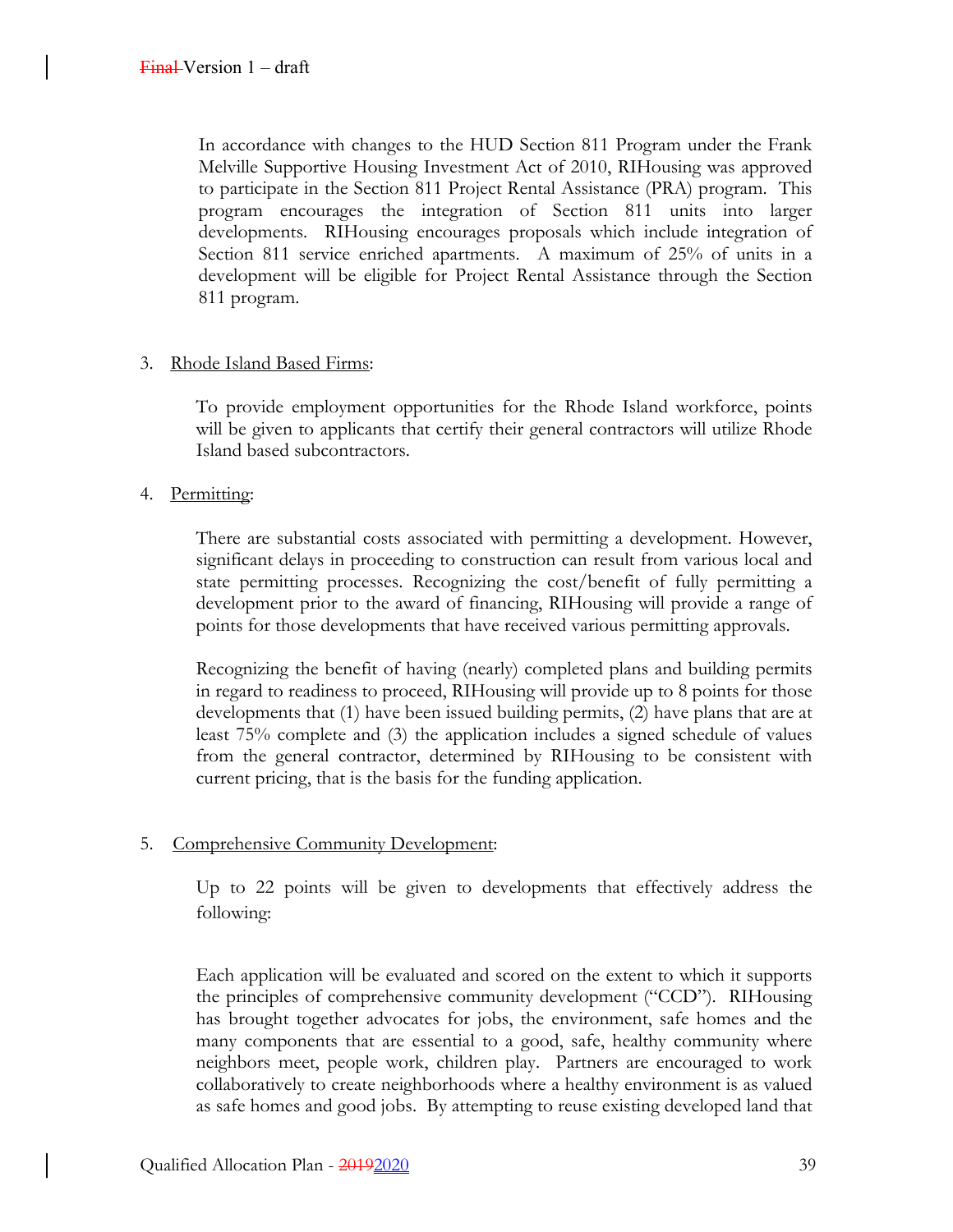In accordance with changes to the HUD Section 811 Program under the Frank Melville Supportive Housing Investment Act of 2010, RIHousing was approved to participate in the Section 811 Project Rental Assistance (PRA) program. This program encourages the integration of Section 811 units into larger developments. RIHousing encourages proposals which include integration of Section 811 service enriched apartments. A maximum of 25% of units in a development will be eligible for Project Rental Assistance through the Section 811 program.

3. Rhode Island Based Firms:

   To provide employment opportunities for the Rhode Island workforce, points will be given to applicants that certify their general contractors will utilize Rhode Island based subcontractors.

4. Permitting:

   There are substantial costs associated with permitting a development. However, significant delays in proceeding to construction can result from various local and state permitting processes. Recognizing the cost/benefit of fully permitting a development prior to the award of financing, RIHousing will provide a range of points for those developments that have received various permitting approvals.

   Recognizing the benefit of having (nearly) completed plans and building permits in regard to readiness to proceed, RIHousing will provide up to 8 points for those developments that (1) have been issued building permits, (2) have plans that are at least 75% complete and (3) the application includes a signed schedule of values from the general contractor, determined by RIHousing to be consistent with current pricing, that is the basis for the funding application.

5. Comprehensive Community Development:

   Up to 22 points will be given to developments that effectively address the following:

   Each application will be evaluated and scored on the extent to which it supports the principles of comprehensive community development ("CCD"). RIHousing has brought together advocates for jobs, the environment, safe homes and the many components that are essential to a good, safe, healthy community where neighbors meet, people work, children play. Partners are encouraged to work collaboratively to create neighborhoods where a healthy environment is as valued as safe homes and good jobs. By attempting to reuse existing developed land that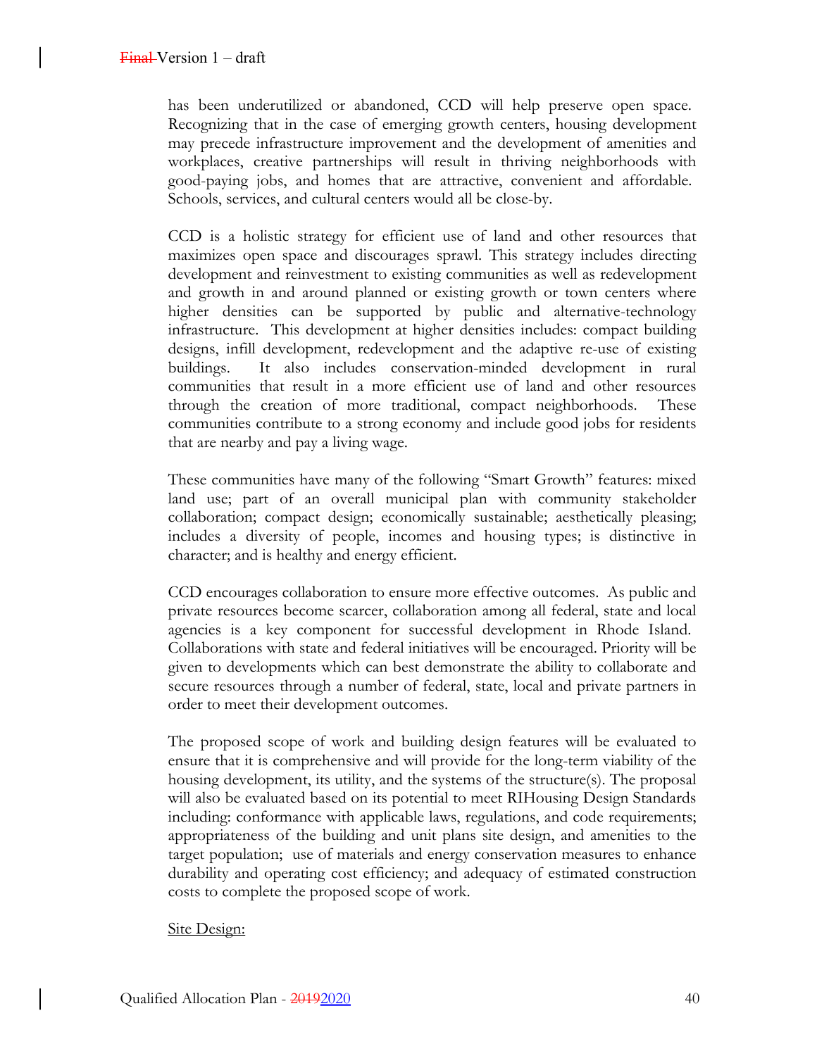has been underutilized or abandoned, CCD will help preserve open space. Recognizing that in the case of emerging growth centers, housing development may precede infrastructure improvement and the development of amenities and workplaces, creative partnerships will result in thriving neighborhoods with good-paying jobs, and homes that are attractive, convenient and affordable. Schools, services, and cultural centers would all be close-by.

CCD is a holistic strategy for efficient use of land and other resources that maximizes open space and discourages sprawl. This strategy includes directing development and reinvestment to existing communities as well as redevelopment and growth in and around planned or existing growth or town centers where higher densities can be supported by public and alternative-technology infrastructure. This development at higher densities includes: compact building designs, infill development, redevelopment and the adaptive re-use of existing buildings. It also includes conservation-minded development in rural communities that result in a more efficient use of land and other resources through the creation of more traditional, compact neighborhoods. These communities contribute to a strong economy and include good jobs for residents that are nearby and pay a living wage.

These communities have many of the following "Smart Growth" features: mixed land use; part of an overall municipal plan with community stakeholder collaboration; compact design; economically sustainable; aesthetically pleasing; includes a diversity of people, incomes and housing types; is distinctive in character; and is healthy and energy efficient.

CCD encourages collaboration to ensure more effective outcomes. As public and private resources become scarcer, collaboration among all federal, state and local agencies is a key component for successful development in Rhode Island. Collaborations with state and federal initiatives will be encouraged. Priority will be given to developments which can best demonstrate the ability to collaborate and secure resources through a number of federal, state, local and private partners in order to meet their development outcomes.

The proposed scope of work and building design features will be evaluated to ensure that it is comprehensive and will provide for the long-term viability of the housing development, its utility, and the systems of the structure(s). The proposal will also be evaluated based on its potential to meet RIHousing Design Standards including: conformance with applicable laws, regulations, and code requirements; appropriateness of the building and unit plans site design, and amenities to the target population; use of materials and energy conservation measures to enhance durability and operating cost efficiency; and adequacy of estimated construction costs to complete the proposed scope of work.

<u>Site Design:</u>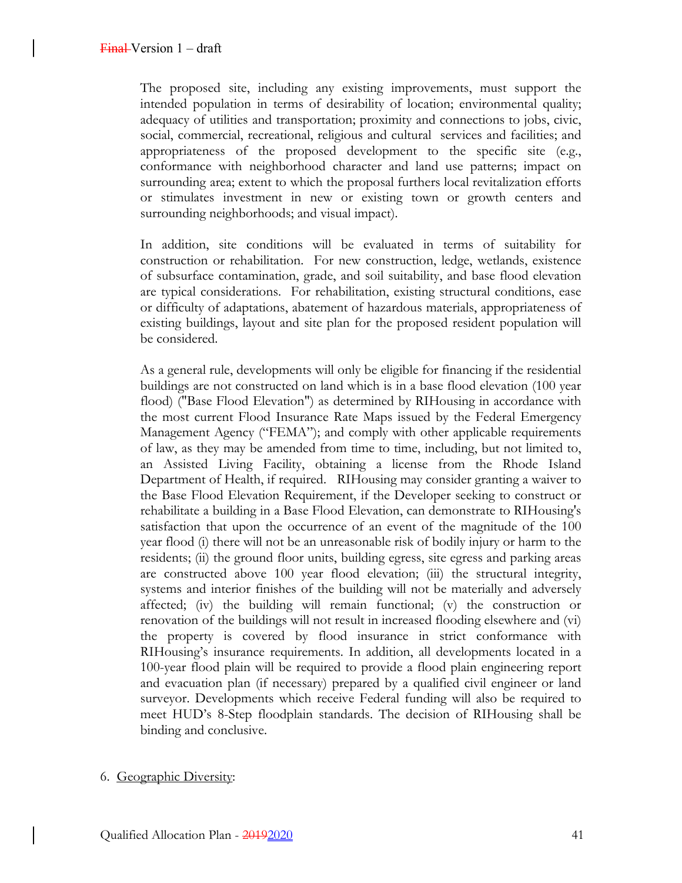The proposed site, including any existing improvements, must support the intended population in terms of desirability of location; environmental quality; adequacy of utilities and transportation; proximity and connections to jobs, civic, social, commercial, recreational, religious and cultural services and facilities; and appropriateness of the proposed development to the specific site (e.g., conformance with neighborhood character and land use patterns; impact on surrounding area; extent to which the proposal furthers local revitalization efforts or stimulates investment in new or existing town or growth centers and surrounding neighborhoods; and visual impact).

In addition, site conditions will be evaluated in terms of suitability for construction or rehabilitation. For new construction, ledge, wetlands, existence of subsurface contamination, grade, and soil suitability, and base flood elevation are typical considerations. For rehabilitation, existing structural conditions, ease or difficulty of adaptations, abatement of hazardous materials, appropriateness of existing buildings, layout and site plan for the proposed resident population will be considered.

As a general rule, developments will only be eligible for financing if the residential buildings are not constructed on land which is in a base flood elevation (100 year flood) ("Base Flood Elevation") as determined by RIHousing in accordance with the most current Flood Insurance Rate Maps issued by the Federal Emergency Management Agency ("FEMA"); and comply with other applicable requirements of law, as they may be amended from time to time, including, but not limited to, an Assisted Living Facility, obtaining a license from the Rhode Island Department of Health, if required. RIHousing may consider granting a waiver to the Base Flood Elevation Requirement, if the Developer seeking to construct or rehabilitate a building in a Base Flood Elevation, can demonstrate to RIHousing's satisfaction that upon the occurrence of an event of the magnitude of the 100 year flood (i) there will not be an unreasonable risk of bodily injury or harm to the residents; (ii) the ground floor units, building egress, site egress and parking areas are constructed above 100 year flood elevation; (iii) the structural integrity, systems and interior finishes of the building will not be materially and adversely affected; (iv) the building will remain functional; (v) the construction or renovation of the buildings will not result in increased flooding elsewhere and (vi) the property is covered by flood insurance in strict conformance with RIHousing's insurance requirements. In addition, all developments located in a 100-year flood plain will be required to provide a flood plain engineering report and evacuation plan (if necessary) prepared by a qualified civil engineer or land surveyor. Developments which receive Federal funding will also be required to meet HUD's 8-Step floodplain standards. The decision of RIHousing shall be binding and conclusive.

6. Geographic Diversity: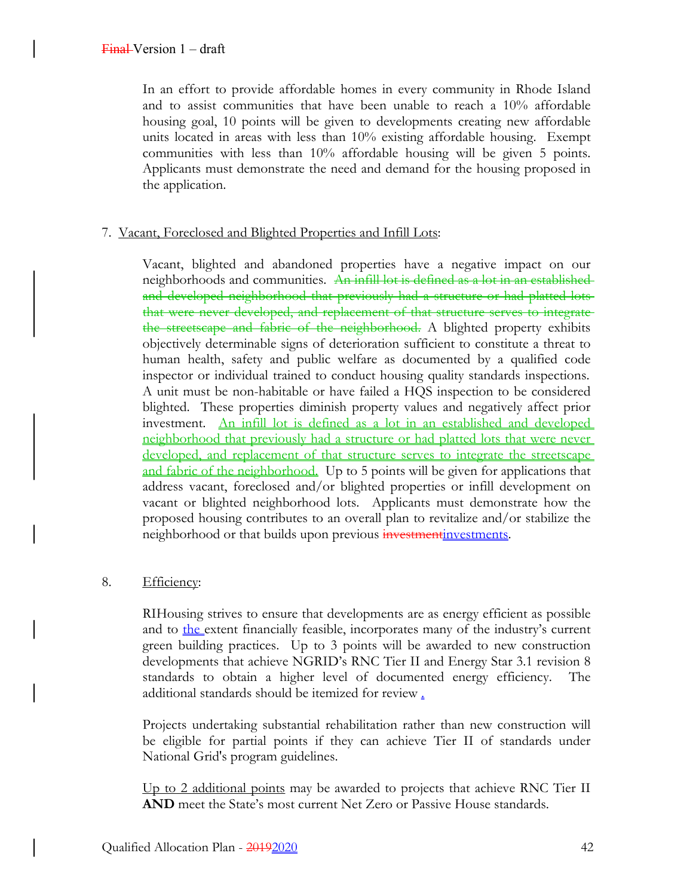In an effort to provide affordable homes in every community in Rhode Island and to assist communities that have been unable to reach a 10% affordable housing goal, 10 points will be given to developments creating new affordable units located in areas with less than 10% existing affordable housing. Exempt communities with less than 10% affordable housing will be given 5 points. Applicants must demonstrate the need and demand for the housing proposed in the application.

7. Vacant, Foreclosed and Blighted Properties and Infill Lots:

Vacant, blighted and abandoned properties have a negative impact on our neighborhoods and communities. ~~An infill lot is defined as a lot in an established and developed neighborhood that previously had a structure or had platted lots that were never developed, and replacement of that structure serves to integrate the streetscape and fabric of the neighborhood.~~ A blighted property exhibits objectively determinable signs of deterioration sufficient to constitute a threat to human health, safety and public welfare as documented by a qualified code inspector or individual trained to conduct housing quality standards inspections. A unit must be non-habitable or have failed a HQS inspection to be considered blighted. These properties diminish property values and negatively affect prior investment. An infill lot is defined as a lot in an established and developed neighborhood that previously had a structure or had platted lots that were never developed, and replacement of that structure serves to integrate the streetscape and fabric of the neighborhood. Up to 5 points will be given for applications that address vacant, foreclosed and/or blighted properties or infill development on vacant or blighted neighborhood lots. Applicants must demonstrate how the proposed housing contributes to an overall plan to revitalize and/or stabilize the neighborhood or that builds upon previous ~~investment~~investments.

8. Efficiency:

RIHousing strives to ensure that developments are as energy efficient as possible and to the extent financially feasible, incorporates many of the industry's current green building practices. Up to 3 points will be awarded to new construction developments that achieve NGRID's RNC Tier II and Energy Star 3.1 revision 8 standards to obtain a higher level of documented energy efficiency. The additional standards should be itemized for review .

Projects undertaking substantial rehabilitation rather than new construction will be eligible for partial points if they can achieve Tier II of standards under National Grid's program guidelines.

Up to 2 additional points may be awarded to projects that achieve RNC Tier II **AND** meet the State's most current Net Zero or Passive House standards.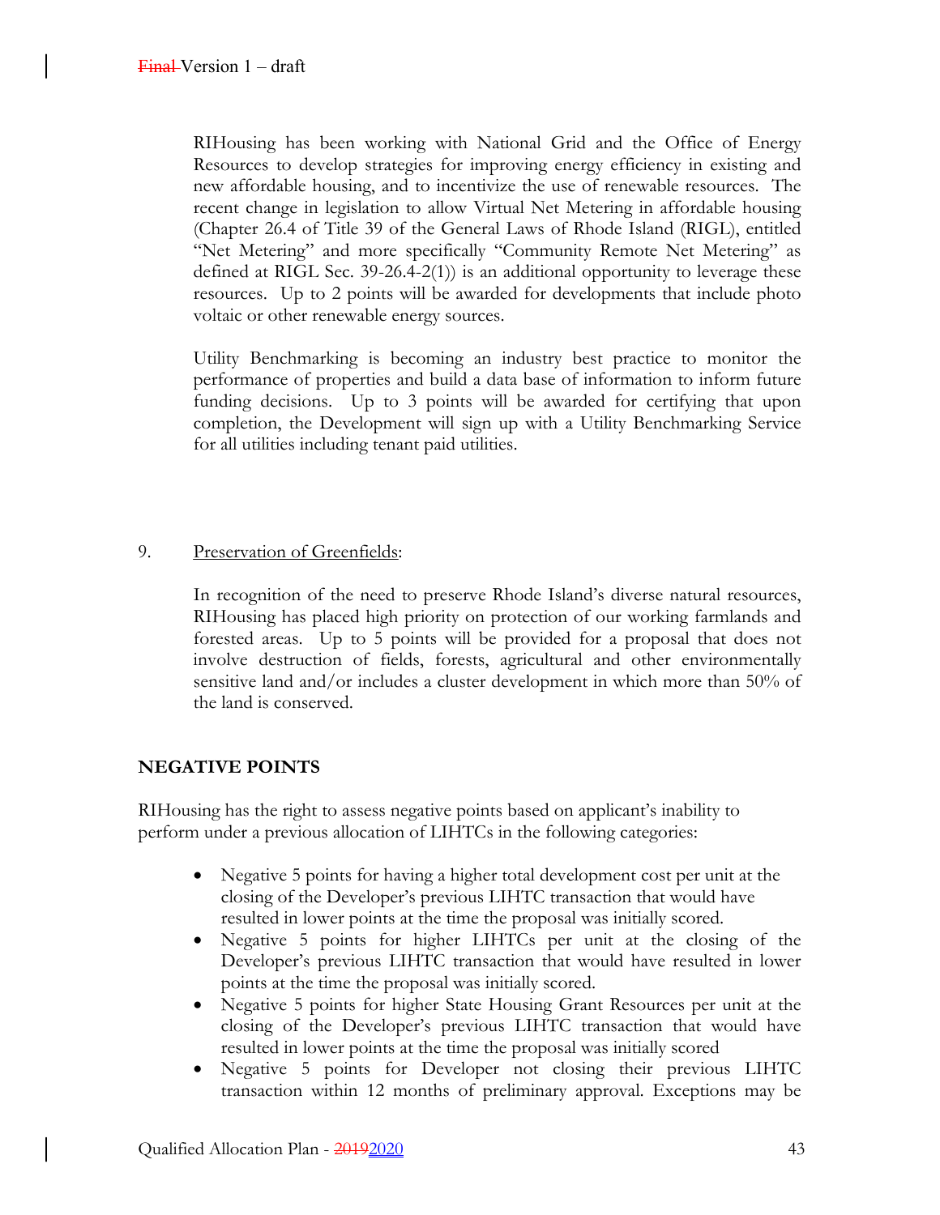RIHousing has been working with National Grid and the Office of Energy Resources to develop strategies for improving energy efficiency in existing and new affordable housing, and to incentivize the use of renewable resources. The recent change in legislation to allow Virtual Net Metering in affordable housing (Chapter 26.4 of Title 39 of the General Laws of Rhode Island (RIGL), entitled "Net Metering" and more specifically "Community Remote Net Metering" as defined at RIGL Sec. 39-26.4-2(1)) is an additional opportunity to leverage these resources. Up to 2 points will be awarded for developments that include photo voltaic or other renewable energy sources.

Utility Benchmarking is becoming an industry best practice to monitor the performance of properties and build a data base of information to inform future funding decisions. Up to 3 points will be awarded for certifying that upon completion, the Development will sign up with a Utility Benchmarking Service for all utilities including tenant paid utilities.

9. Preservation of Greenfields:

In recognition of the need to preserve Rhode Island's diverse natural resources, RIHousing has placed high priority on protection of our working farmlands and forested areas. Up to 5 points will be provided for a proposal that does not involve destruction of fields, forests, agricultural and other environmentally sensitive land and/or includes a cluster development in which more than 50% of the land is conserved.

**NEGATIVE POINTS**

RIHousing has the right to assess negative points based on applicant's inability to perform under a previous allocation of LIHTCs in the following categories:

- Negative 5 points for having a higher total development cost per unit at the closing of the Developer's previous LIHTC transaction that would have resulted in lower points at the time the proposal was initially scored.
- Negative 5 points for higher LIHTCs per unit at the closing of the Developer's previous LIHTC transaction that would have resulted in lower points at the time the proposal was initially scored.
- Negative 5 points for higher State Housing Grant Resources per unit at the closing of the Developer's previous LIHTC transaction that would have resulted in lower points at the time the proposal was initially scored
- Negative 5 points for Developer not closing their previous LIHTC transaction within 12 months of preliminary approval. Exceptions may be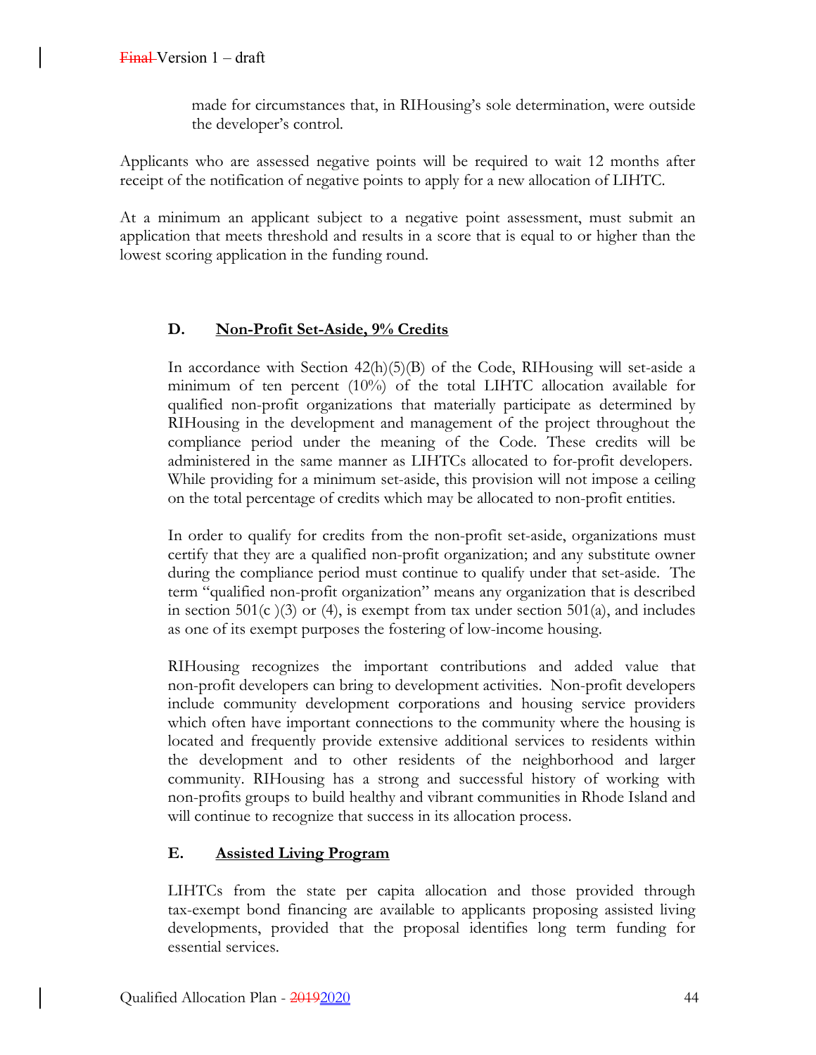made for circumstances that, in RIHousing's sole determination, were outside the developer's control.

Applicants who are assessed negative points will be required to wait 12 months after receipt of the notification of negative points to apply for a new allocation of LIHTC.

At a minimum an applicant subject to a negative point assessment, must submit an application that meets threshold and results in a score that is equal to or higher than the lowest scoring application in the funding round.

### D. Non-Profit Set-Aside, 9% Credits

In accordance with Section 42(h)(5)(B) of the Code, RIHousing will set-aside a minimum of ten percent (10%) of the total LIHTC allocation available for qualified non-profit organizations that materially participate as determined by RIHousing in the development and management of the project throughout the compliance period under the meaning of the Code. These credits will be administered in the same manner as LIHTCs allocated to for-profit developers. While providing for a minimum set-aside, this provision will not impose a ceiling on the total percentage of credits which may be allocated to non-profit entities.

In order to qualify for credits from the non-profit set-aside, organizations must certify that they are a qualified non-profit organization; and any substitute owner during the compliance period must continue to qualify under that set-aside. The term "qualified non-profit organization" means any organization that is described in section 501(c )(3) or (4), is exempt from tax under section 501(a), and includes as one of its exempt purposes the fostering of low-income housing.

RIHousing recognizes the important contributions and added value that non-profit developers can bring to development activities. Non-profit developers include community development corporations and housing service providers which often have important connections to the community where the housing is located and frequently provide extensive additional services to residents within the development and to other residents of the neighborhood and larger community. RIHousing has a strong and successful history of working with non-profits groups to build healthy and vibrant communities in Rhode Island and will continue to recognize that success in its allocation process.

### E. Assisted Living Program

LIHTCs from the state per capita allocation and those provided through tax-exempt bond financing are available to applicants proposing assisted living developments, provided that the proposal identifies long term funding for essential services.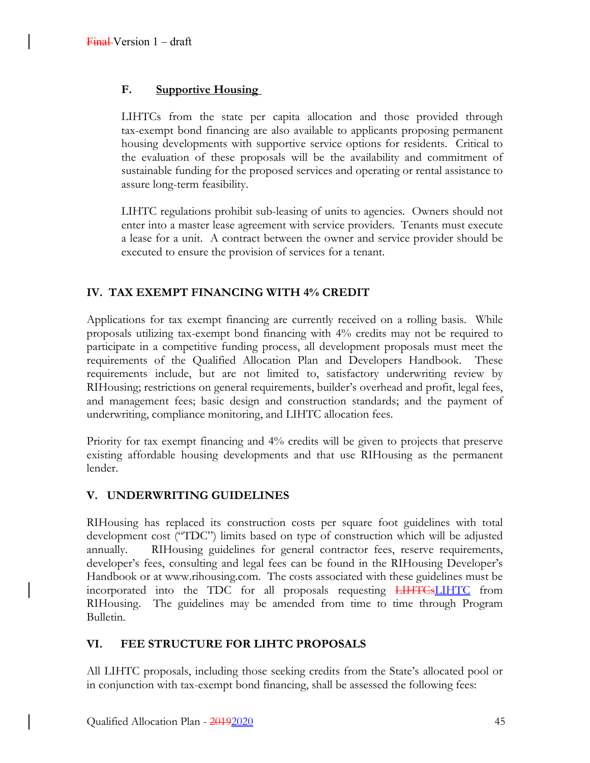### F. Supportive Housing

LIHTCs from the state per capita allocation and those provided through tax-exempt bond financing are also available to applicants proposing permanent housing developments with supportive service options for residents. Critical to the evaluation of these proposals will be the availability and commitment of sustainable funding for the proposed services and operating or rental assistance to assure long-term feasibility.

LIHTC regulations prohibit sub-leasing of units to agencies. Owners should not enter into a master lease agreement with service providers. Tenants must execute a lease for a unit. A contract between the owner and service provider should be executed to ensure the provision of services for a tenant.

## IV. TAX EXEMPT FINANCING WITH 4% CREDIT

Applications for tax exempt financing are currently received on a rolling basis. While proposals utilizing tax-exempt bond financing with 4% credits may not be required to participate in a competitive funding process, all development proposals must meet the requirements of the Qualified Allocation Plan and Developers Handbook. These requirements include, but are not limited to, satisfactory underwriting review by RIHousing; restrictions on general requirements, builder's overhead and profit, legal fees, and management fees; basic design and construction standards; and the payment of underwriting, compliance monitoring, and LIHTC allocation fees.

Priority for tax exempt financing and 4% credits will be given to projects that preserve existing affordable housing developments and that use RIHousing as the permanent lender.

## V. UNDERWRITING GUIDELINES

RIHousing has replaced its construction costs per square foot guidelines with total development cost ("TDC") limits based on type of construction which will be adjusted annually. RIHousing guidelines for general contractor fees, reserve requirements, developer's fees, consulting and legal fees can be found in the RIHousing Developer's Handbook or at www.rihousing.com. The costs associated with these guidelines must be incorporated into the TDC for all proposals requesting ~~LIHTCs~~LIHTC from RIHousing. The guidelines may be amended from time to time through Program Bulletin.

## VI. FEE STRUCTURE FOR LIHTC PROPOSALS

All LIHTC proposals, including those seeking credits from the State's allocated pool or in conjunction with tax-exempt bond financing, shall be assessed the following fees: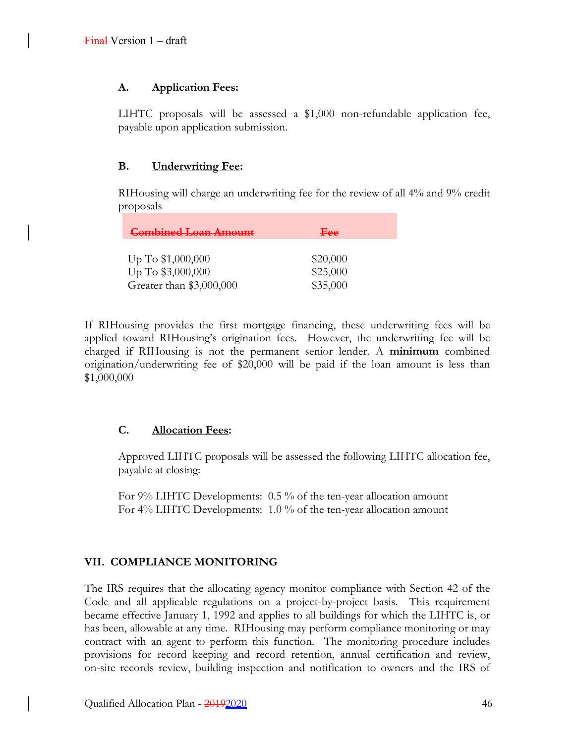### A. Application Fees:

LIHTC proposals will be assessed a $1,000 non-refundable application fee, payable upon application submission.

### B. Underwriting Fee:

RIHousing will charge an underwriting fee for the review of all 4% and 9% credit proposals

| ~~Combined Loan Amount~~ | ~~Fee~~ |
|---|---|
| Up To $1,000,000 | $20,000 |
| Up To $3,000,000 | $25,000 |
| Greater than $3,000,000 | $35,000 |

If RIHousing provides the first mortgage financing, these underwriting fees will be applied toward RIHousing's origination fees. However, the underwriting fee will be charged if RIHousing is not the permanent senior lender. A **minimum** combined origination/underwriting fee of $20,000 will be paid if the loan amount is less than $1,000,000

### C. Allocation Fees:

Approved LIHTC proposals will be assessed the following LIHTC allocation fee, payable at closing:

For 9% LIHTC Developments: 0.5 % of the ten-year allocation amount
For 4% LIHTC Developments: 1.0 % of the ten-year allocation amount

## VII. COMPLIANCE MONITORING

The IRS requires that the allocating agency monitor compliance with Section 42 of the Code and all applicable regulations on a project-by-project basis. This requirement became effective January 1, 1992 and applies to all buildings for which the LIHTC is, or has been, allowable at any time. RIHousing may perform compliance monitoring or may contract with an agent to perform this function. The monitoring procedure includes provisions for record keeping and record retention, annual certification and review, on-site records review, building inspection and notification to owners and the IRS of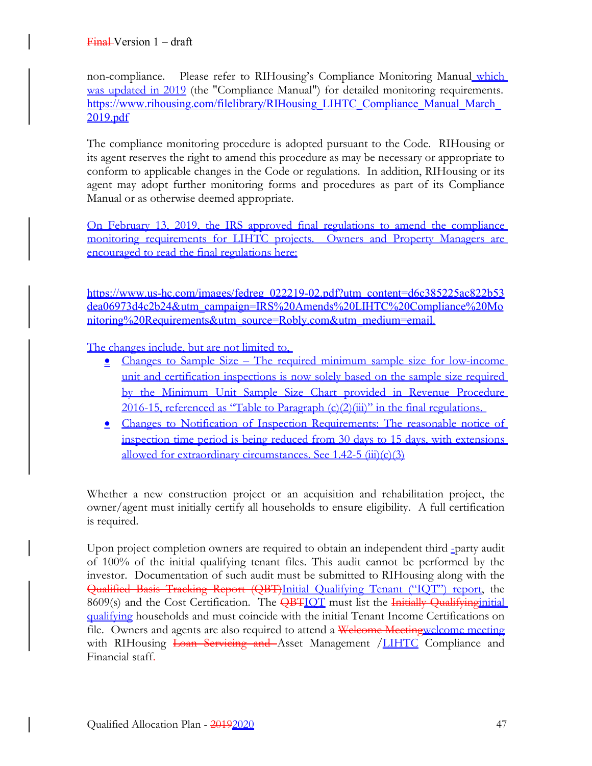non-compliance. Please refer to RIHousing's Compliance Monitoring Manual which was updated in 2019 (the "Compliance Manual") for detailed monitoring requirements. https://www.rihousing.com/filelibrary/RIHousing_LIHTC_Compliance_Manual_March_2019.pdf

The compliance monitoring procedure is adopted pursuant to the Code. RIHousing or its agent reserves the right to amend this procedure as may be necessary or appropriate to conform to applicable changes in the Code or regulations. In addition, RIHousing or its agent may adopt further monitoring forms and procedures as part of its Compliance Manual or as otherwise deemed appropriate.

On February 13, 2019, the IRS approved final regulations to amend the compliance monitoring requirements for LIHTC projects. Owners and Property Managers are encouraged to read the final regulations here:

https://www.us-hc.com/images/fedreg_022219-02.pdf?utm_content=d6c385225ac822b53dea06973d4c2b24&utm_campaign=IRS%20Amends%20LIHTC%20Compliance%20Monitoring%20Requirements&utm_source=Robly.com&utm_medium=email.

The changes include, but are not limited to,

- Changes to Sample Size – The required minimum sample size for low-income unit and certification inspections is now solely based on the sample size required by the Minimum Unit Sample Size Chart provided in Revenue Procedure 2016-15, referenced as "Table to Paragraph (c)(2)(iii)" in the final regulations.
- Changes to Notification of Inspection Requirements: The reasonable notice of inspection time period is being reduced from 30 days to 15 days, with extensions allowed for extraordinary circumstances. See 1.42-5 (iii)(c)(3)

Whether a new construction project or an acquisition and rehabilitation project, the owner/agent must initially certify all households to ensure eligibility. A full certification is required.

Upon project completion owners are required to obtain an independent third -party audit of 100% of the initial qualifying tenant files. This audit cannot be performed by the investor. Documentation of such audit must be submitted to RIHousing along with the ~~Qualified Basis Tracking Report (QBT)~~Initial Qualifying Tenant ("IQT") report, the 8609(s) and the Cost Certification. The ~~QBT~~IQT must list the ~~Initially Qualifying~~initial qualifying households and must coincide with the initial Tenant Income Certifications on file. Owners and agents are also required to attend a ~~Welcome Meeting~~welcome meeting with RIHousing ~~Loan Servicing and~~ Asset Management /LIHTC Compliance and Financial staff.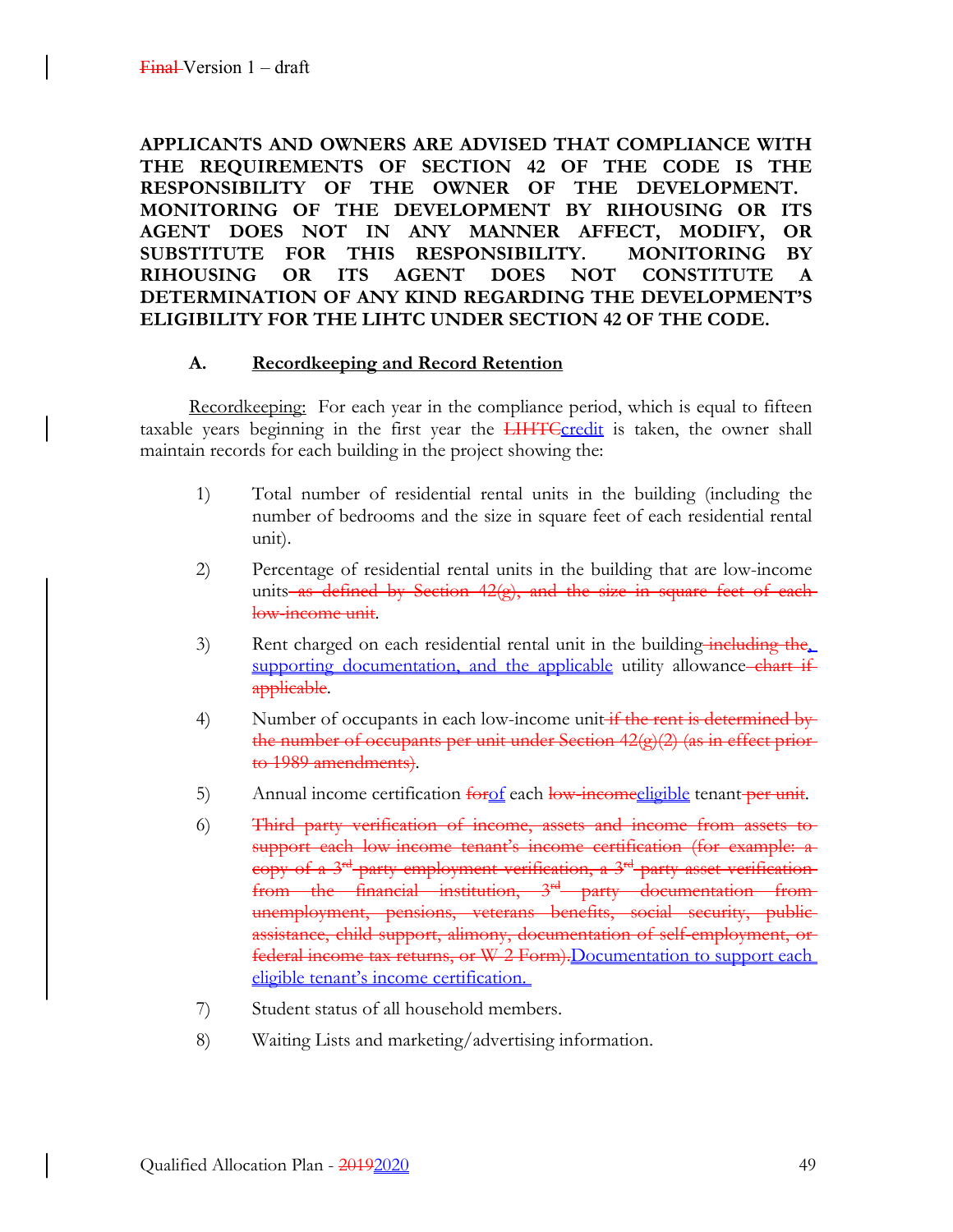**APPLICANTS AND OWNERS ARE ADVISED THAT COMPLIANCE WITH THE REQUIREMENTS OF SECTION 42 OF THE CODE IS THE RESPONSIBILITY OF THE OWNER OF THE DEVELOPMENT. MONITORING OF THE DEVELOPMENT BY RIHOUSING OR ITS AGENT DOES NOT IN ANY MANNER AFFECT, MODIFY, OR SUBSTITUTE FOR THIS RESPONSIBILITY. MONITORING BY RIHOUSING OR ITS AGENT DOES NOT CONSTITUTE A DETERMINATION OF ANY KIND REGARDING THE DEVELOPMENT'S ELIGIBILITY FOR THE LIHTC UNDER SECTION 42 OF THE CODE.**

### A. Recordkeeping and Record Retention

Recordkeeping: For each year in the compliance period, which is equal to fifteen taxable years beginning in the first year the ~~LIHTC~~credit is taken, the owner shall maintain records for each building in the project showing the:

1) Total number of residential rental units in the building (including the number of bedrooms and the size in square feet of each residential rental unit).

2) Percentage of residential rental units in the building that are low-income units~~ as defined by Section 42(g), and the size in square feet of each low-income unit~~.

3) Rent charged on each residential rental unit in the building~~ including the~~, supporting documentation, and the applicable utility allowance~~ chart if applicable~~.

4) Number of occupants in each low-income unit~~ if the rent is determined by the number of occupants per unit under Section 42(g)(2) (as in effect prior to 1989 amendments)~~.

5) Annual income certification ~~for~~of each ~~low-income~~eligible tenant~~ per unit~~.

6) ~~Third party verification of income, assets and income from assets to support each low income tenant's income certification (for example: a copy of a 3rd party employment verification, a 3rd party asset verification from the financial institution, 3rd party documentation from unemployment, pensions, veterans benefits, social security, public assistance, child support, alimony, documentation of self-employment, or federal income tax returns, or W-2 Form).~~Documentation to support each eligible tenant's income certification.

7) Student status of all household members.

8) Waiting Lists and marketing/advertising information.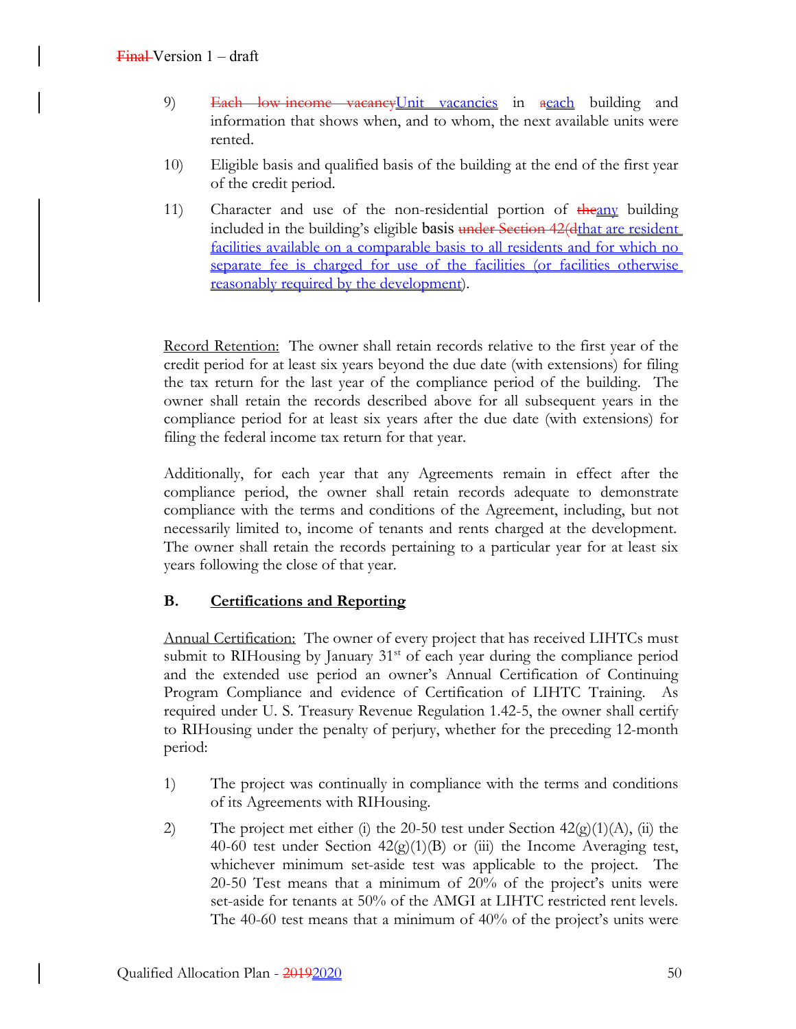9) ~~Each low-income vacancy~~Unit vacancies in ~~a~~each building and information that shows when, and to whom, the next available units were rented.

10) Eligible basis and qualified basis of the building at the end of the first year of the credit period.

11) Character and use of the non-residential portion of ~~the~~any building included in the building's eligible basis ~~under Section 42(d~~that are resident facilities available on a comparable basis to all residents and for which no separate fee is charged for use of the facilities (or facilities otherwise reasonably required by the development).

Record Retention: The owner shall retain records relative to the first year of the credit period for at least six years beyond the due date (with extensions) for filing the tax return for the last year of the compliance period of the building. The owner shall retain the records described above for all subsequent years in the compliance period for at least six years after the due date (with extensions) for filing the federal income tax return for that year.

Additionally, for each year that any Agreements remain in effect after the compliance period, the owner shall retain records adequate to demonstrate compliance with the terms and conditions of the Agreement, including, but not necessarily limited to, income of tenants and rents charged at the development. The owner shall retain the records pertaining to a particular year for at least six years following the close of that year.

## B. Certifications and Reporting

Annual Certification: The owner of every project that has received LIHTCs must submit to RIHousing by January 31st of each year during the compliance period and the extended use period an owner's Annual Certification of Continuing Program Compliance and evidence of Certification of LIHTC Training. As required under U. S. Treasury Revenue Regulation 1.42-5, the owner shall certify to RIHousing under the penalty of perjury, whether for the preceding 12-month period:

1) The project was continually in compliance with the terms and conditions of its Agreements with RIHousing.

2) The project met either (i) the 20-50 test under Section 42(g)(1)(A), (ii) the 40-60 test under Section 42(g)(1)(B) or (iii) the Income Averaging test, whichever minimum set-aside test was applicable to the project. The 20-50 Test means that a minimum of 20% of the project's units were set-aside for tenants at 50% of the AMGI at LIHTC restricted rent levels. The 40-60 test means that a minimum of 40% of the project's units were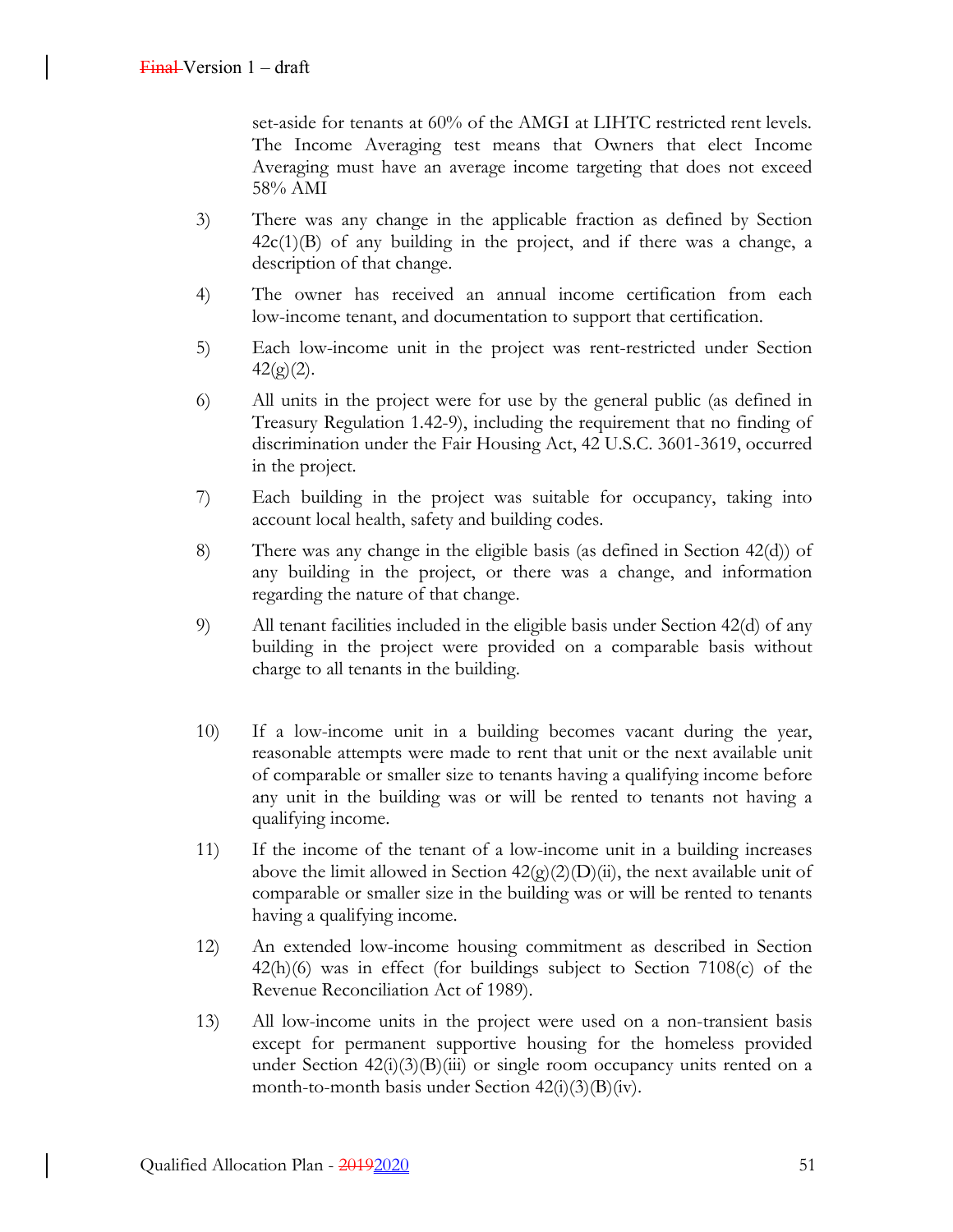set-aside for tenants at 60% of the AMGI at LIHTC restricted rent levels. The Income Averaging test means that Owners that elect Income Averaging must have an average income targeting that does not exceed 58% AMI

3) There was any change in the applicable fraction as defined by Section 42c(1)(B) of any building in the project, and if there was a change, a description of that change.

4) The owner has received an annual income certification from each low-income tenant, and documentation to support that certification.

5) Each low-income unit in the project was rent-restricted under Section 42(g)(2).

6) All units in the project were for use by the general public (as defined in Treasury Regulation 1.42-9), including the requirement that no finding of discrimination under the Fair Housing Act, 42 U.S.C. 3601-3619, occurred in the project.

7) Each building in the project was suitable for occupancy, taking into account local health, safety and building codes.

8) There was any change in the eligible basis (as defined in Section 42(d)) of any building in the project, or there was a change, and information regarding the nature of that change.

9) All tenant facilities included in the eligible basis under Section 42(d) of any building in the project were provided on a comparable basis without charge to all tenants in the building.

10) If a low-income unit in a building becomes vacant during the year, reasonable attempts were made to rent that unit or the next available unit of comparable or smaller size to tenants having a qualifying income before any unit in the building was or will be rented to tenants not having a qualifying income.

11) If the income of the tenant of a low-income unit in a building increases above the limit allowed in Section 42(g)(2)(D)(ii), the next available unit of comparable or smaller size in the building was or will be rented to tenants having a qualifying income.

12) An extended low-income housing commitment as described in Section 42(h)(6) was in effect (for buildings subject to Section 7108(c) of the Revenue Reconciliation Act of 1989).

13) All low-income units in the project were used on a non-transient basis except for permanent supportive housing for the homeless provided under Section 42(i)(3)(B)(iii) or single room occupancy units rented on a month-to-month basis under Section 42(i)(3)(B)(iv).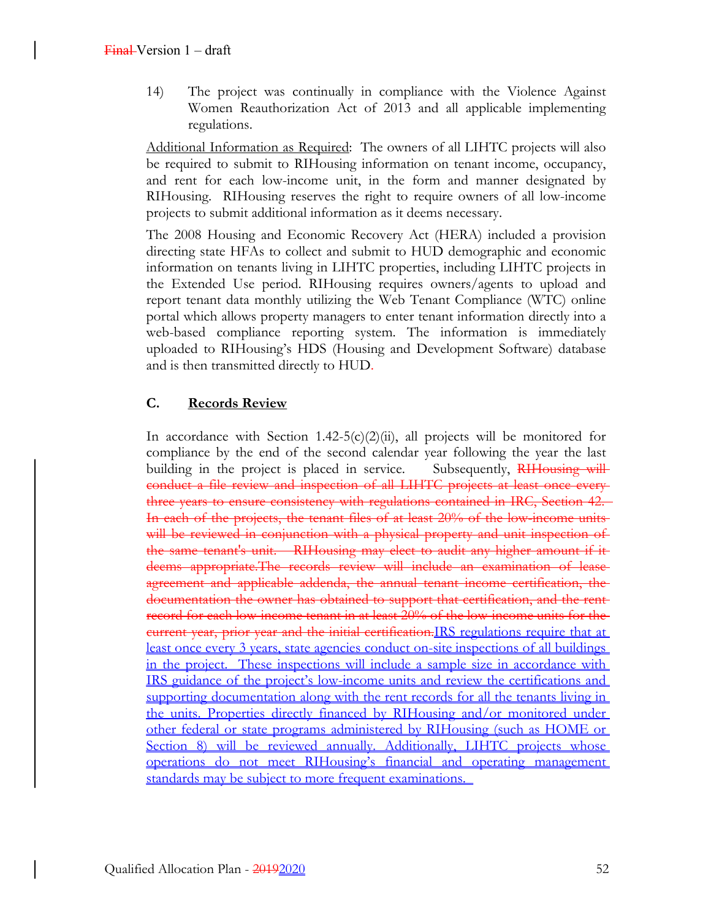14) The project was continually in compliance with the Violence Against Women Reauthorization Act of 2013 and all applicable implementing regulations.

Additional Information as Required: The owners of all LIHTC projects will also be required to submit to RIHousing information on tenant income, occupancy, and rent for each low-income unit, in the form and manner designated by RIHousing. RIHousing reserves the right to require owners of all low-income projects to submit additional information as it deems necessary.

The 2008 Housing and Economic Recovery Act (HERA) included a provision directing state HFAs to collect and submit to HUD demographic and economic information on tenants living in LIHTC properties, including LIHTC projects in the Extended Use period. RIHousing requires owners/agents to upload and report tenant data monthly utilizing the Web Tenant Compliance (WTC) online portal which allows property managers to enter tenant information directly into a web-based compliance reporting system. The information is immediately uploaded to RIHousing's HDS (Housing and Development Software) database and is then transmitted directly to HUD.

## C. Records Review

In accordance with Section 1.42-5(c)(2)(ii), all projects will be monitored for compliance by the end of the second calendar year following the year the last building in the project is placed in service. Subsequently, ~~RIHousing will conduct a file review and inspection of all LIHTC projects at least once every three years to ensure consistency with regulations contained in IRC, Section 42. In each of the projects, the tenant files of at least 20% of the low-income units will be reviewed in conjunction with a physical property and unit inspection of the same tenant's unit. RIHousing may elect to audit any higher amount if it deems appropriate.The records review will include an examination of lease agreement and applicable addenda, the annual tenant income certification, the documentation the owner has obtained to support that certification, and the rent record for each low-income tenant in at least 20% of the low-income units for the current year, prior year and the initial certification.~~IRS regulations require that at least once every 3 years, state agencies conduct on-site inspections of all buildings in the project. These inspections will include a sample size in accordance with IRS guidance of the project's low-income units and review the certifications and supporting documentation along with the rent records for all the tenants living in the units. Properties directly financed by RIHousing and/or monitored under other federal or state programs administered by RIHousing (such as HOME or Section 8) will be reviewed annually. Additionally, LIHTC projects whose operations do not meet RIHousing's financial and operating management standards may be subject to more frequent examinations.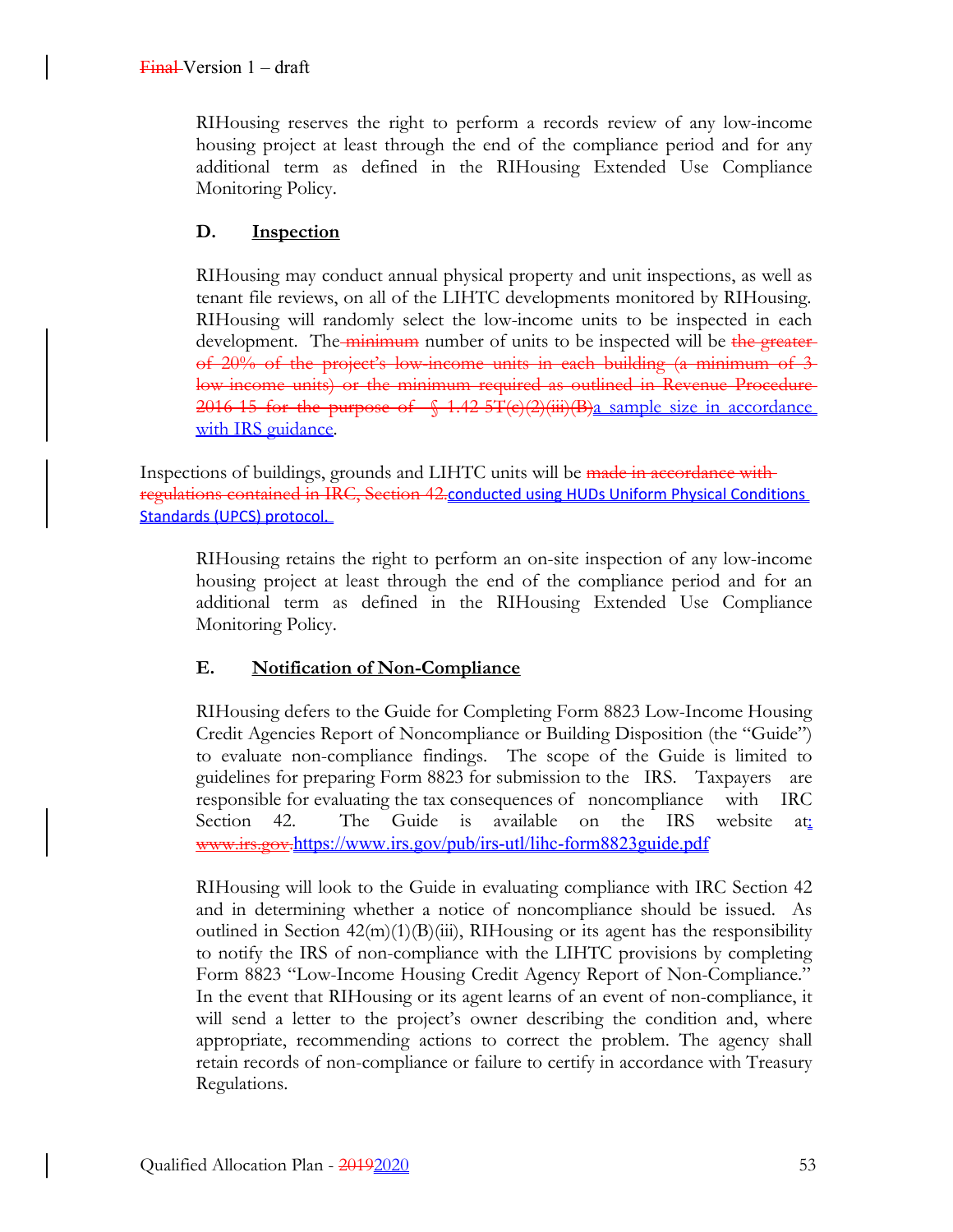RIHousing reserves the right to perform a records review of any low-income housing project at least through the end of the compliance period and for any additional term as defined in the RIHousing Extended Use Compliance Monitoring Policy.

### D. Inspection

RIHousing may conduct annual physical property and unit inspections, as well as tenant file reviews, on all of the LIHTC developments monitored by RIHousing. RIHousing will randomly select the low-income units to be inspected in each development. The ~~minimum~~ number of units to be inspected will be ~~the greater of 20% of the project's low-income units in each building (a minimum of 3 low income units) or the minimum required as outlined in Revenue Procedure 2016-15 for the purpose of § 1.42-5T(c)(2)(iii)(B)~~a sample size in accordance with IRS guidance.

Inspections of buildings, grounds and LIHTC units will be ~~made in accordance with regulations contained in IRC, Section 42.~~conducted using HUDs Uniform Physical Conditions Standards (UPCS) protocol.

RIHousing retains the right to perform an on-site inspection of any low-income housing project at least through the end of the compliance period and for an additional term as defined in the RIHousing Extended Use Compliance Monitoring Policy.

### E. Notification of Non-Compliance

RIHousing defers to the Guide for Completing Form 8823 Low-Income Housing Credit Agencies Report of Noncompliance or Building Disposition (the "Guide") to evaluate non-compliance findings. The scope of the Guide is limited to guidelines for preparing Form 8823 for submission to the IRS. Taxpayers are responsible for evaluating the tax consequences of noncompliance with IRC Section 42. The Guide is available on the IRS website at: ~~www.irs.gov.~~https://www.irs.gov/pub/irs-utl/lihc-form8823guide.pdf

RIHousing will look to the Guide in evaluating compliance with IRC Section 42 and in determining whether a notice of noncompliance should be issued. As outlined in Section 42(m)(1)(B)(iii), RIHousing or its agent has the responsibility to notify the IRS of non-compliance with the LIHTC provisions by completing Form 8823 "Low-Income Housing Credit Agency Report of Non-Compliance." In the event that RIHousing or its agent learns of an event of non-compliance, it will send a letter to the project's owner describing the condition and, where appropriate, recommending actions to correct the problem. The agency shall retain records of non-compliance or failure to certify in accordance with Treasury Regulations.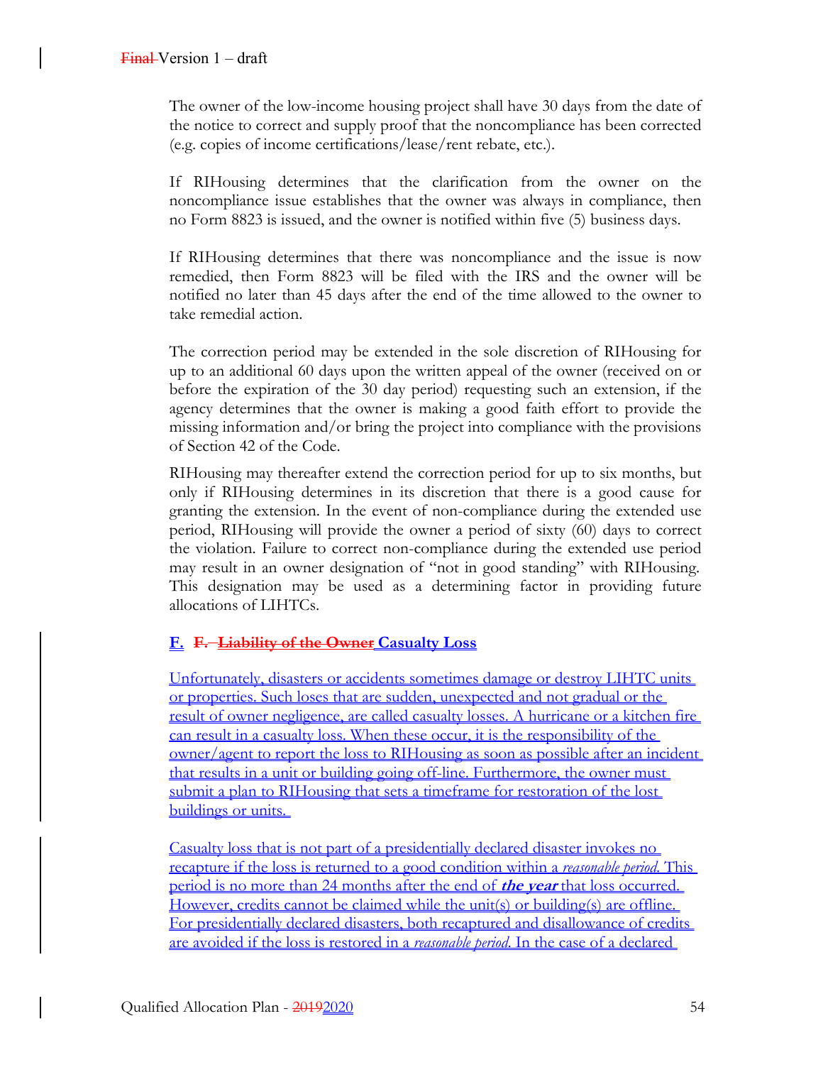The owner of the low-income housing project shall have 30 days from the date of the notice to correct and supply proof that the noncompliance has been corrected (e.g. copies of income certifications/lease/rent rebate, etc.).

If RIHousing determines that the clarification from the owner on the noncompliance issue establishes that the owner was always in compliance, then no Form 8823 is issued, and the owner is notified within five (5) business days.

If RIHousing determines that there was noncompliance and the issue is now remedied, then Form 8823 will be filed with the IRS and the owner will be notified no later than 45 days after the end of the time allowed to the owner to take remedial action.

The correction period may be extended in the sole discretion of RIHousing for up to an additional 60 days upon the written appeal of the owner (received on or before the expiration of the 30 day period) requesting such an extension, if the agency determines that the owner is making a good faith effort to provide the missing information and/or bring the project into compliance with the provisions of Section 42 of the Code.

RIHousing may thereafter extend the correction period for up to six months, but only if RIHousing determines in its discretion that there is a good cause for granting the extension. In the event of non-compliance during the extended use period, RIHousing will provide the owner a period of sixty (60) days to correct the violation. Failure to correct non-compliance during the extended use period may result in an owner designation of "not in good standing" with RIHousing. This designation may be used as a determining factor in providing future allocations of LIHTCs.

### F. ~~F. Liability of the Owner~~ Casualty Loss

Unfortunately, disasters or accidents sometimes damage or destroy LIHTC units or properties. Such loses that are sudden, unexpected and not gradual or the result of owner negligence, are called casualty losses. A hurricane or a kitchen fire can result in a casualty loss. When these occur, it is the responsibility of the owner/agent to report the loss to RIHousing as soon as possible after an incident that results in a unit or building going off-line. Furthermore, the owner must submit a plan to RIHousing that sets a timeframe for restoration of the lost buildings or units.

Casualty loss that is not part of a presidentially declared disaster invokes no recapture if the loss is returned to a good condition within a *reasonable period.* This period is no more than 24 months after the end of ***the year*** that loss occurred. However, credits cannot be claimed while the unit(s) or building(s) are offline. For presidentially declared disasters, both recaptured and disallowance of credits are avoided if the loss is restored in a *reasonable period.* In the case of a declared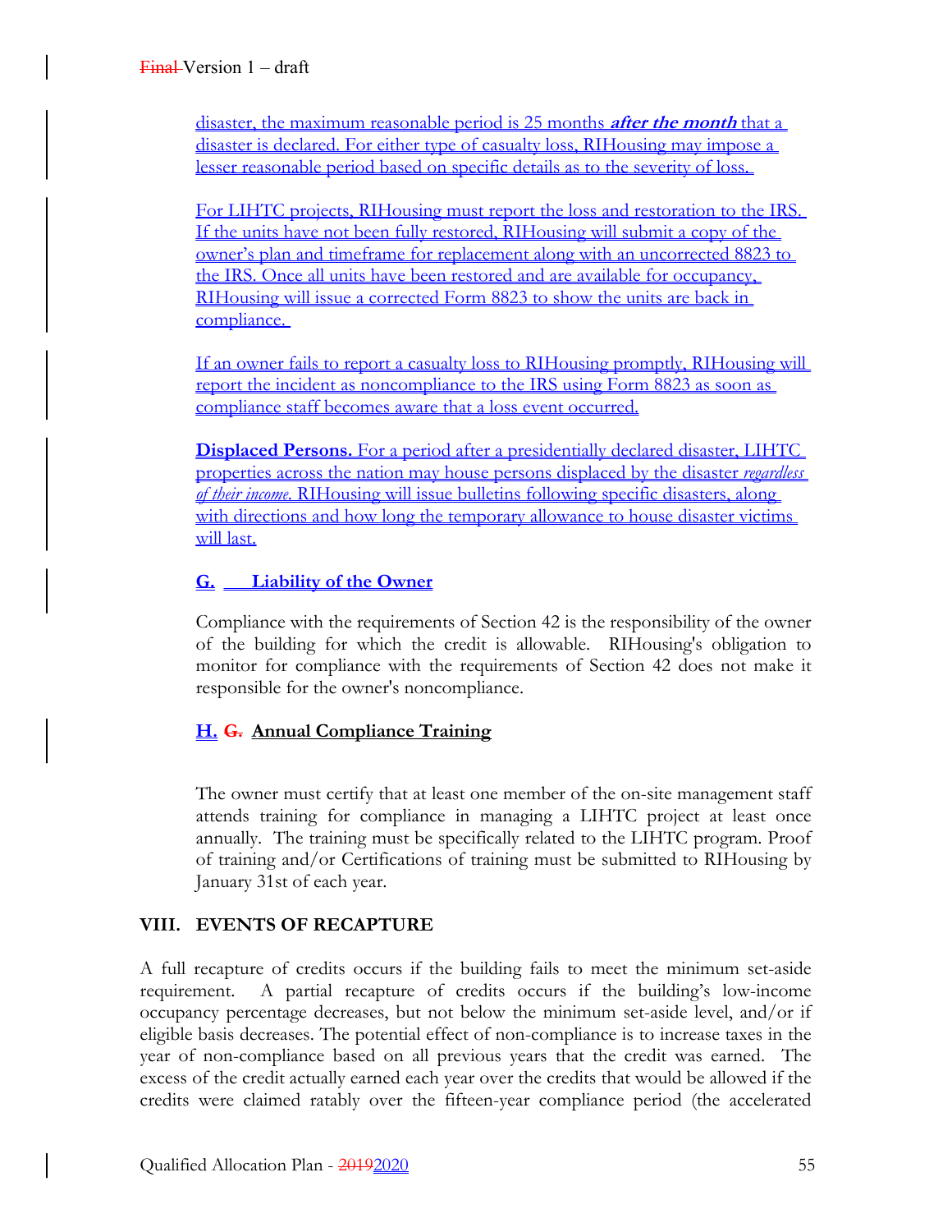disaster, the maximum reasonable period is 25 months ***after the month*** that a disaster is declared. For either type of casualty loss, RIHousing may impose a lesser reasonable period based on specific details as to the severity of loss.

For LIHTC projects, RIHousing must report the loss and restoration to the IRS. If the units have not been fully restored, RIHousing will submit a copy of the owner's plan and timeframe for replacement along with an uncorrected 8823 to the IRS. Once all units have been restored and are available for occupancy, RIHousing will issue a corrected Form 8823 to show the units are back in compliance.

If an owner fails to report a casualty loss to RIHousing promptly, RIHousing will report the incident as noncompliance to the IRS using Form 8823 as soon as compliance staff becomes aware that a loss event occurred.

**Displaced Persons.** For a period after a presidentially declared disaster, LIHTC properties across the nation may house persons displaced by the disaster *regardless of their income*. RIHousing will issue bulletins following specific disasters, along with directions and how long the temporary allowance to house disaster victims will last.

### G. Liability of the Owner

Compliance with the requirements of Section 42 is the responsibility of the owner of the building for which the credit is allowable. RIHousing's obligation to monitor for compliance with the requirements of Section 42 does not make it responsible for the owner's noncompliance.

### H. ~~G.~~ Annual Compliance Training

The owner must certify that at least one member of the on-site management staff attends training for compliance in managing a LIHTC project at least once annually. The training must be specifically related to the LIHTC program. Proof of training and/or Certifications of training must be submitted to RIHousing by January 31st of each year.

## VIII. EVENTS OF RECAPTURE

A full recapture of credits occurs if the building fails to meet the minimum set-aside requirement. A partial recapture of credits occurs if the building's low-income occupancy percentage decreases, but not below the minimum set-aside level, and/or if eligible basis decreases. The potential effect of non-compliance is to increase taxes in the year of non-compliance based on all previous years that the credit was earned. The excess of the credit actually earned each year over the credits that would be allowed if the credits were claimed ratably over the fifteen-year compliance period (the accelerated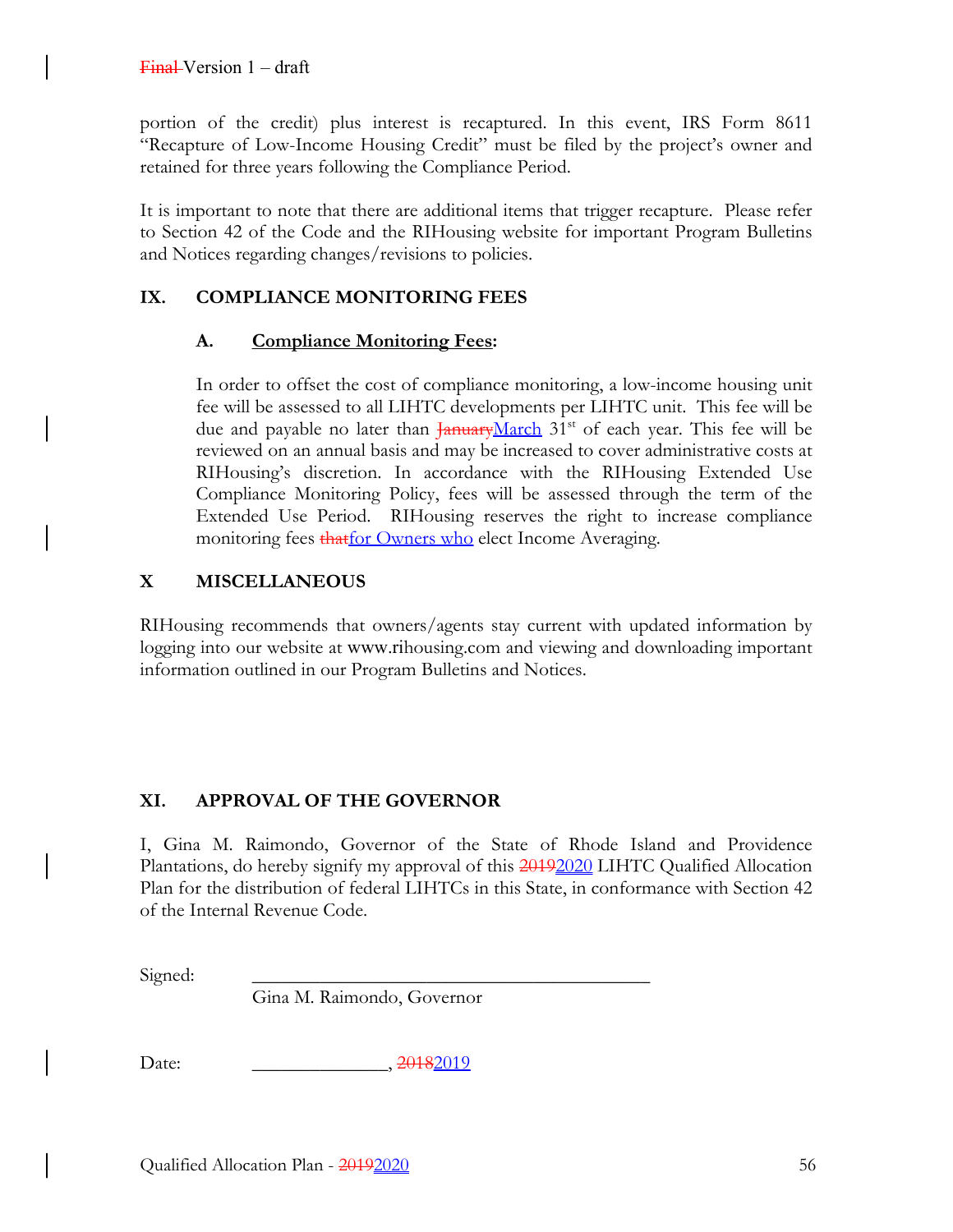portion of the credit) plus interest is recaptured. In this event, IRS Form 8611 "Recapture of Low-Income Housing Credit" must be filed by the project's owner and retained for three years following the Compliance Period.

It is important to note that there are additional items that trigger recapture. Please refer to Section 42 of the Code and the RIHousing website for important Program Bulletins and Notices regarding changes/revisions to policies.

## IX. COMPLIANCE MONITORING FEES

### A. Compliance Monitoring Fees:

In order to offset the cost of compliance monitoring, a low-income housing unit fee will be assessed to all LIHTC developments per LIHTC unit. This fee will be due and payable no later than ~~January~~March 31st of each year. This fee will be reviewed on an annual basis and may be increased to cover administrative costs at RIHousing's discretion. In accordance with the RIHousing Extended Use Compliance Monitoring Policy, fees will be assessed through the term of the Extended Use Period. RIHousing reserves the right to increase compliance monitoring fees ~~that~~for Owners who elect Income Averaging.

## X MISCELLANEOUS

RIHousing recommends that owners/agents stay current with updated information by logging into our website at www.rihousing.com and viewing and downloading important information outlined in our Program Bulletins and Notices.

## XI. APPROVAL OF THE GOVERNOR

I, Gina M. Raimondo, Governor of the State of Rhode Island and Providence Plantations, do hereby signify my approval of this ~~2019~~2020 LIHTC Qualified Allocation Plan for the distribution of federal LIHTCs in this State, in conformance with Section 42 of the Internal Revenue Code.

Signed: ___________________________________________
Gina M. Raimondo, Governor

Date: ______________, ~~2018~~2019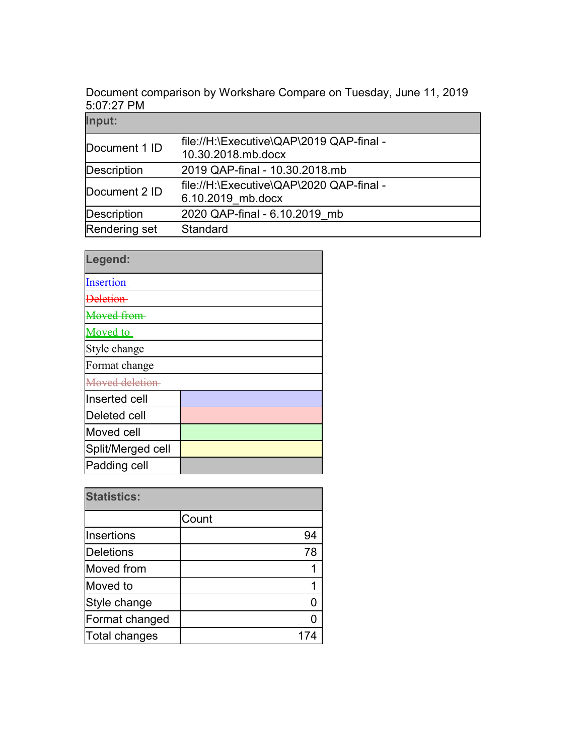Document comparison by Workshare Compare on Tuesday, June 11, 2019 5:07:27 PM

| Input: | |
|---|---|
| Document 1 ID | file://H:\Executive\QAP\2019 QAP-final - 10.30.2018.mb.docx |
| Description | 2019 QAP-final - 10.30.2018.mb |
| Document 2 ID | file://H:\Executive\QAP\2020 QAP-final - 6.10.2019_mb.docx |
| Description | 2020 QAP-final - 6.10.2019_mb |
| Rendering set | Standard |

| Legend: | |
|---|---|
| Insertion | |
| ~~Deletion~~ | |
| ~~Moved from~~ | |
| Moved to | |
| Style change | |
| Format change | |
| ~~Moved deletion~~ | |
| Inserted cell | |
| Deleted cell | |
| Moved cell | |
| Split/Merged cell | |
| Padding cell | |

| Statistics: | |
|---|---|
| | Count |
| Insertions | 94 |
| Deletions | 78 |
| Moved from | 1 |
| Moved to | 1 |
| Style change | 0 |
| Format changed | 0 |
| Total changes | 174 |